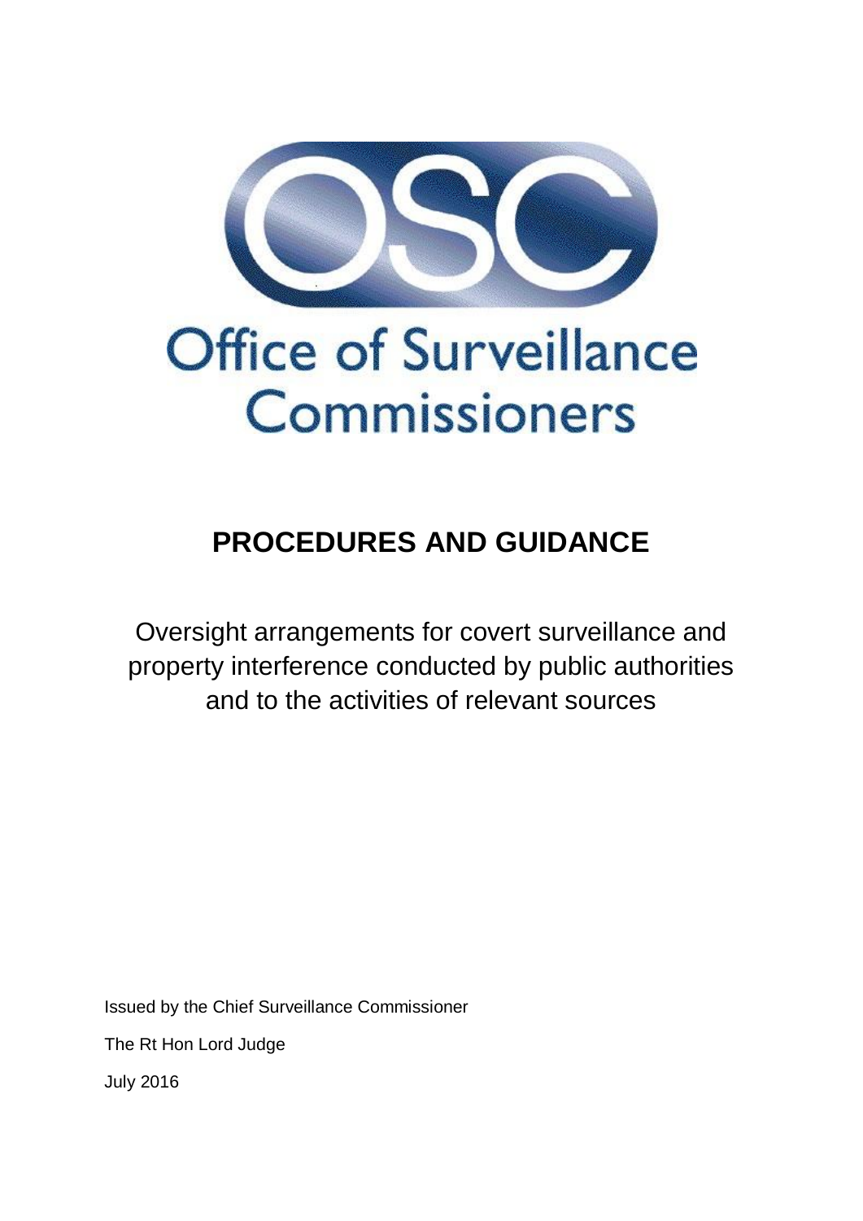Office of Surveillance Commissioners

# PROCEDURES AND GUIDANCE

Oversight arrangements for covert surveillance and property interference conducted by public authorities and to the activities of relevant sources

Issued by the Chief Surveillance Commissioner

The Rt Hon Lord Judge

July 2016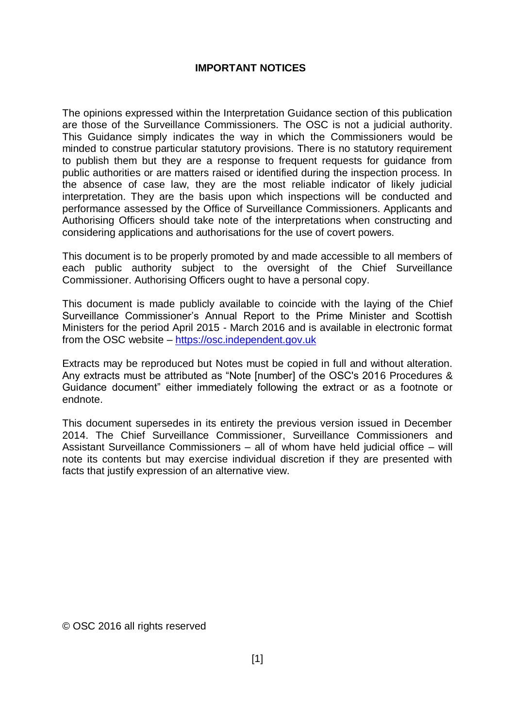## IMPORTANT NOTICES

The opinions expressed within the Interpretation Guidance section of this publication are those of the Surveillance Commissioners. The OSC is not a judicial authority. This Guidance simply indicates the way in which the Commissioners would be minded to construe particular statutory provisions. There is no statutory requirement to publish them but they are a response to frequent requests for guidance from public authorities or are matters raised or identified during the inspection process. In the absence of case law, they are the most reliable indicator of likely judicial interpretation. They are the basis upon which inspections will be conducted and performance assessed by the Office of Surveillance Commissioners. Applicants and Authorising Officers should take note of the interpretations when constructing and considering applications and authorisations for the use of covert powers.

This document is to be properly promoted by and made accessible to all members of each public authority subject to the oversight of the Chief Surveillance Commissioner. Authorising Officers ought to have a personal copy.

This document is made publicly available to coincide with the laying of the Chief Surveillance Commissioner's Annual Report to the Prime Minister and Scottish Ministers for the period April 2015 - March 2016 and is available in electronic format from the OSC website – https://osc.independent.gov.uk

Extracts may be reproduced but Notes must be copied in full and without alteration. Any extracts must be attributed as "Note [number] of the OSC's 2016 Procedures & Guidance document" either immediately following the extract or as a footnote or endnote.

This document supersedes in its entirety the previous version issued in December 2014. The Chief Surveillance Commissioner, Surveillance Commissioners and Assistant Surveillance Commissioners – all of whom have held judicial office – will note its contents but may exercise individual discretion if they are presented with facts that justify expression of an alternative view.

© OSC 2016 all rights reserved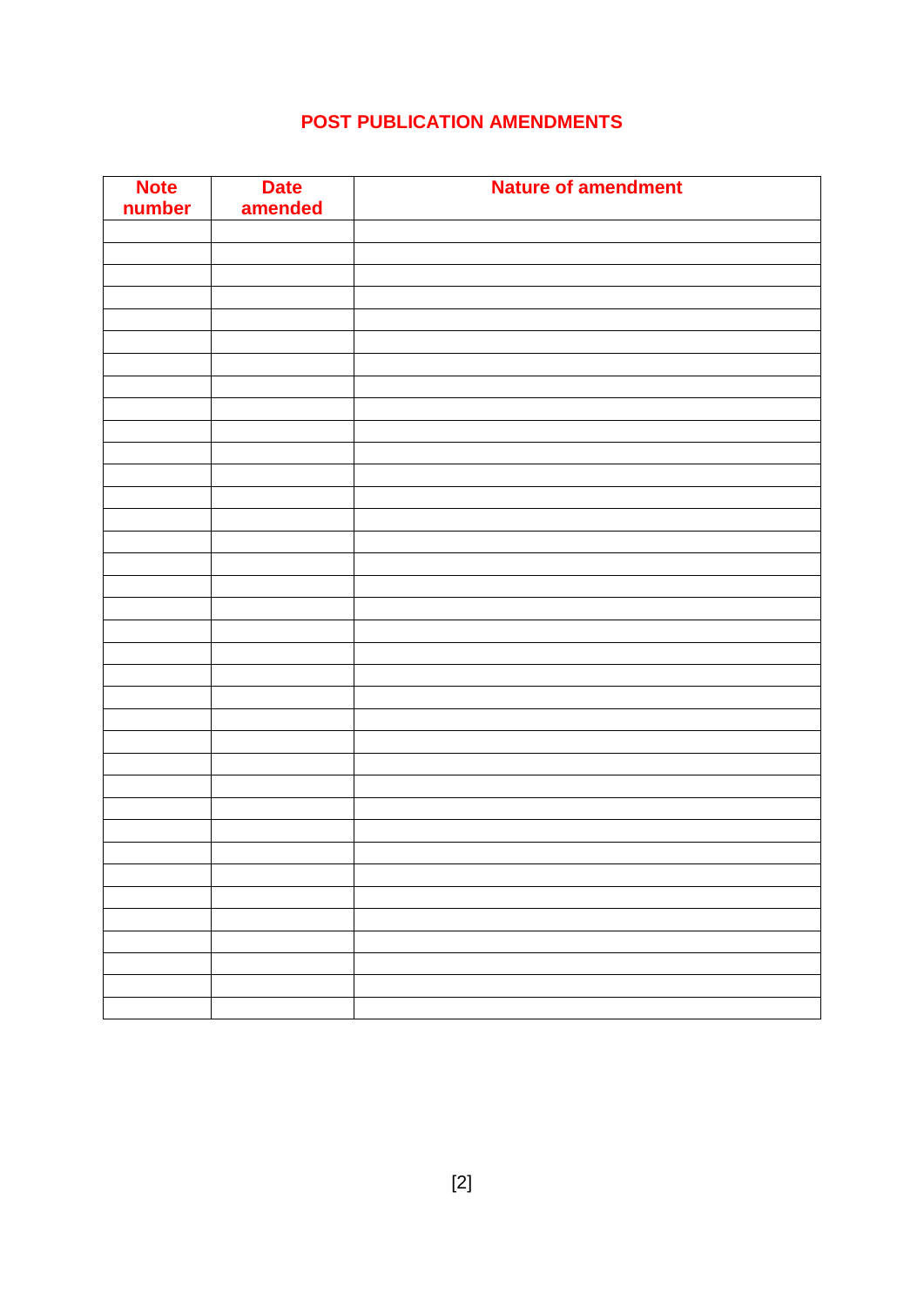# POST PUBLICATION AMENDMENTS

| Note number | Date amended | Nature of amendment |
|---|---|---|
| | | |
| | | |
| | | |
| | | |
| | | |
| | | |
| | | |
| | | |
| | | |
| | | |
| | | |
| | | |
| | | |
| | | |
| | | |
| | | |
| | | |
| | | |
| | | |
| | | |
| | | |
| | | |
| | | |
| | | |
| | | |
| | | |
| | | |
| | | |
| | | |
| | | |
| | | |
| | | |
| | | |
| | | |
| | | |
| | | |
| | | |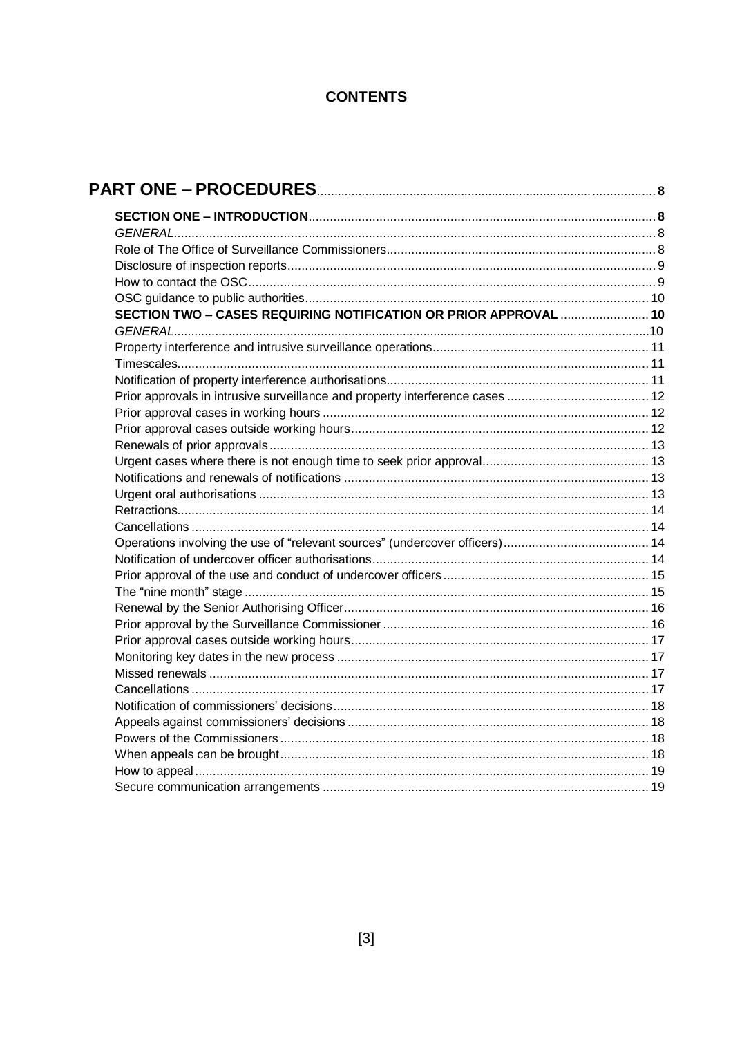# CONTENTS

**PART ONE – PROCEDURES** ... 8

**SECTION ONE – INTRODUCTION** ... 8

*GENERAL* ... 8

Role of The Office of Surveillance Commissioners ... 8

Disclosure of inspection reports ... 9

How to contact the OSC ... 9

OSC guidance to public authorities ... 10

**SECTION TWO – CASES REQUIRING NOTIFICATION OR PRIOR APPROVAL** ... 10

*GENERAL* ... 10

Property interference and intrusive surveillance operations ... 11

Timescales ... 11

Notification of property interference authorisations ... 11

Prior approvals in intrusive surveillance and property interference cases ... 12

Prior approval cases in working hours ... 12

Prior approval cases outside working hours ... 12

Renewals of prior approvals ... 13

Urgent cases where there is not enough time to seek prior approval ... 13

Notifications and renewals of notifications ... 13

Urgent oral authorisations ... 13

Retractions ... 14

Cancellations ... 14

Operations involving the use of "relevant sources" (undercover officers) ... 14

Notification of undercover officer authorisations ... 14

Prior approval of the use and conduct of undercover officers ... 15

The "nine month" stage ... 15

Renewal by the Senior Authorising Officer ... 16

Prior approval by the Surveillance Commissioner ... 16

Prior approval cases outside working hours ... 17

Monitoring key dates in the new process ... 17

Missed renewals ... 17

Cancellations ... 17

Notification of commissioners' decisions ... 18

Appeals against commissioners' decisions ... 18

Powers of the Commissioners ... 18

When appeals can be brought ... 18

How to appeal ... 19

Secure communication arrangements ... 19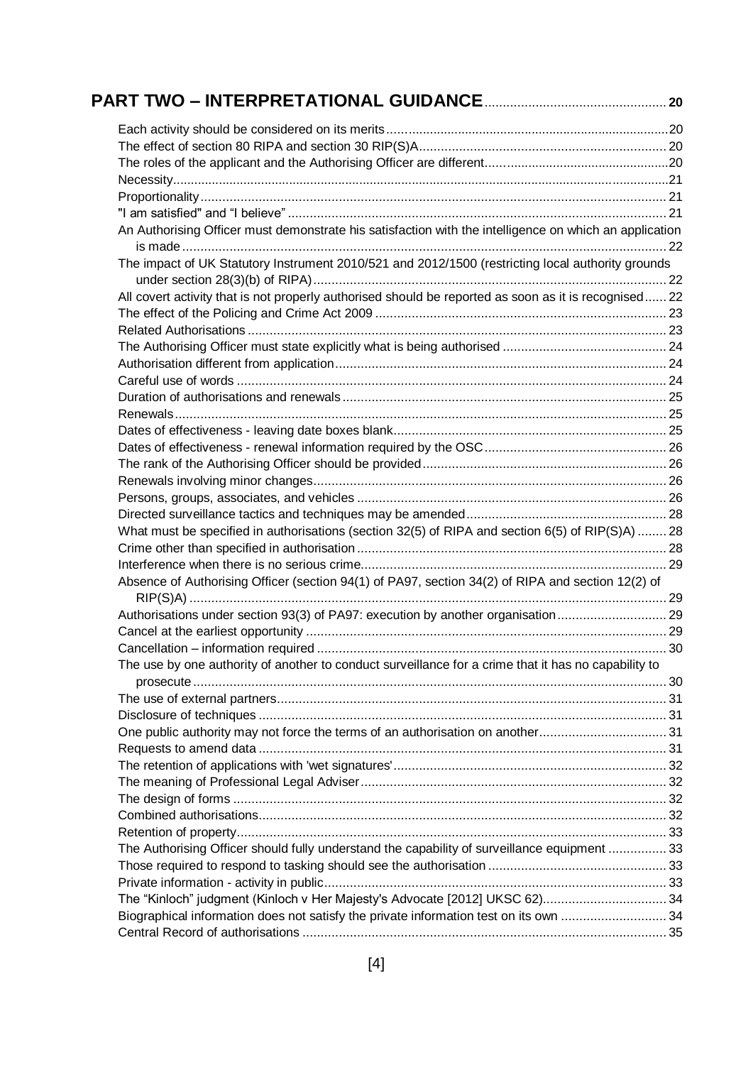## PART TWO – INTERPRETATIONAL GUIDANCE .................................................. 20

Each activity should be considered on its merits .......................................................... 20
The effect of section 80 RIPA and section 30 RIP(S)A .................................................. 20
The roles of the applicant and the Authorising Officer are different .................................... 20
Necessity .................................................................................................................. 21
Proportionality ............................................................................................................ 21
"I am satisfied" and "I believe" ...................................................................................... 21
An Authorising Officer must demonstrate his satisfaction with the intelligence on which an application is made ...................................................................................................................... 22
The impact of UK Statutory Instrument 2010/521 and 2012/1500 (restricting local authority grounds under section 28(3)(b) of RIPA) ............................................................................................. 22
All covert activity that is not properly authorised should be reported as soon as it is recognised ...... 22
The effect of the Policing and Crime Act 2009 ............................................................... 23
Related Authorisations ................................................................................................. 23
The Authorising Officer must state explicitly what is being authorised ............................. 24
Authorisation different from application ......................................................................... 24
Careful use of words ................................................................................................... 24
Duration of authorisations and renewals ....................................................................... 25
Renewals .................................................................................................................... 25
Dates of effectiveness - leaving date boxes blank .......................................................... 25
Dates of effectiveness - renewal information required by the OSC .................................. 26
The rank of the Authorising Officer should be provided ................................................. 26
Renewals involving minor changes ................................................................................ 26
Persons, groups, associates, and vehicles ..................................................................... 26
Directed surveillance tactics and techniques may be amended ...................................... 28
What must be specified in authorisations (section 32(5) of RIPA and section 6(5) of RIP(S)A) ........ 28
Crime other than specified in authorisation .................................................................... 28
Interference when there is no serious crime ................................................................... 29
Absence of Authorising Officer (section 94(1) of PA97, section 34(2) of RIPA and section 12(2) of RIP(S)A) .................................................................................................................. 29
Authorisations under section 93(3) of PA97: execution by another organisation ............... 29
Cancel at the earliest opportunity .................................................................................. 29
Cancellation – information required ............................................................................... 30
The use by one authority of another to conduct surveillance for a crime that it has no capability to prosecute ................................................................................................................. 30
The use of external partners ......................................................................................... 31
Disclosure of techniques .............................................................................................. 31
One public authority may not force the terms of an authorisation on another ................... 31
Requests to amend data ............................................................................................... 31
The retention of applications with 'wet signatures' .......................................................... 32
The meaning of Professional Legal Adviser ................................................................... 32
The design of forms ..................................................................................................... 32
Combined authorisations .............................................................................................. 32
Retention of property .................................................................................................... 33
The Authorising Officer should fully understand the capability of surveillance equipment ................ 33
Those required to respond to tasking should see the authorisation ................................. 33
Private information - activity in public ............................................................................. 33
The "Kinloch" judgment (Kinloch v Her Majesty's Advocate [2012] UKSC 62) .................. 34
Biographical information does not satisfy the private information test on its own ............ 34
Central Record of authorisations ................................................................................... 35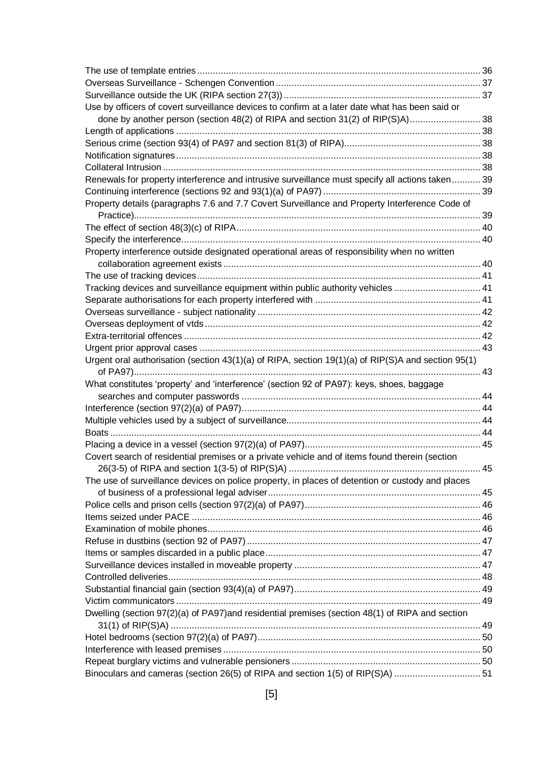The use of template entries .......... 36
Overseas Surveillance - Schengen Convention .......... 37
Surveillance outside the UK (RIPA section 27(3)) .......... 37
Use by officers of covert surveillance devices to confirm at a later date what has been said or done by another person (section 48(2) of RIPA and section 31(2) of RIP(S)A) .......... 38
Length of applications .......... 38
Serious crime (section 93(4) of PA97 and section 81(3) of RIPA) .......... 38
Notification signatures .......... 38
Collateral Intrusion .......... 38
Renewals for property interference and intrusive surveillance must specify all actions taken .......... 39
Continuing interference (sections 92 and 93(1)(a) of PA97) .......... 39
Property details (paragraphs 7.6 and 7.7 Covert Surveillance and Property Interference Code of Practice) .......... 39
The effect of section 48(3)(c) of RIPA .......... 40
Specify the interference .......... 40
Property interference outside designated operational areas of responsibility when no written collaboration agreement exists .......... 40
The use of tracking devices .......... 41
Tracking devices and surveillance equipment within public authority vehicles .......... 41
Separate authorisations for each property interfered with .......... 41
Overseas surveillance - subject nationality .......... 42
Overseas deployment of vtds .......... 42
Extra-territorial offences .......... 42
Urgent prior approval cases .......... 43
Urgent oral authorisation (section 43(1)(a) of RIPA, section 19(1)(a) of RIP(S)A and section 95(1) of PA97) .......... 43
What constitutes 'property' and 'interference' (section 92 of PA97): keys, shoes, baggage searches and computer passwords .......... 44
Interference (section 97(2)(a) of PA97) .......... 44
Multiple vehicles used by a subject of surveillance .......... 44
Boats .......... 44
Placing a device in a vessel (section 97(2)(a) of PA97) .......... 45
Covert search of residential premises or a private vehicle and of items found therein (section 26(3-5) of RIPA and section 1(3-5) of RIP(S)A) .......... 45
The use of surveillance devices on police property, in places of detention or custody and places of business of a professional legal adviser .......... 45
Police cells and prison cells (section 97(2)(a) of PA97) .......... 46
Items seized under PACE .......... 46
Examination of mobile phones .......... 46
Refuse in dustbins (section 92 of PA97) .......... 47
Items or samples discarded in a public place .......... 47
Surveillance devices installed in moveable property .......... 47
Controlled deliveries .......... 48
Substantial financial gain (section 93(4)(a) of PA97) .......... 49
Victim communicators .......... 49
Dwelling (section 97(2)(a) of PA97)and residential premises (section 48(1) of RIPA and section 31(1) of RIP(S)A) .......... 49
Hotel bedrooms (section 97(2)(a) of PA97) .......... 50
Interference with leased premises .......... 50
Repeat burglary victims and vulnerable pensioners .......... 50
Binoculars and cameras (section 26(5) of RIPA and section 1(5) of RIP(S)A) .......... 51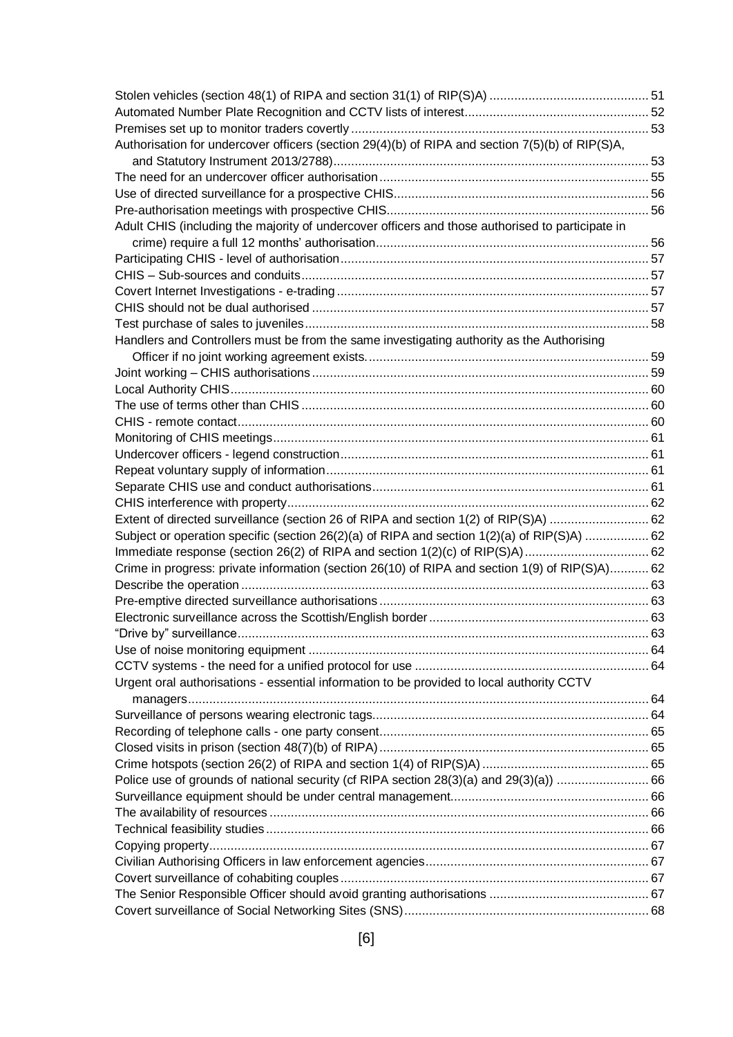Stolen vehicles (section 48(1) of RIPA and section 31(1) of RIP(S)A) .......... 51
Automated Number Plate Recognition and CCTV lists of interest .......... 52
Premises set up to monitor traders covertly .......... 53
Authorisation for undercover officers (section 29(4)(b) of RIPA and section 7(5)(b) of RIP(S)A, and Statutory Instrument 2013/2788) .......... 53
The need for an undercover officer authorisation .......... 55
Use of directed surveillance for a prospective CHIS .......... 56
Pre-authorisation meetings with prospective CHIS .......... 56
Adult CHIS (including the majority of undercover officers and those authorised to participate in crime) require a full 12 months' authorisation .......... 56
Participating CHIS - level of authorisation .......... 57
CHIS – Sub-sources and conduits .......... 57
Covert Internet Investigations - e-trading .......... 57
CHIS should not be dual authorised .......... 57
Test purchase of sales to juveniles .......... 58
Handlers and Controllers must be from the same investigating authority as the Authorising Officer if no joint working agreement exists. .......... 59
Joint working – CHIS authorisations .......... 59
Local Authority CHIS .......... 60
The use of terms other than CHIS .......... 60
CHIS - remote contact .......... 60
Monitoring of CHIS meetings .......... 61
Undercover officers - legend construction .......... 61
Repeat voluntary supply of information .......... 61
Separate CHIS use and conduct authorisations .......... 61
CHIS interference with property .......... 62
Extent of directed surveillance (section 26 of RIPA and section 1(2) of RIP(S)A) .......... 62
Subject or operation specific (section 26(2)(a) of RIPA and section 1(2)(a) of RIP(S)A) .......... 62
Immediate response (section 26(2) of RIPA and section 1(2)(c) of RIP(S)A) .......... 62
Crime in progress: private information (section 26(10) of RIPA and section 1(9) of RIP(S)A) .......... 62
Describe the operation .......... 63
Pre-emptive directed surveillance authorisations .......... 63
Electronic surveillance across the Scottish/English border .......... 63
"Drive by" surveillance .......... 63
Use of noise monitoring equipment .......... 64
CCTV systems - the need for a unified protocol for use .......... 64
Urgent oral authorisations - essential information to be provided to local authority CCTV managers .......... 64
Surveillance of persons wearing electronic tags .......... 64
Recording of telephone calls - one party consent .......... 65
Closed visits in prison (section 48(7)(b) of RIPA) .......... 65
Crime hotspots (section 26(2) of RIPA and section 1(4) of RIP(S)A) .......... 65
Police use of grounds of national security (cf RIPA section 28(3)(a) and 29(3)(a)) .......... 66
Surveillance equipment should be under central management .......... 66
The availability of resources .......... 66
Technical feasibility studies .......... 66
Copying property .......... 67
Civilian Authorising Officers in law enforcement agencies .......... 67
Covert surveillance of cohabiting couples .......... 67
The Senior Responsible Officer should avoid granting authorisations .......... 67
Covert surveillance of Social Networking Sites (SNS) .......... 68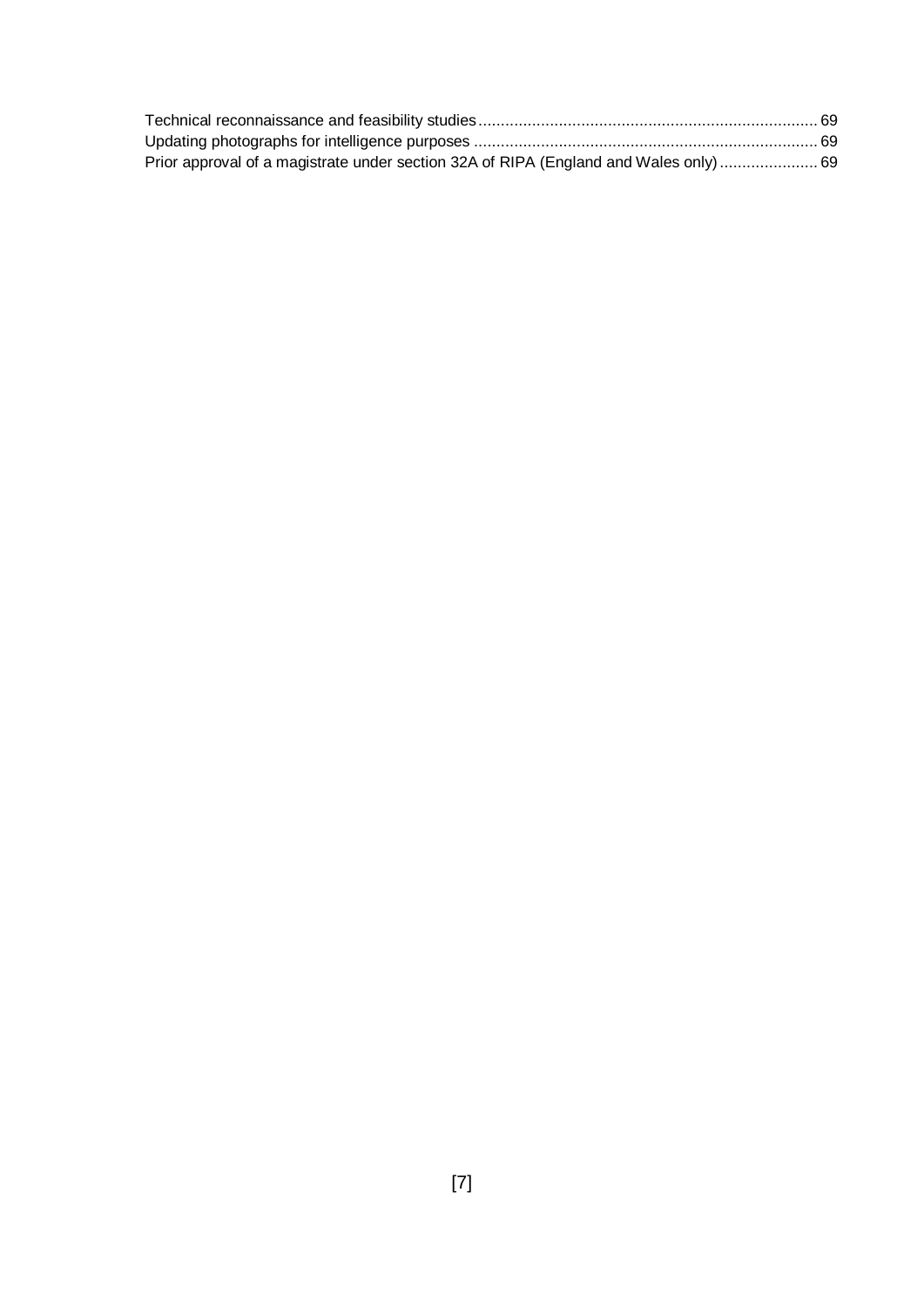Technical reconnaissance and feasibility studies ........................................................................ 69
Updating photographs for intelligence purposes ........................................................................ 69
Prior approval of a magistrate under section 32A of RIPA (England and Wales only) ...................... 69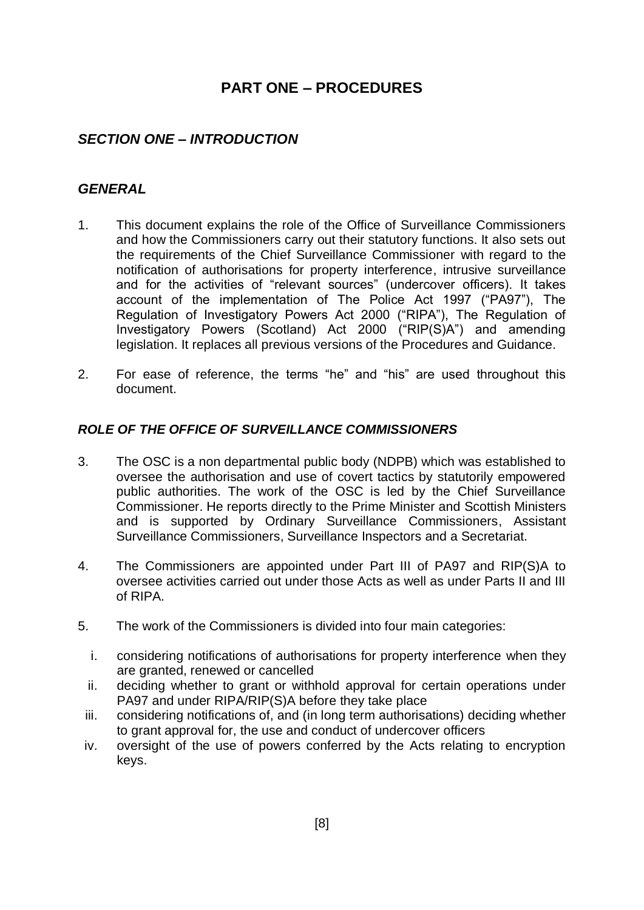# PART ONE – PROCEDURES

## *SECTION ONE – INTRODUCTION*

### *GENERAL*

1. This document explains the role of the Office of Surveillance Commissioners and how the Commissioners carry out their statutory functions. It also sets out the requirements of the Chief Surveillance Commissioner with regard to the notification of authorisations for property interference, intrusive surveillance and for the activities of "relevant sources" (undercover officers). It takes account of the implementation of The Police Act 1997 ("PA97"), The Regulation of Investigatory Powers Act 2000 ("RIPA"), The Regulation of Investigatory Powers (Scotland) Act 2000 ("RIP(S)A") and amending legislation. It replaces all previous versions of the Procedures and Guidance.

2. For ease of reference, the terms "he" and "his" are used throughout this document.

### *ROLE OF THE OFFICE OF SURVEILLANCE COMMISSIONERS*

3. The OSC is a non departmental public body (NDPB) which was established to oversee the authorisation and use of covert tactics by statutorily empowered public authorities. The work of the OSC is led by the Chief Surveillance Commissioner. He reports directly to the Prime Minister and Scottish Ministers and is supported by Ordinary Surveillance Commissioners, Assistant Surveillance Commissioners, Surveillance Inspectors and a Secretariat.

4. The Commissioners are appointed under Part III of PA97 and RIP(S)A to oversee activities carried out under those Acts as well as under Parts II and III of RIPA.

5. The work of the Commissioners is divided into four main categories:

   i. considering notifications of authorisations for property interference when they are granted, renewed or cancelled
   
   ii. deciding whether to grant or withhold approval for certain operations under PA97 and under RIPA/RIP(S)A before they take place
   
   iii. considering notifications of, and (in long term authorisations) deciding whether to grant approval for, the use and conduct of undercover officers
   
   iv. oversight of the use of powers conferred by the Acts relating to encryption keys.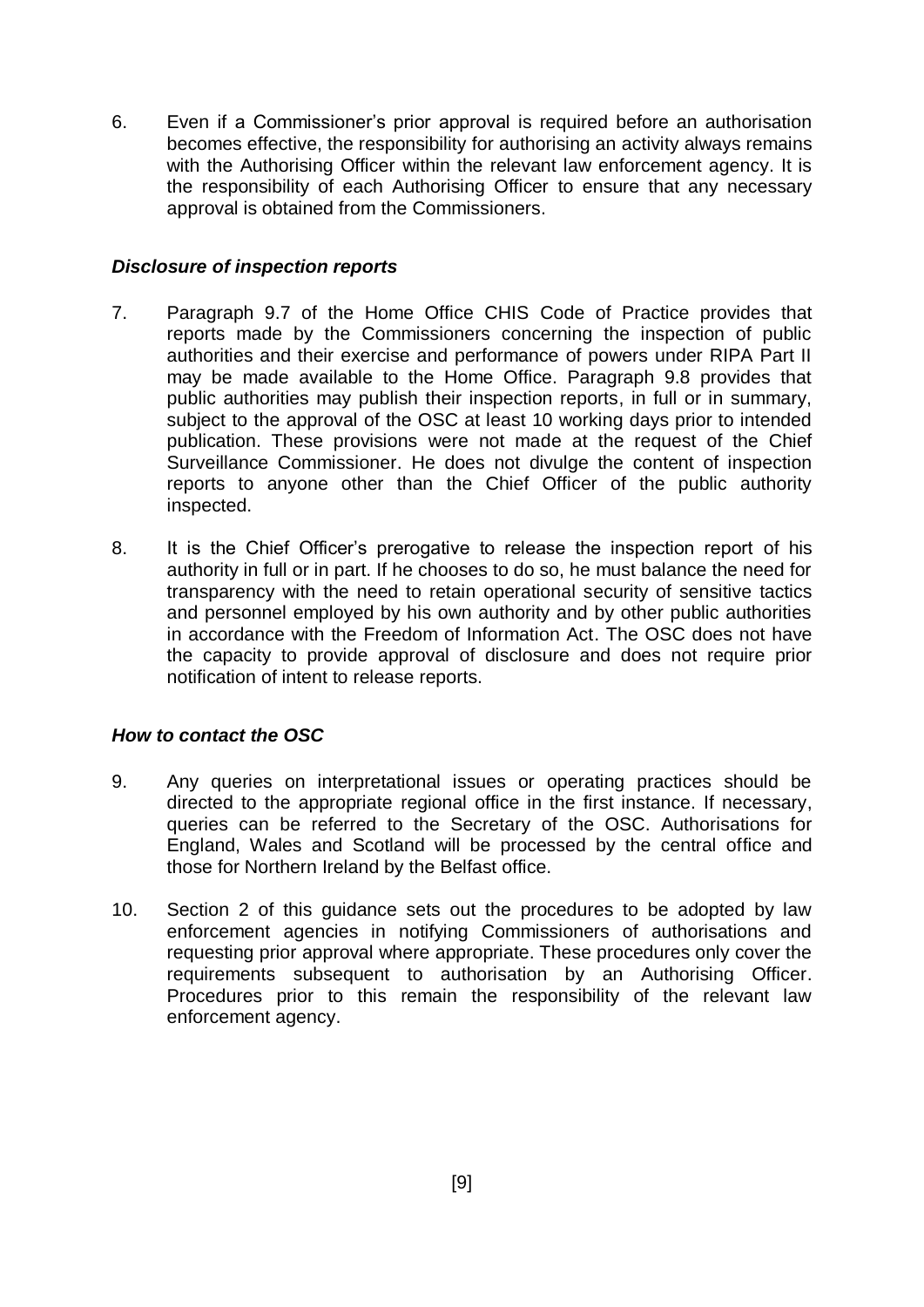6. Even if a Commissioner's prior approval is required before an authorisation becomes effective, the responsibility for authorising an activity always remains with the Authorising Officer within the relevant law enforcement agency. It is the responsibility of each Authorising Officer to ensure that any necessary approval is obtained from the Commissioners.

### *Disclosure of inspection reports*

7. Paragraph 9.7 of the Home Office CHIS Code of Practice provides that reports made by the Commissioners concerning the inspection of public authorities and their exercise and performance of powers under RIPA Part II may be made available to the Home Office. Paragraph 9.8 provides that public authorities may publish their inspection reports, in full or in summary, subject to the approval of the OSC at least 10 working days prior to intended publication. These provisions were not made at the request of the Chief Surveillance Commissioner. He does not divulge the content of inspection reports to anyone other than the Chief Officer of the public authority inspected.

8. It is the Chief Officer's prerogative to release the inspection report of his authority in full or in part. If he chooses to do so, he must balance the need for transparency with the need to retain operational security of sensitive tactics and personnel employed by his own authority and by other public authorities in accordance with the Freedom of Information Act. The OSC does not have the capacity to provide approval of disclosure and does not require prior notification of intent to release reports.

### *How to contact the OSC*

9. Any queries on interpretational issues or operating practices should be directed to the appropriate regional office in the first instance. If necessary, queries can be referred to the Secretary of the OSC. Authorisations for England, Wales and Scotland will be processed by the central office and those for Northern Ireland by the Belfast office.

10. Section 2 of this guidance sets out the procedures to be adopted by law enforcement agencies in notifying Commissioners of authorisations and requesting prior approval where appropriate. These procedures only cover the requirements subsequent to authorisation by an Authorising Officer. Procedures prior to this remain the responsibility of the relevant law enforcement agency.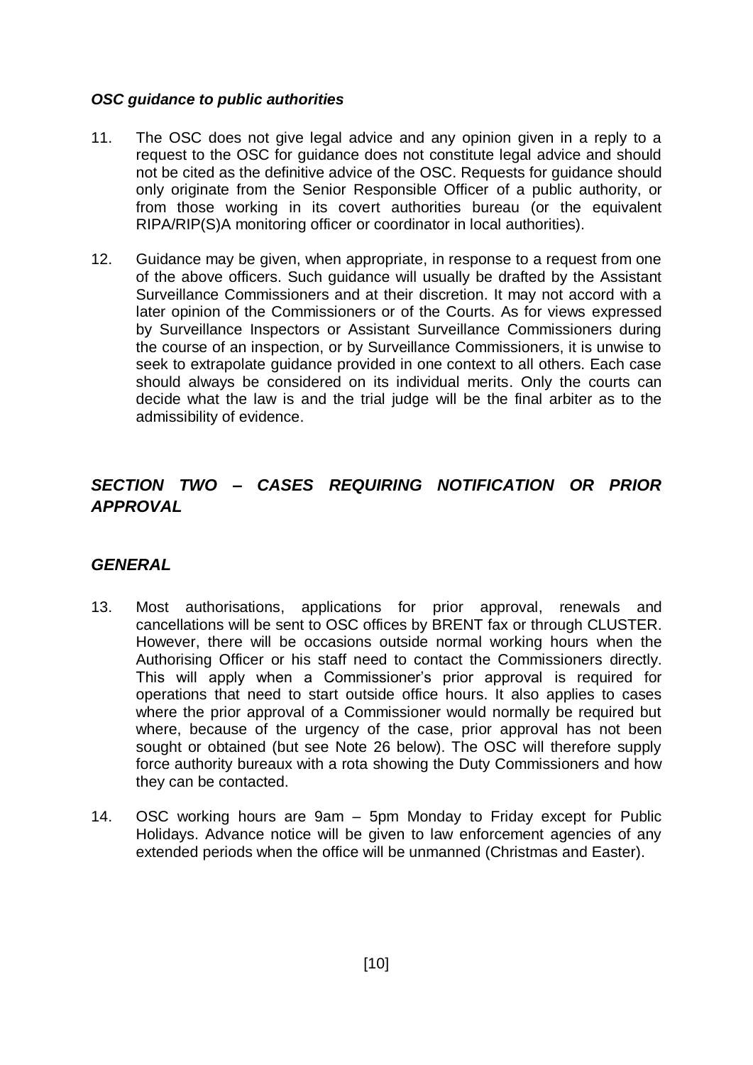### *OSC guidance to public authorities*

11. The OSC does not give legal advice and any opinion given in a reply to a request to the OSC for guidance does not constitute legal advice and should not be cited as the definitive advice of the OSC. Requests for guidance should only originate from the Senior Responsible Officer of a public authority, or from those working in its covert authorities bureau (or the equivalent RIPA/RIP(S)A monitoring officer or coordinator in local authorities).

12. Guidance may be given, when appropriate, in response to a request from one of the above officers. Such guidance will usually be drafted by the Assistant Surveillance Commissioners and at their discretion. It may not accord with a later opinion of the Commissioners or of the Courts. As for views expressed by Surveillance Inspectors or Assistant Surveillance Commissioners during the course of an inspection, or by Surveillance Commissioners, it is unwise to seek to extrapolate guidance provided in one context to all others. Each case should always be considered on its individual merits. Only the courts can decide what the law is and the trial judge will be the final arbiter as to the admissibility of evidence.

## *SECTION TWO – CASES REQUIRING NOTIFICATION OR PRIOR APPROVAL*

### *GENERAL*

13. Most authorisations, applications for prior approval, renewals and cancellations will be sent to OSC offices by BRENT fax or through CLUSTER. However, there will be occasions outside normal working hours when the Authorising Officer or his staff need to contact the Commissioners directly. This will apply when a Commissioner's prior approval is required for operations that need to start outside office hours. It also applies to cases where the prior approval of a Commissioner would normally be required but where, because of the urgency of the case, prior approval has not been sought or obtained (but see Note 26 below). The OSC will therefore supply force authority bureaux with a rota showing the Duty Commissioners and how they can be contacted.

14. OSC working hours are 9am – 5pm Monday to Friday except for Public Holidays. Advance notice will be given to law enforcement agencies of any extended periods when the office will be unmanned (Christmas and Easter).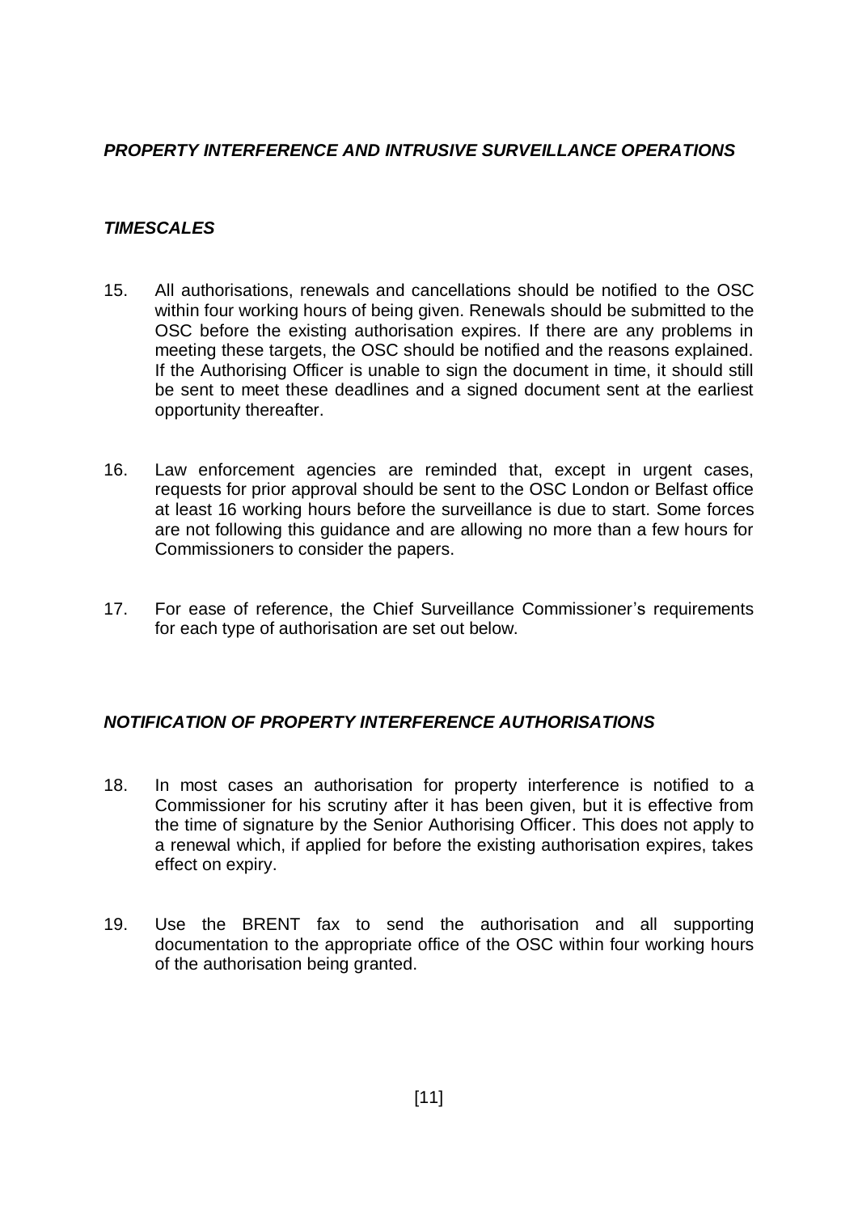## ***PROPERTY INTERFERENCE AND INTRUSIVE SURVEILLANCE OPERATIONS***

### ***TIMESCALES***

15. All authorisations, renewals and cancellations should be notified to the OSC within four working hours of being given. Renewals should be submitted to the OSC before the existing authorisation expires. If there are any problems in meeting these targets, the OSC should be notified and the reasons explained. If the Authorising Officer is unable to sign the document in time, it should still be sent to meet these deadlines and a signed document sent at the earliest opportunity thereafter.

16. Law enforcement agencies are reminded that, except in urgent cases, requests for prior approval should be sent to the OSC London or Belfast office at least 16 working hours before the surveillance is due to start. Some forces are not following this guidance and are allowing no more than a few hours for Commissioners to consider the papers.

17. For ease of reference, the Chief Surveillance Commissioner's requirements for each type of authorisation are set out below.

### ***NOTIFICATION OF PROPERTY INTERFERENCE AUTHORISATIONS***

18. In most cases an authorisation for property interference is notified to a Commissioner for his scrutiny after it has been given, but it is effective from the time of signature by the Senior Authorising Officer. This does not apply to a renewal which, if applied for before the existing authorisation expires, takes effect on expiry.

19. Use the BRENT fax to send the authorisation and all supporting documentation to the appropriate office of the OSC within four working hours of the authorisation being granted.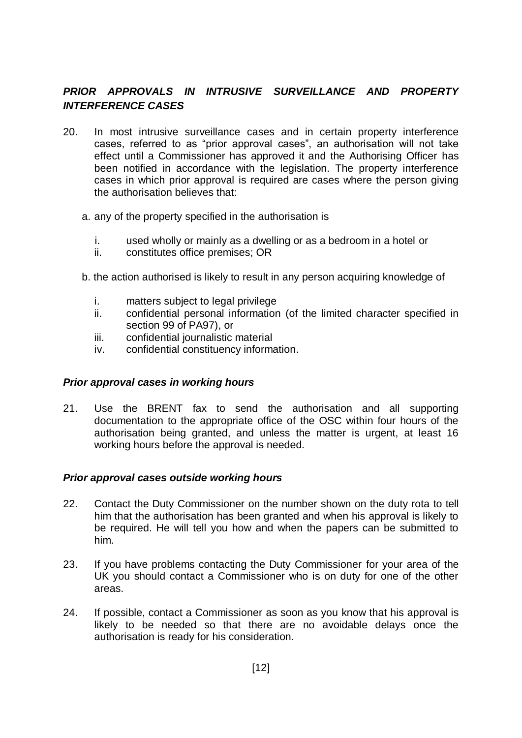### *PRIOR APPROVALS IN INTRUSIVE SURVEILLANCE AND PROPERTY INTERFERENCE CASES*

20. In most intrusive surveillance cases and in certain property interference cases, referred to as "prior approval cases", an authorisation will not take effect until a Commissioner has approved it and the Authorising Officer has been notified in accordance with the legislation. The property interference cases in which prior approval is required are cases where the person giving the authorisation believes that:

    a. any of the property specified in the authorisation is

       i. used wholly or mainly as a dwelling or as a bedroom in a hotel or
       ii. constitutes office premises; OR

    b. the action authorised is likely to result in any person acquiring knowledge of

       i. matters subject to legal privilege
       ii. confidential personal information (of the limited character specified in section 99 of PA97), or
       iii. confidential journalistic material
       iv. confidential constituency information.

#### *Prior approval cases in working hours*

21. Use the BRENT fax to send the authorisation and all supporting documentation to the appropriate office of the OSC within four hours of the authorisation being granted, and unless the matter is urgent, at least 16 working hours before the approval is needed.

#### *Prior approval cases outside working hours*

22. Contact the Duty Commissioner on the number shown on the duty rota to tell him that the authorisation has been granted and when his approval is likely to be required. He will tell you how and when the papers can be submitted to him.

23. If you have problems contacting the Duty Commissioner for your area of the UK you should contact a Commissioner who is on duty for one of the other areas.

24. If possible, contact a Commissioner as soon as you know that his approval is likely to be needed so that there are no avoidable delays once the authorisation is ready for his consideration.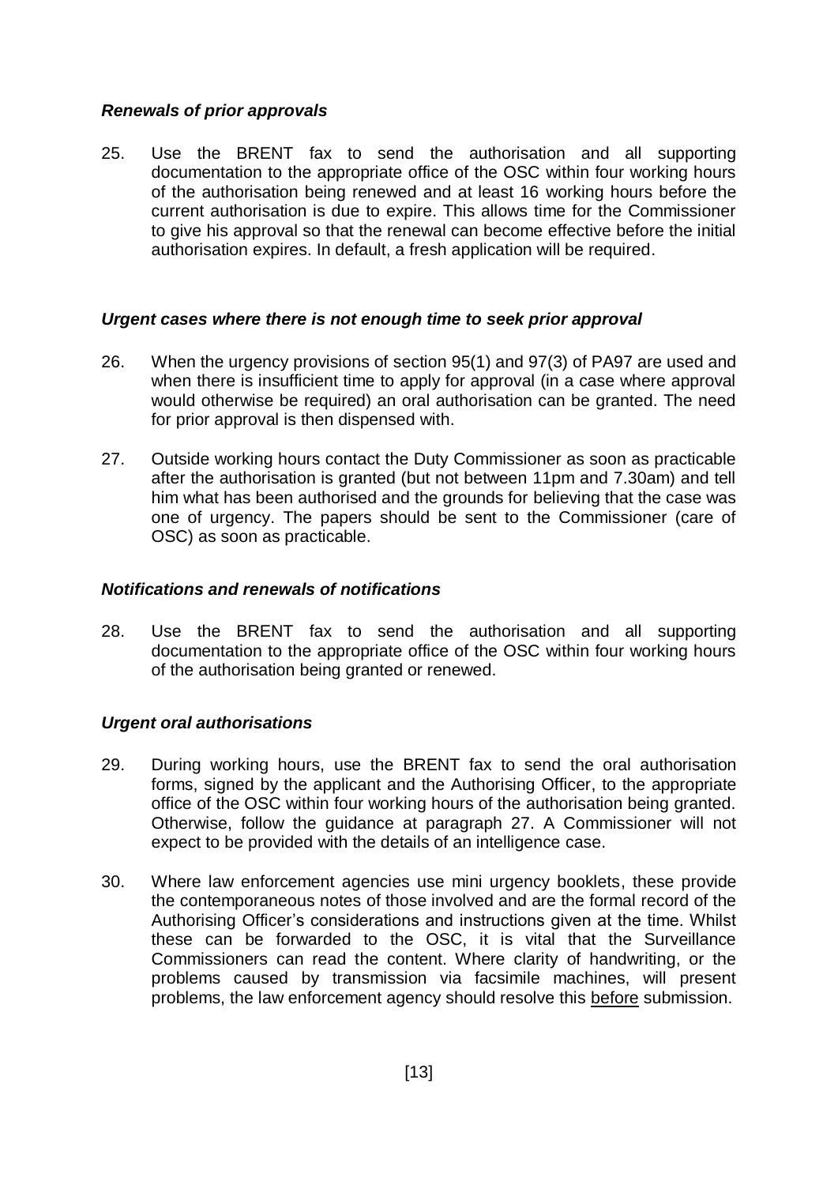### *Renewals of prior approvals*

25. Use the BRENT fax to send the authorisation and all supporting documentation to the appropriate office of the OSC within four working hours of the authorisation being renewed and at least 16 working hours before the current authorisation is due to expire. This allows time for the Commissioner to give his approval so that the renewal can become effective before the initial authorisation expires. In default, a fresh application will be required.

### *Urgent cases where there is not enough time to seek prior approval*

26. When the urgency provisions of section 95(1) and 97(3) of PA97 are used and when there is insufficient time to apply for approval (in a case where approval would otherwise be required) an oral authorisation can be granted. The need for prior approval is then dispensed with.

27. Outside working hours contact the Duty Commissioner as soon as practicable after the authorisation is granted (but not between 11pm and 7.30am) and tell him what has been authorised and the grounds for believing that the case was one of urgency. The papers should be sent to the Commissioner (care of OSC) as soon as practicable.

### *Notifications and renewals of notifications*

28. Use the BRENT fax to send the authorisation and all supporting documentation to the appropriate office of the OSC within four working hours of the authorisation being granted or renewed.

### *Urgent oral authorisations*

29. During working hours, use the BRENT fax to send the oral authorisation forms, signed by the applicant and the Authorising Officer, to the appropriate office of the OSC within four working hours of the authorisation being granted. Otherwise, follow the guidance at paragraph 27. A Commissioner will not expect to be provided with the details of an intelligence case.

30. Where law enforcement agencies use mini urgency booklets, these provide the contemporaneous notes of those involved and are the formal record of the Authorising Officer's considerations and instructions given at the time. Whilst these can be forwarded to the OSC, it is vital that the Surveillance Commissioners can read the content. Where clarity of handwriting, or the problems caused by transmission via facsimile machines, will present problems, the law enforcement agency should resolve this <u>before</u> submission.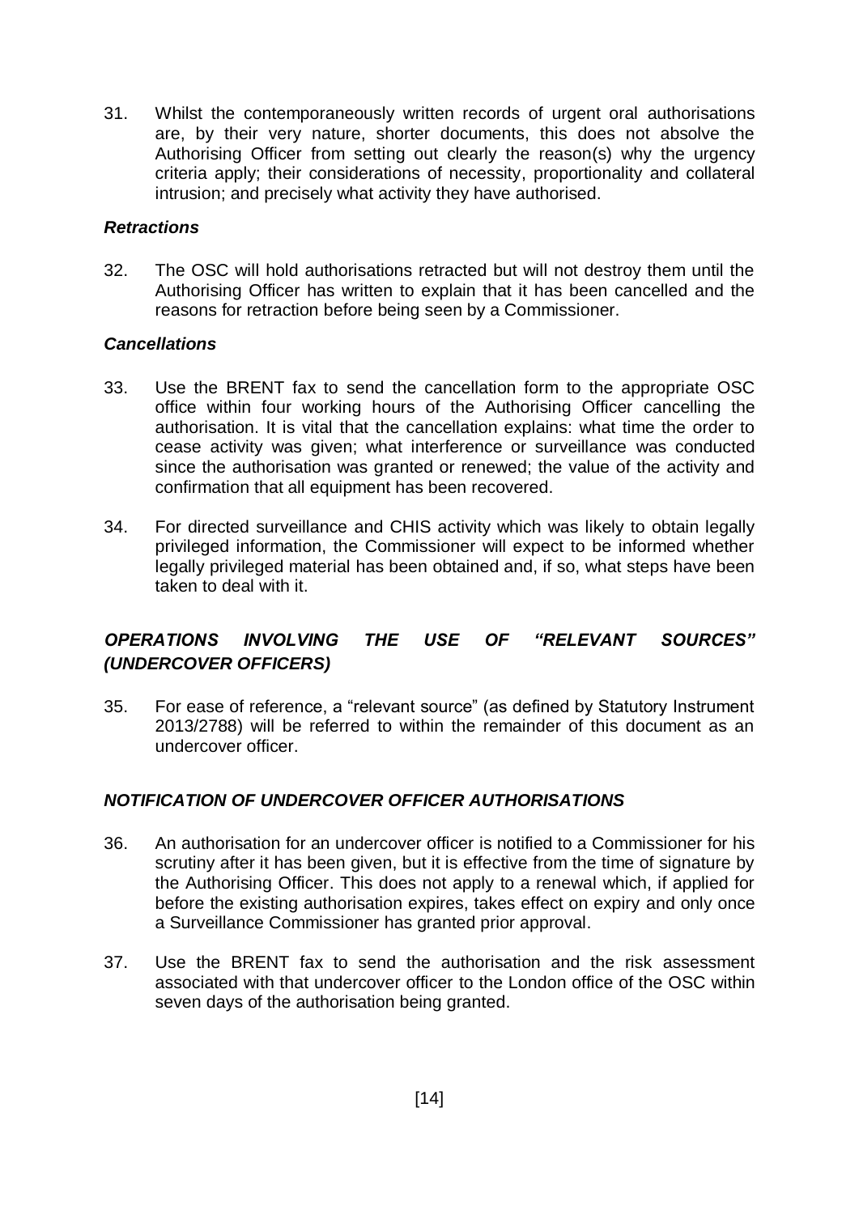31. Whilst the contemporaneously written records of urgent oral authorisations are, by their very nature, shorter documents, this does not absolve the Authorising Officer from setting out clearly the reason(s) why the urgency criteria apply; their considerations of necessity, proportionality and collateral intrusion; and precisely what activity they have authorised.

### *Retractions*

32. The OSC will hold authorisations retracted but will not destroy them until the Authorising Officer has written to explain that it has been cancelled and the reasons for retraction before being seen by a Commissioner.

### *Cancellations*

33. Use the BRENT fax to send the cancellation form to the appropriate OSC office within four working hours of the Authorising Officer cancelling the authorisation. It is vital that the cancellation explains: what time the order to cease activity was given; what interference or surveillance was conducted since the authorisation was granted or renewed; the value of the activity and confirmation that all equipment has been recovered.

34. For directed surveillance and CHIS activity which was likely to obtain legally privileged information, the Commissioner will expect to be informed whether legally privileged material has been obtained and, if so, what steps have been taken to deal with it.

## *OPERATIONS INVOLVING THE USE OF "RELEVANT SOURCES" (UNDERCOVER OFFICERS)*

35. For ease of reference, a "relevant source" (as defined by Statutory Instrument 2013/2788) will be referred to within the remainder of this document as an undercover officer.

## *NOTIFICATION OF UNDERCOVER OFFICER AUTHORISATIONS*

36. An authorisation for an undercover officer is notified to a Commissioner for his scrutiny after it has been given, but it is effective from the time of signature by the Authorising Officer. This does not apply to a renewal which, if applied for before the existing authorisation expires, takes effect on expiry and only once a Surveillance Commissioner has granted prior approval.

37. Use the BRENT fax to send the authorisation and the risk assessment associated with that undercover officer to the London office of the OSC within seven days of the authorisation being granted.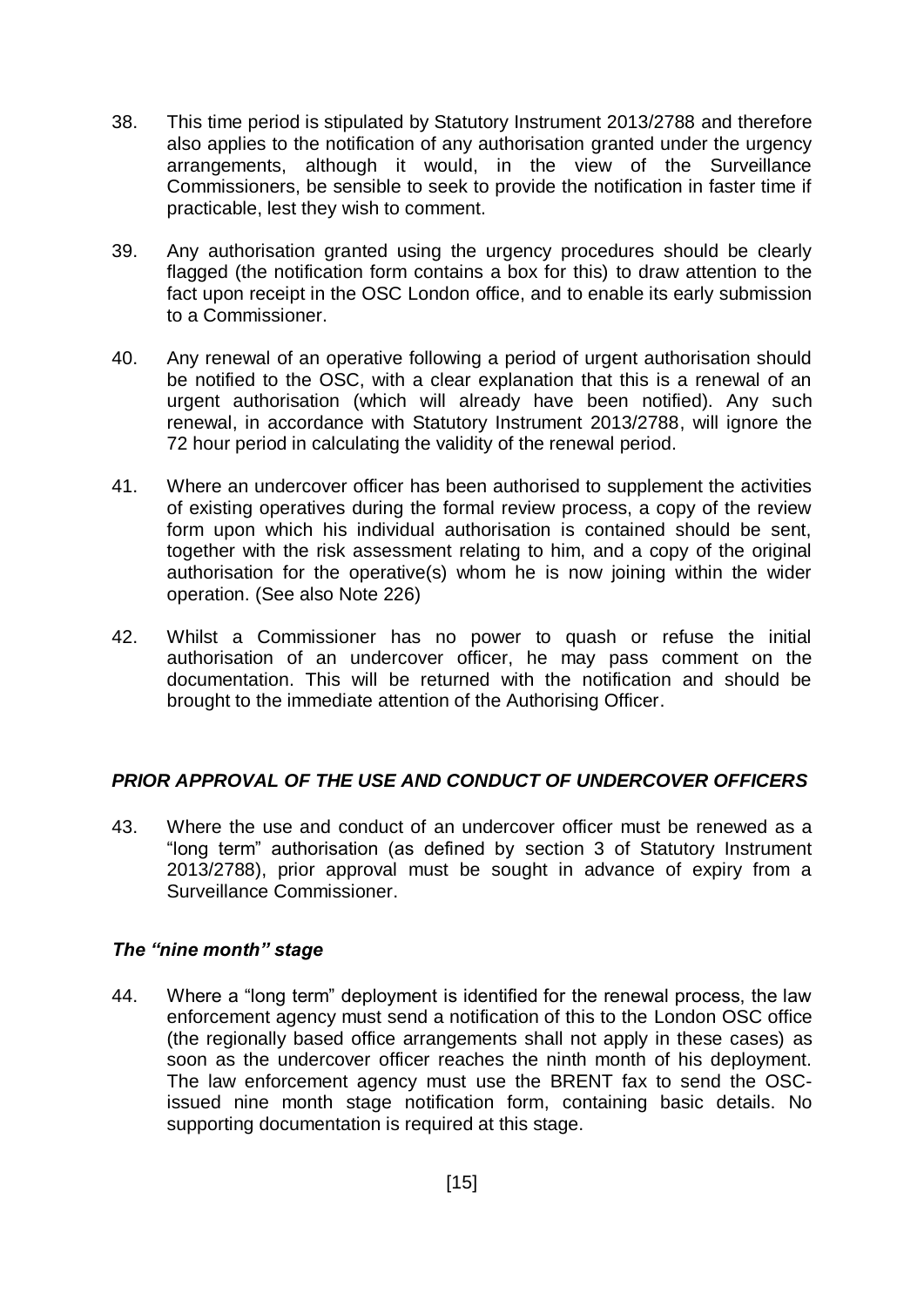38. This time period is stipulated by Statutory Instrument 2013/2788 and therefore also applies to the notification of any authorisation granted under the urgency arrangements, although it would, in the view of the Surveillance Commissioners, be sensible to seek to provide the notification in faster time if practicable, lest they wish to comment.

39. Any authorisation granted using the urgency procedures should be clearly flagged (the notification form contains a box for this) to draw attention to the fact upon receipt in the OSC London office, and to enable its early submission to a Commissioner.

40. Any renewal of an operative following a period of urgent authorisation should be notified to the OSC, with a clear explanation that this is a renewal of an urgent authorisation (which will already have been notified). Any such renewal, in accordance with Statutory Instrument 2013/2788, will ignore the 72 hour period in calculating the validity of the renewal period.

41. Where an undercover officer has been authorised to supplement the activities of existing operatives during the formal review process, a copy of the review form upon which his individual authorisation is contained should be sent, together with the risk assessment relating to him, and a copy of the original authorisation for the operative(s) whom he is now joining within the wider operation. (See also Note 226)

42. Whilst a Commissioner has no power to quash or refuse the initial authorisation of an undercover officer, he may pass comment on the documentation. This will be returned with the notification and should be brought to the immediate attention of the Authorising Officer.

### *PRIOR APPROVAL OF THE USE AND CONDUCT OF UNDERCOVER OFFICERS*

43. Where the use and conduct of an undercover officer must be renewed as a "long term" authorisation (as defined by section 3 of Statutory Instrument 2013/2788), prior approval must be sought in advance of expiry from a Surveillance Commissioner.

#### *The "nine month" stage*

44. Where a "long term" deployment is identified for the renewal process, the law enforcement agency must send a notification of this to the London OSC office (the regionally based office arrangements shall not apply in these cases) as soon as the undercover officer reaches the ninth month of his deployment. The law enforcement agency must use the BRENT fax to send the OSC-issued nine month stage notification form, containing basic details. No supporting documentation is required at this stage.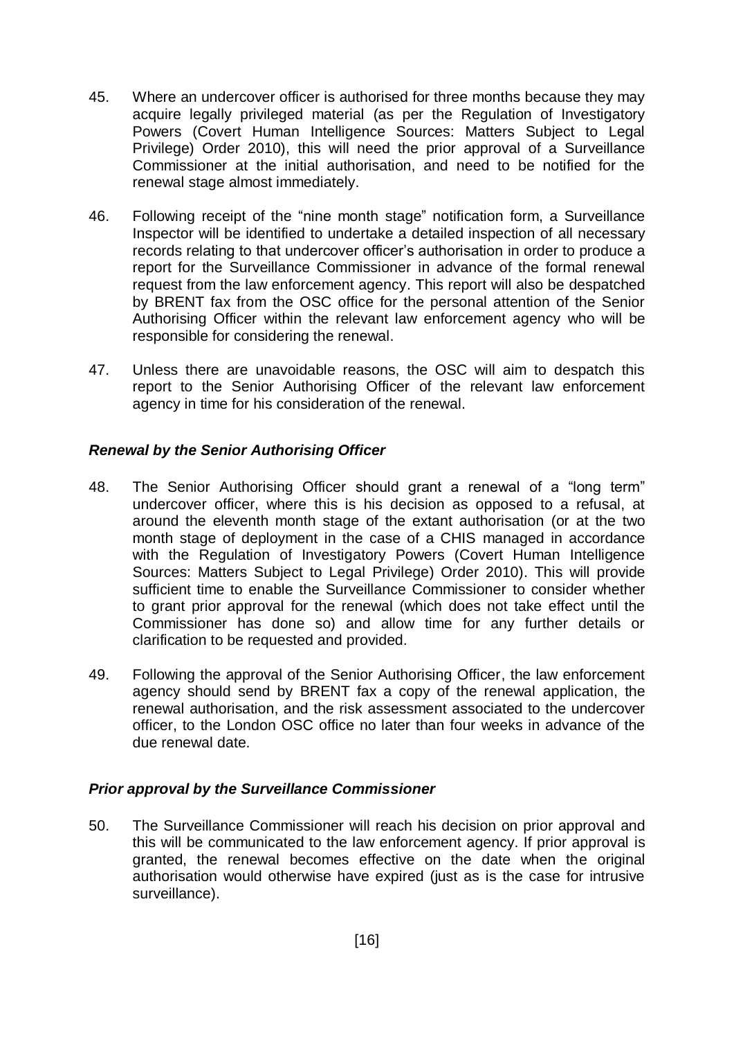45. Where an undercover officer is authorised for three months because they may acquire legally privileged material (as per the Regulation of Investigatory Powers (Covert Human Intelligence Sources: Matters Subject to Legal Privilege) Order 2010), this will need the prior approval of a Surveillance Commissioner at the initial authorisation, and need to be notified for the renewal stage almost immediately.

46. Following receipt of the "nine month stage" notification form, a Surveillance Inspector will be identified to undertake a detailed inspection of all necessary records relating to that undercover officer's authorisation in order to produce a report for the Surveillance Commissioner in advance of the formal renewal request from the law enforcement agency. This report will also be despatched by BRENT fax from the OSC office for the personal attention of the Senior Authorising Officer within the relevant law enforcement agency who will be responsible for considering the renewal.

47. Unless there are unavoidable reasons, the OSC will aim to despatch this report to the Senior Authorising Officer of the relevant law enforcement agency in time for his consideration of the renewal.

### *Renewal by the Senior Authorising Officer*

48. The Senior Authorising Officer should grant a renewal of a "long term" undercover officer, where this is his decision as opposed to a refusal, at around the eleventh month stage of the extant authorisation (or at the two month stage of deployment in the case of a CHIS managed in accordance with the Regulation of Investigatory Powers (Covert Human Intelligence Sources: Matters Subject to Legal Privilege) Order 2010). This will provide sufficient time to enable the Surveillance Commissioner to consider whether to grant prior approval for the renewal (which does not take effect until the Commissioner has done so) and allow time for any further details or clarification to be requested and provided.

49. Following the approval of the Senior Authorising Officer, the law enforcement agency should send by BRENT fax a copy of the renewal application, the renewal authorisation, and the risk assessment associated to the undercover officer, to the London OSC office no later than four weeks in advance of the due renewal date.

### *Prior approval by the Surveillance Commissioner*

50. The Surveillance Commissioner will reach his decision on prior approval and this will be communicated to the law enforcement agency. If prior approval is granted, the renewal becomes effective on the date when the original authorisation would otherwise have expired (just as is the case for intrusive surveillance).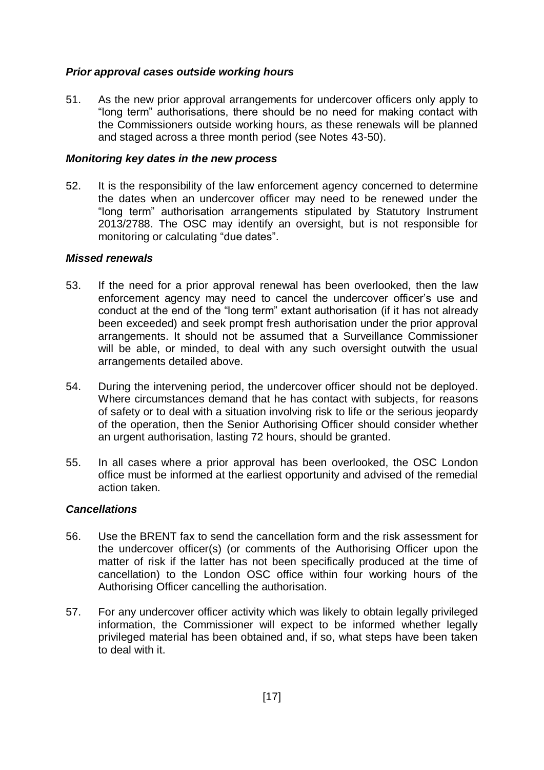### *Prior approval cases outside working hours*

51. As the new prior approval arrangements for undercover officers only apply to "long term" authorisations, there should be no need for making contact with the Commissioners outside working hours, as these renewals will be planned and staged across a three month period (see Notes 43-50).

### *Monitoring key dates in the new process*

52. It is the responsibility of the law enforcement agency concerned to determine the dates when an undercover officer may need to be renewed under the "long term" authorisation arrangements stipulated by Statutory Instrument 2013/2788. The OSC may identify an oversight, but is not responsible for monitoring or calculating "due dates".

### *Missed renewals*

53. If the need for a prior approval renewal has been overlooked, then the law enforcement agency may need to cancel the undercover officer's use and conduct at the end of the "long term" extant authorisation (if it has not already been exceeded) and seek prompt fresh authorisation under the prior approval arrangements. It should not be assumed that a Surveillance Commissioner will be able, or minded, to deal with any such oversight outwith the usual arrangements detailed above.

54. During the intervening period, the undercover officer should not be deployed. Where circumstances demand that he has contact with subjects, for reasons of safety or to deal with a situation involving risk to life or the serious jeopardy of the operation, then the Senior Authorising Officer should consider whether an urgent authorisation, lasting 72 hours, should be granted.

55. In all cases where a prior approval has been overlooked, the OSC London office must be informed at the earliest opportunity and advised of the remedial action taken.

### *Cancellations*

56. Use the BRENT fax to send the cancellation form and the risk assessment for the undercover officer(s) (or comments of the Authorising Officer upon the matter of risk if the latter has not been specifically produced at the time of cancellation) to the London OSC office within four working hours of the Authorising Officer cancelling the authorisation.

57. For any undercover officer activity which was likely to obtain legally privileged information, the Commissioner will expect to be informed whether legally privileged material has been obtained and, if so, what steps have been taken to deal with it.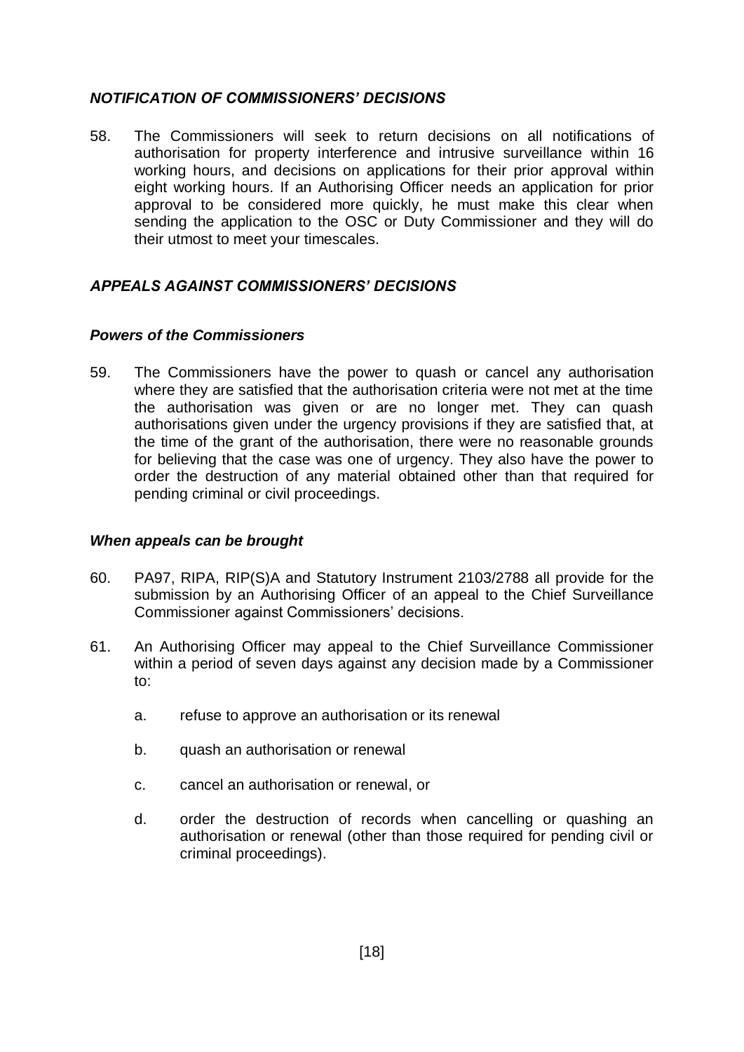## *NOTIFICATION OF COMMISSIONERS' DECISIONS*

58. The Commissioners will seek to return decisions on all notifications of authorisation for property interference and intrusive surveillance within 16 working hours, and decisions on applications for their prior approval within eight working hours. If an Authorising Officer needs an application for prior approval to be considered more quickly, he must make this clear when sending the application to the OSC or Duty Commissioner and they will do their utmost to meet your timescales.

## *APPEALS AGAINST COMMISSIONERS' DECISIONS*

### *Powers of the Commissioners*

59. The Commissioners have the power to quash or cancel any authorisation where they are satisfied that the authorisation criteria were not met at the time the authorisation was given or are no longer met. They can quash authorisations given under the urgency provisions if they are satisfied that, at the time of the grant of the authorisation, there were no reasonable grounds for believing that the case was one of urgency. They also have the power to order the destruction of any material obtained other than that required for pending criminal or civil proceedings.

### *When appeals can be brought*

60. PA97, RIPA, RIP(S)A and Statutory Instrument 2103/2788 all provide for the submission by an Authorising Officer of an appeal to the Chief Surveillance Commissioner against Commissioners' decisions.

61. An Authorising Officer may appeal to the Chief Surveillance Commissioner within a period of seven days against any decision made by a Commissioner to:

    a. refuse to approve an authorisation or its renewal

    b. quash an authorisation or renewal

    c. cancel an authorisation or renewal, or

    d. order the destruction of records when cancelling or quashing an authorisation or renewal (other than those required for pending civil or criminal proceedings).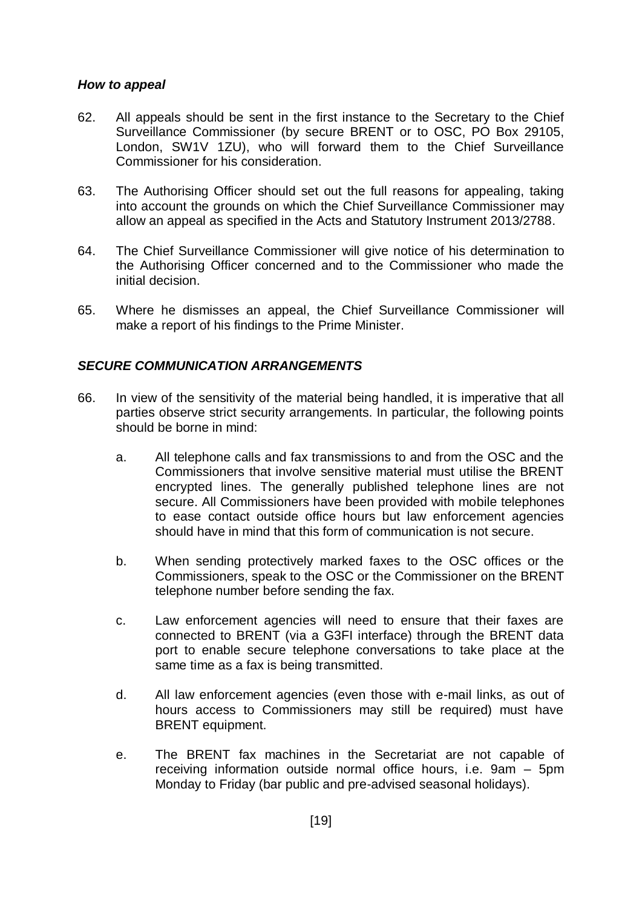### *How to appeal*

62. All appeals should be sent in the first instance to the Secretary to the Chief Surveillance Commissioner (by secure BRENT or to OSC, PO Box 29105, London, SW1V 1ZU), who will forward them to the Chief Surveillance Commissioner for his consideration.

63. The Authorising Officer should set out the full reasons for appealing, taking into account the grounds on which the Chief Surveillance Commissioner may allow an appeal as specified in the Acts and Statutory Instrument 2013/2788.

64. The Chief Surveillance Commissioner will give notice of his determination to the Authorising Officer concerned and to the Commissioner who made the initial decision.

65. Where he dismisses an appeal, the Chief Surveillance Commissioner will make a report of his findings to the Prime Minister.

### *SECURE COMMUNICATION ARRANGEMENTS*

66. In view of the sensitivity of the material being handled, it is imperative that all parties observe strict security arrangements. In particular, the following points should be borne in mind:

    a. All telephone calls and fax transmissions to and from the OSC and the Commissioners that involve sensitive material must utilise the BRENT encrypted lines. The generally published telephone lines are not secure. All Commissioners have been provided with mobile telephones to ease contact outside office hours but law enforcement agencies should have in mind that this form of communication is not secure.

    b. When sending protectively marked faxes to the OSC offices or the Commissioners, speak to the OSC or the Commissioner on the BRENT telephone number before sending the fax.

    c. Law enforcement agencies will need to ensure that their faxes are connected to BRENT (via a G3FI interface) through the BRENT data port to enable secure telephone conversations to take place at the same time as a fax is being transmitted.

    d. All law enforcement agencies (even those with e-mail links, as out of hours access to Commissioners may still be required) must have BRENT equipment.

    e. The BRENT fax machines in the Secretariat are not capable of receiving information outside normal office hours, i.e. 9am – 5pm Monday to Friday (bar public and pre-advised seasonal holidays).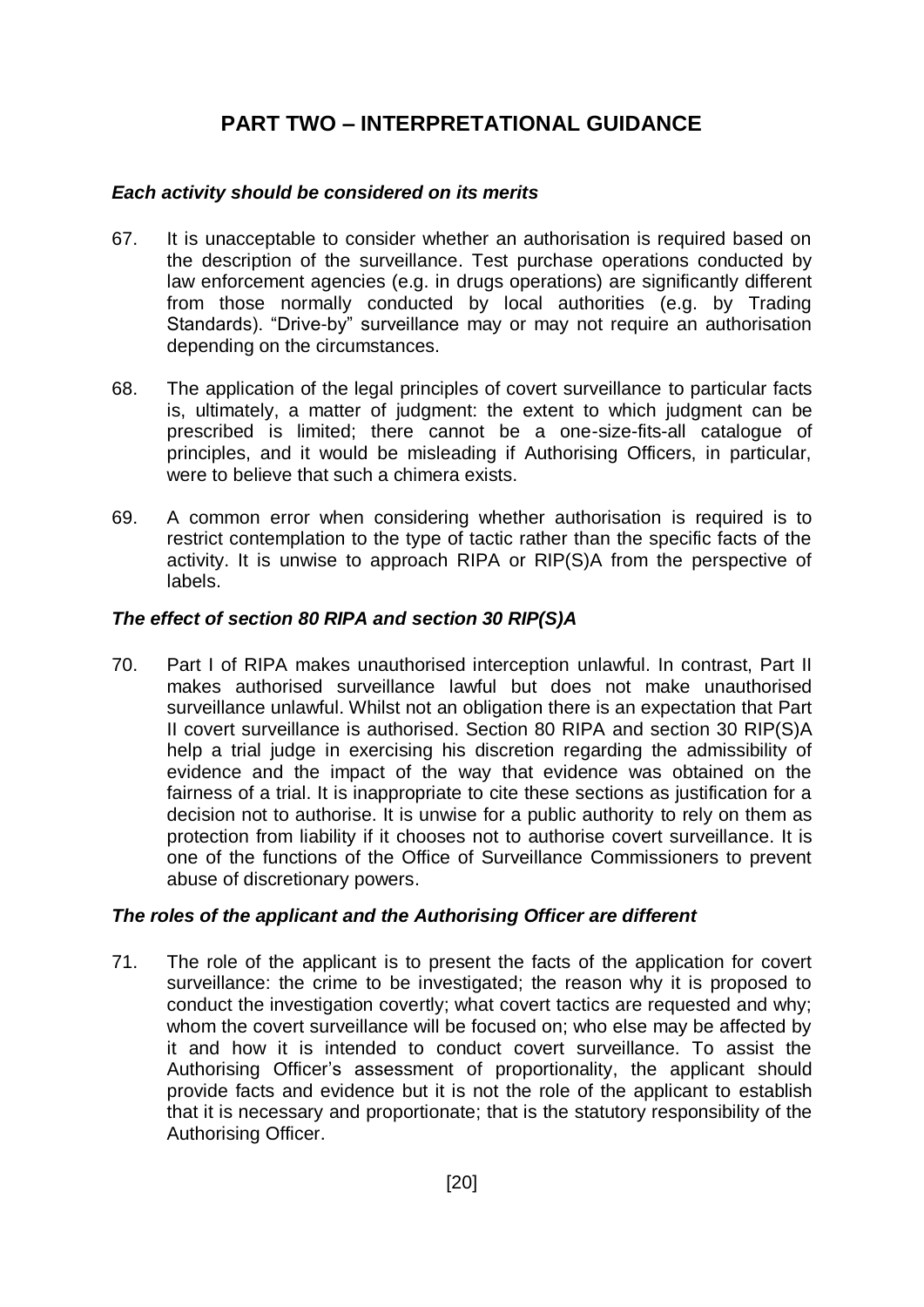# PART TWO – INTERPRETATIONAL GUIDANCE

***Each activity should be considered on its merits***

67. It is unacceptable to consider whether an authorisation is required based on the description of the surveillance. Test purchase operations conducted by law enforcement agencies (e.g. in drugs operations) are significantly different from those normally conducted by local authorities (e.g. by Trading Standards). "Drive-by" surveillance may or may not require an authorisation depending on the circumstances.

68. The application of the legal principles of covert surveillance to particular facts is, ultimately, a matter of judgment: the extent to which judgment can be prescribed is limited; there cannot be a one-size-fits-all catalogue of principles, and it would be misleading if Authorising Officers, in particular, were to believe that such a chimera exists.

69. A common error when considering whether authorisation is required is to restrict contemplation to the type of tactic rather than the specific facts of the activity. It is unwise to approach RIPA or RIP(S)A from the perspective of labels.

***The effect of section 80 RIPA and section 30 RIP(S)A***

70. Part I of RIPA makes unauthorised interception unlawful. In contrast, Part II makes authorised surveillance lawful but does not make unauthorised surveillance unlawful. Whilst not an obligation there is an expectation that Part II covert surveillance is authorised. Section 80 RIPA and section 30 RIP(S)A help a trial judge in exercising his discretion regarding the admissibility of evidence and the impact of the way that evidence was obtained on the fairness of a trial. It is inappropriate to cite these sections as justification for a decision not to authorise. It is unwise for a public authority to rely on them as protection from liability if it chooses not to authorise covert surveillance. It is one of the functions of the Office of Surveillance Commissioners to prevent abuse of discretionary powers.

***The roles of the applicant and the Authorising Officer are different***

71. The role of the applicant is to present the facts of the application for covert surveillance: the crime to be investigated; the reason why it is proposed to conduct the investigation covertly; what covert tactics are requested and why; whom the covert surveillance will be focused on; who else may be affected by it and how it is intended to conduct covert surveillance. To assist the Authorising Officer's assessment of proportionality, the applicant should provide facts and evidence but it is not the role of the applicant to establish that it is necessary and proportionate; that is the statutory responsibility of the Authorising Officer.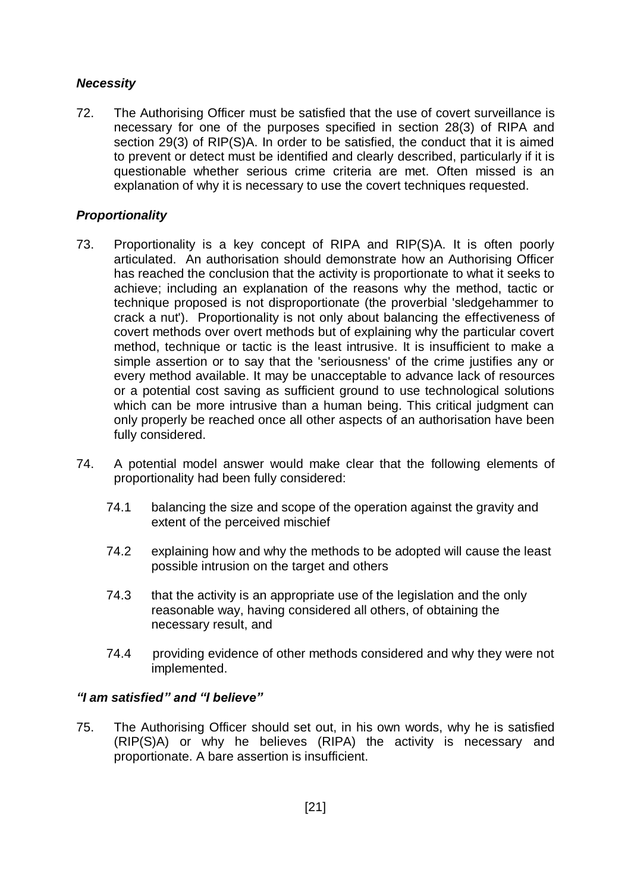### *Necessity*

72. The Authorising Officer must be satisfied that the use of covert surveillance is necessary for one of the purposes specified in section 28(3) of RIPA and section 29(3) of RIP(S)A. In order to be satisfied, the conduct that it is aimed to prevent or detect must be identified and clearly described, particularly if it is questionable whether serious crime criteria are met. Often missed is an explanation of why it is necessary to use the covert techniques requested.

### *Proportionality*

73. Proportionality is a key concept of RIPA and RIP(S)A. It is often poorly articulated. An authorisation should demonstrate how an Authorising Officer has reached the conclusion that the activity is proportionate to what it seeks to achieve; including an explanation of the reasons why the method, tactic or technique proposed is not disproportionate (the proverbial 'sledgehammer to crack a nut'). Proportionality is not only about balancing the effectiveness of covert methods over overt methods but of explaining why the particular covert method, technique or tactic is the least intrusive. It is insufficient to make a simple assertion or to say that the 'seriousness' of the crime justifies any or every method available. It may be unacceptable to advance lack of resources or a potential cost saving as sufficient ground to use technological solutions which can be more intrusive than a human being. This critical judgment can only properly be reached once all other aspects of an authorisation have been fully considered.

74. A potential model answer would make clear that the following elements of proportionality had been fully considered:

    74.1 balancing the size and scope of the operation against the gravity and extent of the perceived mischief

    74.2 explaining how and why the methods to be adopted will cause the least possible intrusion on the target and others

    74.3 that the activity is an appropriate use of the legislation and the only reasonable way, having considered all others, of obtaining the necessary result, and

    74.4 providing evidence of other methods considered and why they were not implemented.

### *"I am satisfied" and "I believe"*

75. The Authorising Officer should set out, in his own words, why he is satisfied (RIP(S)A) or why he believes (RIPA) the activity is necessary and proportionate. A bare assertion is insufficient.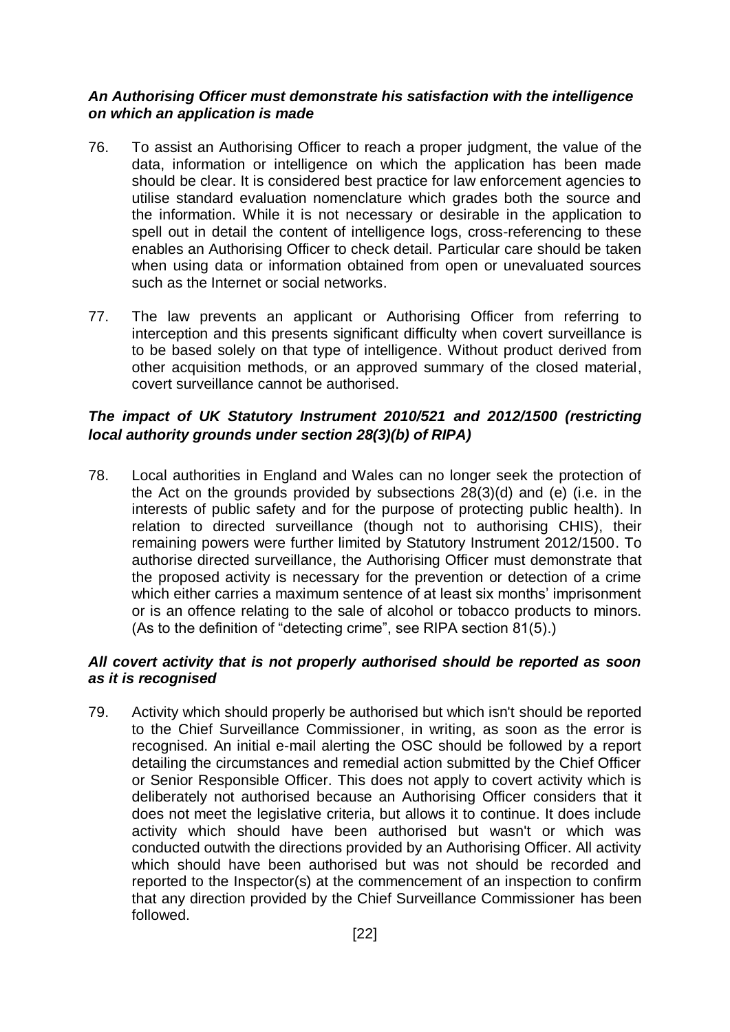***An Authorising Officer must demonstrate his satisfaction with the intelligence on which an application is made***

76. To assist an Authorising Officer to reach a proper judgment, the value of the data, information or intelligence on which the application has been made should be clear. It is considered best practice for law enforcement agencies to utilise standard evaluation nomenclature which grades both the source and the information. While it is not necessary or desirable in the application to spell out in detail the content of intelligence logs, cross-referencing to these enables an Authorising Officer to check detail. Particular care should be taken when using data or information obtained from open or unevaluated sources such as the Internet or social networks.

77. The law prevents an applicant or Authorising Officer from referring to interception and this presents significant difficulty when covert surveillance is to be based solely on that type of intelligence. Without product derived from other acquisition methods, or an approved summary of the closed material, covert surveillance cannot be authorised.

***The impact of UK Statutory Instrument 2010/521 and 2012/1500 (restricting local authority grounds under section 28(3)(b) of RIPA)***

78. Local authorities in England and Wales can no longer seek the protection of the Act on the grounds provided by subsections 28(3)(d) and (e) (i.e. in the interests of public safety and for the purpose of protecting public health). In relation to directed surveillance (though not to authorising CHIS), their remaining powers were further limited by Statutory Instrument 2012/1500. To authorise directed surveillance, the Authorising Officer must demonstrate that the proposed activity is necessary for the prevention or detection of a crime which either carries a maximum sentence of at least six months' imprisonment or is an offence relating to the sale of alcohol or tobacco products to minors. (As to the definition of "detecting crime", see RIPA section 81(5).)

***All covert activity that is not properly authorised should be reported as soon as it is recognised***

79. Activity which should properly be authorised but which isn't should be reported to the Chief Surveillance Commissioner, in writing, as soon as the error is recognised. An initial e-mail alerting the OSC should be followed by a report detailing the circumstances and remedial action submitted by the Chief Officer or Senior Responsible Officer. This does not apply to covert activity which is deliberately not authorised because an Authorising Officer considers that it does not meet the legislative criteria, but allows it to continue. It does include activity which should have been authorised but wasn't or which was conducted outwith the directions provided by an Authorising Officer. All activity which should have been authorised but was not should be recorded and reported to the Inspector(s) at the commencement of an inspection to confirm that any direction provided by the Chief Surveillance Commissioner has been followed.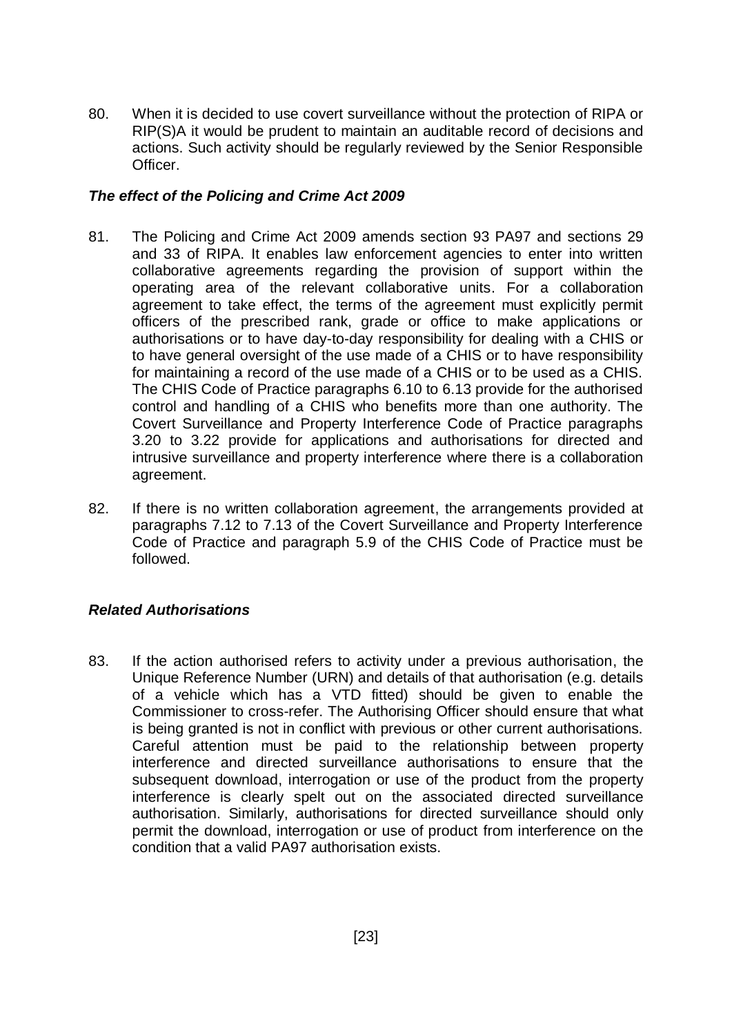80. When it is decided to use covert surveillance without the protection of RIPA or RIP(S)A it would be prudent to maintain an auditable record of decisions and actions. Such activity should be regularly reviewed by the Senior Responsible Officer.

***The effect of the Policing and Crime Act 2009***

81. The Policing and Crime Act 2009 amends section 93 PA97 and sections 29 and 33 of RIPA. It enables law enforcement agencies to enter into written collaborative agreements regarding the provision of support within the operating area of the relevant collaborative units. For a collaboration agreement to take effect, the terms of the agreement must explicitly permit officers of the prescribed rank, grade or office to make applications or authorisations or to have day-to-day responsibility for dealing with a CHIS or to have general oversight of the use made of a CHIS or to have responsibility for maintaining a record of the use made of a CHIS or to be used as a CHIS. The CHIS Code of Practice paragraphs 6.10 to 6.13 provide for the authorised control and handling of a CHIS who benefits more than one authority. The Covert Surveillance and Property Interference Code of Practice paragraphs 3.20 to 3.22 provide for applications and authorisations for directed and intrusive surveillance and property interference where there is a collaboration agreement.

82. If there is no written collaboration agreement, the arrangements provided at paragraphs 7.12 to 7.13 of the Covert Surveillance and Property Interference Code of Practice and paragraph 5.9 of the CHIS Code of Practice must be followed.

***Related Authorisations***

83. If the action authorised refers to activity under a previous authorisation, the Unique Reference Number (URN) and details of that authorisation (e.g. details of a vehicle which has a VTD fitted) should be given to enable the Commissioner to cross-refer. The Authorising Officer should ensure that what is being granted is not in conflict with previous or other current authorisations. Careful attention must be paid to the relationship between property interference and directed surveillance authorisations to ensure that the subsequent download, interrogation or use of the product from the property interference is clearly spelt out on the associated directed surveillance authorisation. Similarly, authorisations for directed surveillance should only permit the download, interrogation or use of product from interference on the condition that a valid PA97 authorisation exists.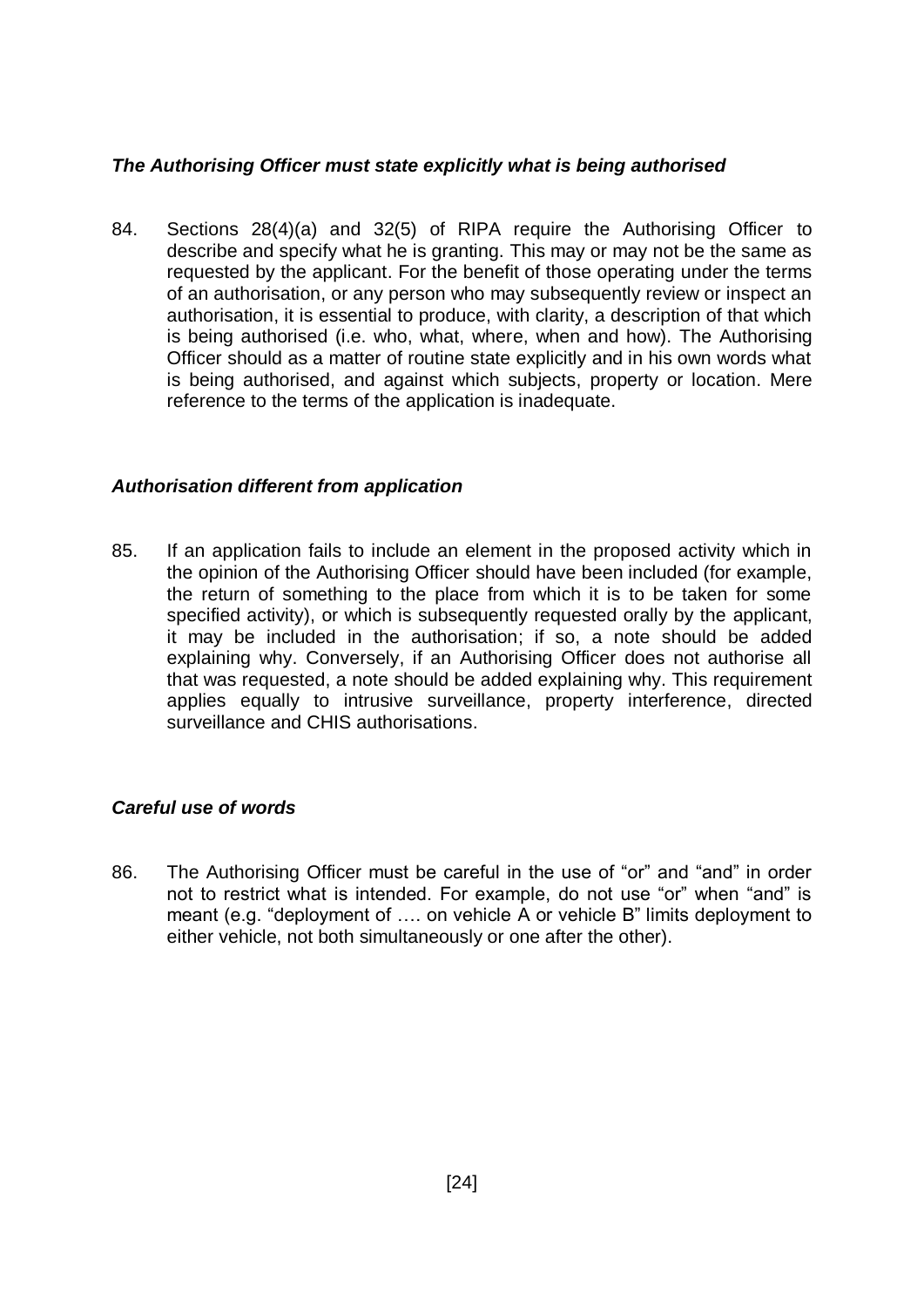### *The Authorising Officer must state explicitly what is being authorised*

84. Sections 28(4)(a) and 32(5) of RIPA require the Authorising Officer to describe and specify what he is granting. This may or may not be the same as requested by the applicant. For the benefit of those operating under the terms of an authorisation, or any person who may subsequently review or inspect an authorisation, it is essential to produce, with clarity, a description of that which is being authorised (i.e. who, what, where, when and how). The Authorising Officer should as a matter of routine state explicitly and in his own words what is being authorised, and against which subjects, property or location. Mere reference to the terms of the application is inadequate.

### *Authorisation different from application*

85. If an application fails to include an element in the proposed activity which in the opinion of the Authorising Officer should have been included (for example, the return of something to the place from which it is to be taken for some specified activity), or which is subsequently requested orally by the applicant, it may be included in the authorisation; if so, a note should be added explaining why. Conversely, if an Authorising Officer does not authorise all that was requested, a note should be added explaining why. This requirement applies equally to intrusive surveillance, property interference, directed surveillance and CHIS authorisations.

### *Careful use of words*

86. The Authorising Officer must be careful in the use of "or" and "and" in order not to restrict what is intended. For example, do not use "or" when "and" is meant (e.g. "deployment of …. on vehicle A or vehicle B" limits deployment to either vehicle, not both simultaneously or one after the other).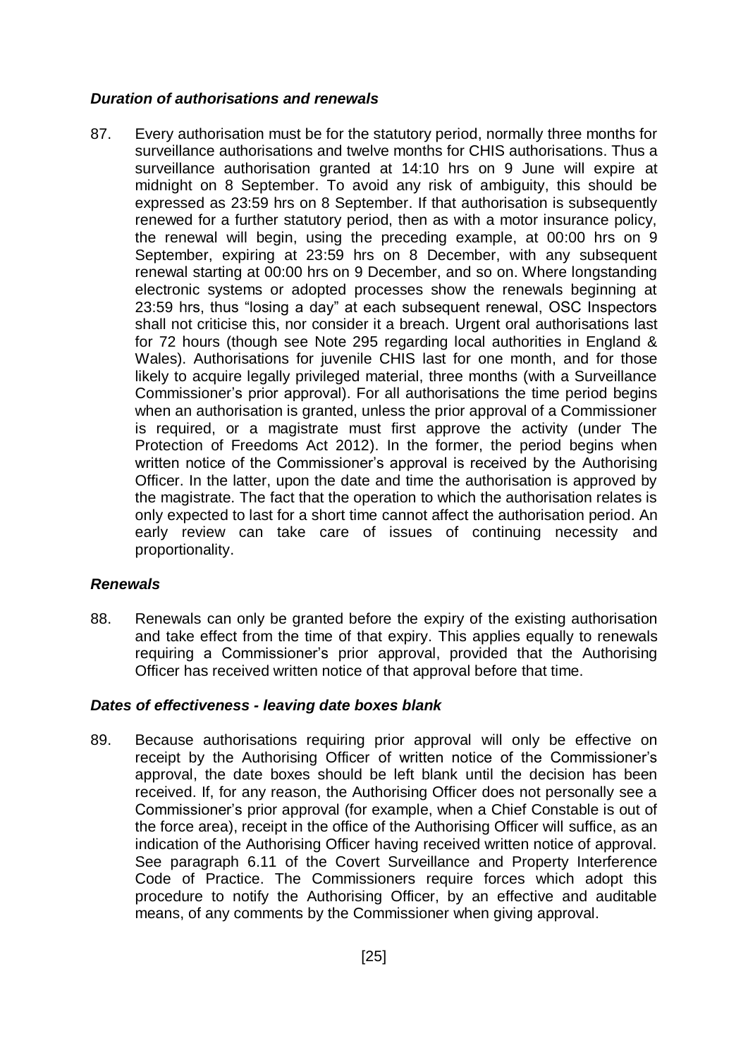### *Duration of authorisations and renewals*

87. Every authorisation must be for the statutory period, normally three months for surveillance authorisations and twelve months for CHIS authorisations. Thus a surveillance authorisation granted at 14:10 hrs on 9 June will expire at midnight on 8 September. To avoid any risk of ambiguity, this should be expressed as 23:59 hrs on 8 September. If that authorisation is subsequently renewed for a further statutory period, then as with a motor insurance policy, the renewal will begin, using the preceding example, at 00:00 hrs on 9 September, expiring at 23:59 hrs on 8 December, with any subsequent renewal starting at 00:00 hrs on 9 December, and so on. Where longstanding electronic systems or adopted processes show the renewals beginning at 23:59 hrs, thus "losing a day" at each subsequent renewal, OSC Inspectors shall not criticise this, nor consider it a breach. Urgent oral authorisations last for 72 hours (though see Note 295 regarding local authorities in England & Wales). Authorisations for juvenile CHIS last for one month, and for those likely to acquire legally privileged material, three months (with a Surveillance Commissioner's prior approval). For all authorisations the time period begins when an authorisation is granted, unless the prior approval of a Commissioner is required, or a magistrate must first approve the activity (under The Protection of Freedoms Act 2012). In the former, the period begins when written notice of the Commissioner's approval is received by the Authorising Officer. In the latter, upon the date and time the authorisation is approved by the magistrate. The fact that the operation to which the authorisation relates is only expected to last for a short time cannot affect the authorisation period. An early review can take care of issues of continuing necessity and proportionality.

### *Renewals*

88. Renewals can only be granted before the expiry of the existing authorisation and take effect from the time of that expiry. This applies equally to renewals requiring a Commissioner's prior approval, provided that the Authorising Officer has received written notice of that approval before that time.

### *Dates of effectiveness - leaving date boxes blank*

89. Because authorisations requiring prior approval will only be effective on receipt by the Authorising Officer of written notice of the Commissioner's approval, the date boxes should be left blank until the decision has been received. If, for any reason, the Authorising Officer does not personally see a Commissioner's prior approval (for example, when a Chief Constable is out of the force area), receipt in the office of the Authorising Officer will suffice, as an indication of the Authorising Officer having received written notice of approval. See paragraph 6.11 of the Covert Surveillance and Property Interference Code of Practice. The Commissioners require forces which adopt this procedure to notify the Authorising Officer, by an effective and auditable means, of any comments by the Commissioner when giving approval.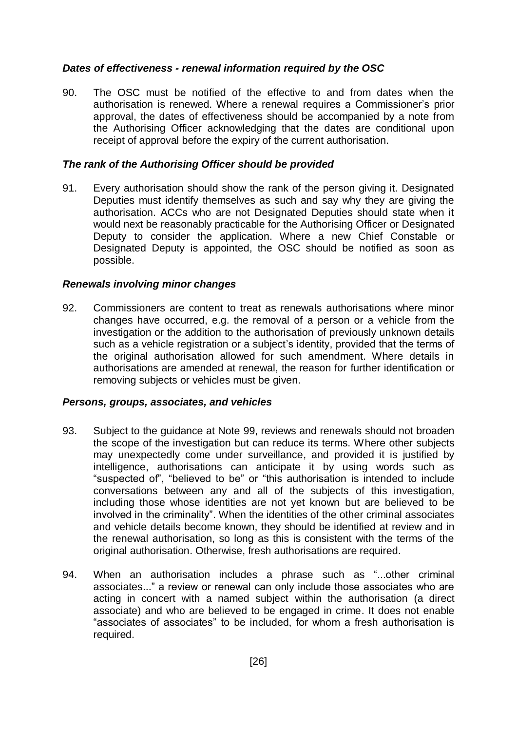### *Dates of effectiveness - renewal information required by the OSC*

90. The OSC must be notified of the effective to and from dates when the authorisation is renewed. Where a renewal requires a Commissioner's prior approval, the dates of effectiveness should be accompanied by a note from the Authorising Officer acknowledging that the dates are conditional upon receipt of approval before the expiry of the current authorisation.

### *The rank of the Authorising Officer should be provided*

91. Every authorisation should show the rank of the person giving it. Designated Deputies must identify themselves as such and say why they are giving the authorisation. ACCs who are not Designated Deputies should state when it would next be reasonably practicable for the Authorising Officer or Designated Deputy to consider the application. Where a new Chief Constable or Designated Deputy is appointed, the OSC should be notified as soon as possible.

### *Renewals involving minor changes*

92. Commissioners are content to treat as renewals authorisations where minor changes have occurred, e.g. the removal of a person or a vehicle from the investigation or the addition to the authorisation of previously unknown details such as a vehicle registration or a subject's identity, provided that the terms of the original authorisation allowed for such amendment. Where details in authorisations are amended at renewal, the reason for further identification or removing subjects or vehicles must be given.

### *Persons, groups, associates, and vehicles*

93. Subject to the guidance at Note 99, reviews and renewals should not broaden the scope of the investigation but can reduce its terms. Where other subjects may unexpectedly come under surveillance, and provided it is justified by intelligence, authorisations can anticipate it by using words such as "suspected of", "believed to be" or "this authorisation is intended to include conversations between any and all of the subjects of this investigation, including those whose identities are not yet known but are believed to be involved in the criminality". When the identities of the other criminal associates and vehicle details become known, they should be identified at review and in the renewal authorisation, so long as this is consistent with the terms of the original authorisation. Otherwise, fresh authorisations are required.

94. When an authorisation includes a phrase such as "...other criminal associates..." a review or renewal can only include those associates who are acting in concert with a named subject within the authorisation (a direct associate) and who are believed to be engaged in crime. It does not enable "associates of associates" to be included, for whom a fresh authorisation is required.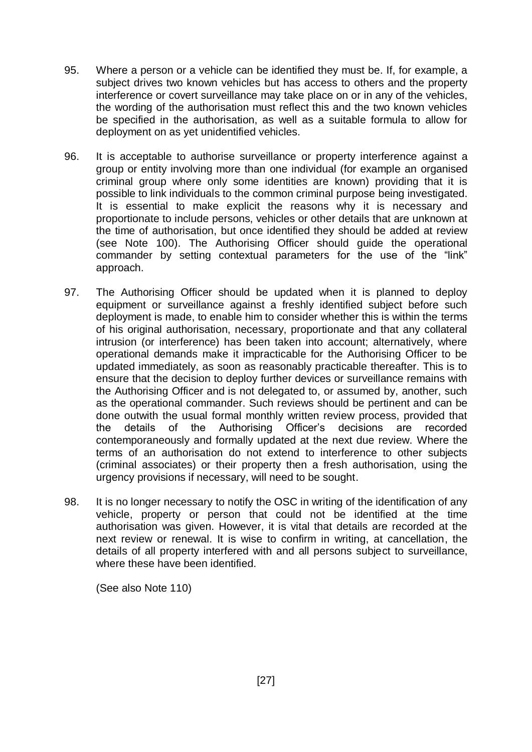95. Where a person or a vehicle can be identified they must be. If, for example, a subject drives two known vehicles but has access to others and the property interference or covert surveillance may take place on or in any of the vehicles, the wording of the authorisation must reflect this and the two known vehicles be specified in the authorisation, as well as a suitable formula to allow for deployment on as yet unidentified vehicles.

96. It is acceptable to authorise surveillance or property interference against a group or entity involving more than one individual (for example an organised criminal group where only some identities are known) providing that it is possible to link individuals to the common criminal purpose being investigated. It is essential to make explicit the reasons why it is necessary and proportionate to include persons, vehicles or other details that are unknown at the time of authorisation, but once identified they should be added at review (see Note 100). The Authorising Officer should guide the operational commander by setting contextual parameters for the use of the "link" approach.

97. The Authorising Officer should be updated when it is planned to deploy equipment or surveillance against a freshly identified subject before such deployment is made, to enable him to consider whether this is within the terms of his original authorisation, necessary, proportionate and that any collateral intrusion (or interference) has been taken into account; alternatively, where operational demands make it impracticable for the Authorising Officer to be updated immediately, as soon as reasonably practicable thereafter. This is to ensure that the decision to deploy further devices or surveillance remains with the Authorising Officer and is not delegated to, or assumed by, another, such as the operational commander. Such reviews should be pertinent and can be done outwith the usual formal monthly written review process, provided that the details of the Authorising Officer's decisions are recorded contemporaneously and formally updated at the next due review. Where the terms of an authorisation do not extend to interference to other subjects (criminal associates) or their property then a fresh authorisation, using the urgency provisions if necessary, will need to be sought.

98. It is no longer necessary to notify the OSC in writing of the identification of any vehicle, property or person that could not be identified at the time authorisation was given. However, it is vital that details are recorded at the next review or renewal. It is wise to confirm in writing, at cancellation, the details of all property interfered with and all persons subject to surveillance, where these have been identified.

(See also Note 110)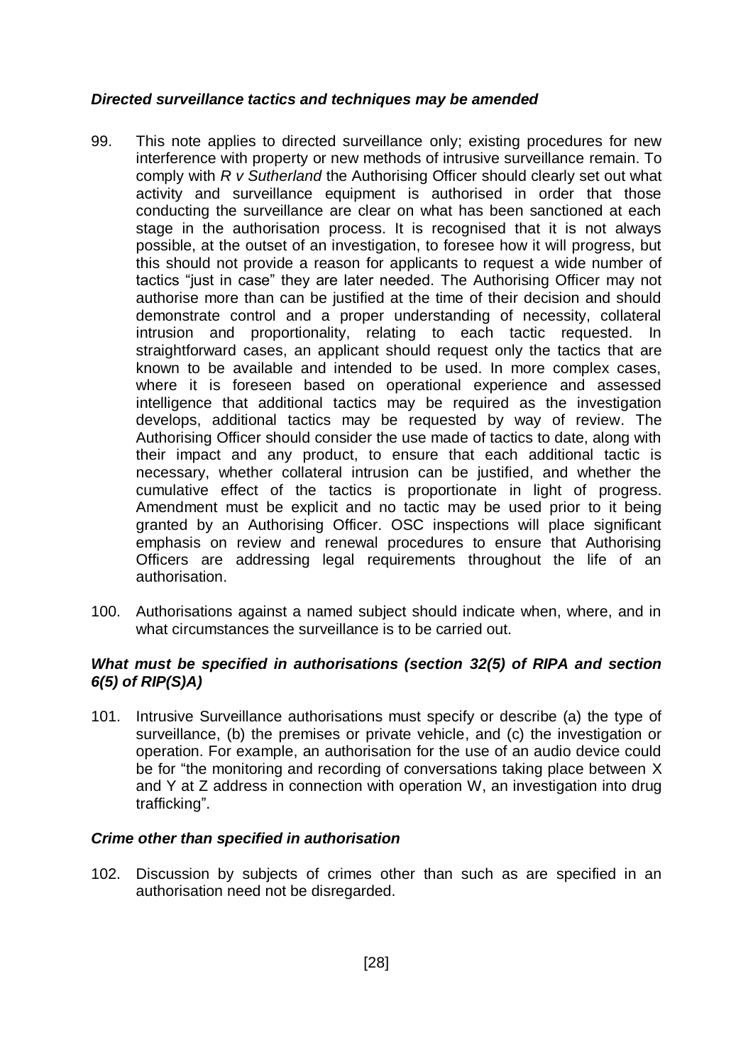### *Directed surveillance tactics and techniques may be amended*

99. This note applies to directed surveillance only; existing procedures for new interference with property or new methods of intrusive surveillance remain. To comply with *R v Sutherland* the Authorising Officer should clearly set out what activity and surveillance equipment is authorised in order that those conducting the surveillance are clear on what has been sanctioned at each stage in the authorisation process. It is recognised that it is not always possible, at the outset of an investigation, to foresee how it will progress, but this should not provide a reason for applicants to request a wide number of tactics "just in case" they are later needed. The Authorising Officer may not authorise more than can be justified at the time of their decision and should demonstrate control and a proper understanding of necessity, collateral intrusion and proportionality, relating to each tactic requested. In straightforward cases, an applicant should request only the tactics that are known to be available and intended to be used. In more complex cases, where it is foreseen based on operational experience and assessed intelligence that additional tactics may be required as the investigation develops, additional tactics may be requested by way of review. The Authorising Officer should consider the use made of tactics to date, along with their impact and any product, to ensure that each additional tactic is necessary, whether collateral intrusion can be justified, and whether the cumulative effect of the tactics is proportionate in light of progress. Amendment must be explicit and no tactic may be used prior to it being granted by an Authorising Officer. OSC inspections will place significant emphasis on review and renewal procedures to ensure that Authorising Officers are addressing legal requirements throughout the life of an authorisation.

100. Authorisations against a named subject should indicate when, where, and in what circumstances the surveillance is to be carried out.

### *What must be specified in authorisations (section 32(5) of RIPA and section 6(5) of RIP(S)A)*

101. Intrusive Surveillance authorisations must specify or describe (a) the type of surveillance, (b) the premises or private vehicle, and (c) the investigation or operation. For example, an authorisation for the use of an audio device could be for "the monitoring and recording of conversations taking place between X and Y at Z address in connection with operation W, an investigation into drug trafficking".

### *Crime other than specified in authorisation*

102. Discussion by subjects of crimes other than such as are specified in an authorisation need not be disregarded.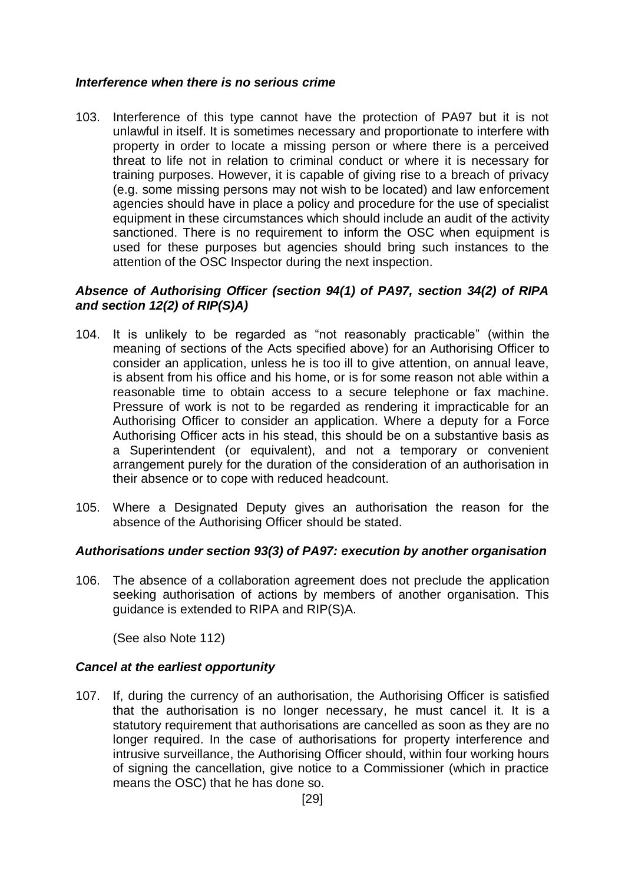### *Interference when there is no serious crime*

103. Interference of this type cannot have the protection of PA97 but it is not unlawful in itself. It is sometimes necessary and proportionate to interfere with property in order to locate a missing person or where there is a perceived threat to life not in relation to criminal conduct or where it is necessary for training purposes. However, it is capable of giving rise to a breach of privacy (e.g. some missing persons may not wish to be located) and law enforcement agencies should have in place a policy and procedure for the use of specialist equipment in these circumstances which should include an audit of the activity sanctioned. There is no requirement to inform the OSC when equipment is used for these purposes but agencies should bring such instances to the attention of the OSC Inspector during the next inspection.

### *Absence of Authorising Officer (section 94(1) of PA97, section 34(2) of RIPA and section 12(2) of RIP(S)A)*

104. It is unlikely to be regarded as "not reasonably practicable" (within the meaning of sections of the Acts specified above) for an Authorising Officer to consider an application, unless he is too ill to give attention, on annual leave, is absent from his office and his home, or is for some reason not able within a reasonable time to obtain access to a secure telephone or fax machine. Pressure of work is not to be regarded as rendering it impracticable for an Authorising Officer to consider an application. Where a deputy for a Force Authorising Officer acts in his stead, this should be on a substantive basis as a Superintendent (or equivalent), and not a temporary or convenient arrangement purely for the duration of the consideration of an authorisation in their absence or to cope with reduced headcount.

105. Where a Designated Deputy gives an authorisation the reason for the absence of the Authorising Officer should be stated.

### *Authorisations under section 93(3) of PA97: execution by another organisation*

106. The absence of a collaboration agreement does not preclude the application seeking authorisation of actions by members of another organisation. This guidance is extended to RIPA and RIP(S)A.

(See also Note 112)

### *Cancel at the earliest opportunity*

107. If, during the currency of an authorisation, the Authorising Officer is satisfied that the authorisation is no longer necessary, he must cancel it. It is a statutory requirement that authorisations are cancelled as soon as they are no longer required. In the case of authorisations for property interference and intrusive surveillance, the Authorising Officer should, within four working hours of signing the cancellation, give notice to a Commissioner (which in practice means the OSC) that he has done so.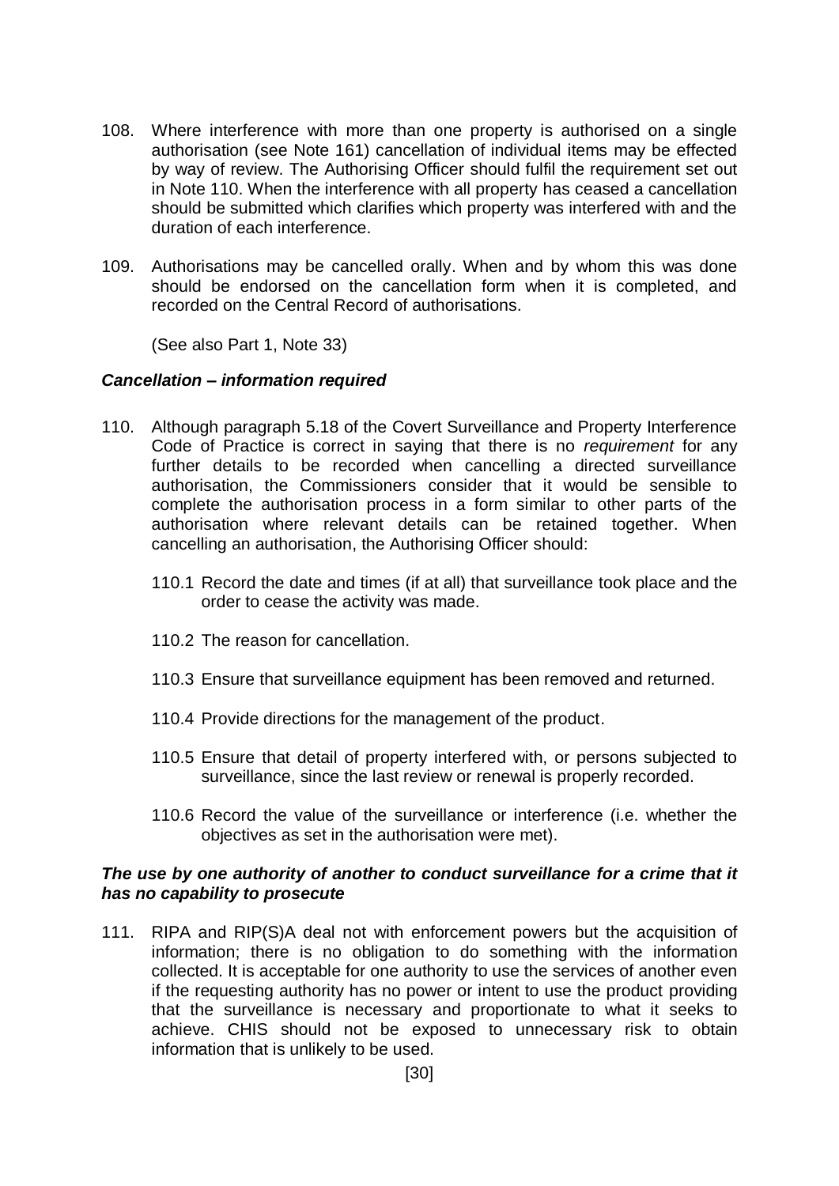108. Where interference with more than one property is authorised on a single authorisation (see Note 161) cancellation of individual items may be effected by way of review. The Authorising Officer should fulfil the requirement set out in Note 110. When the interference with all property has ceased a cancellation should be submitted which clarifies which property was interfered with and the duration of each interference.

109. Authorisations may be cancelled orally. When and by whom this was done should be endorsed on the cancellation form when it is completed, and recorded on the Central Record of authorisations.

     (See also Part 1, Note 33)

### *Cancellation – information required*

110. Although paragraph 5.18 of the Covert Surveillance and Property Interference Code of Practice is correct in saying that there is no *requirement* for any further details to be recorded when cancelling a directed surveillance authorisation, the Commissioners consider that it would be sensible to complete the authorisation process in a form similar to other parts of the authorisation where relevant details can be retained together. When cancelling an authorisation, the Authorising Officer should:

     110.1 Record the date and times (if at all) that surveillance took place and the order to cease the activity was made.

     110.2 The reason for cancellation.

     110.3 Ensure that surveillance equipment has been removed and returned.

     110.4 Provide directions for the management of the product.

     110.5 Ensure that detail of property interfered with, or persons subjected to surveillance, since the last review or renewal is properly recorded.

     110.6 Record the value of the surveillance or interference (i.e. whether the objectives as set in the authorisation were met).

### *The use by one authority of another to conduct surveillance for a crime that it has no capability to prosecute*

111. RIPA and RIP(S)A deal not with enforcement powers but the acquisition of information; there is no obligation to do something with the information collected. It is acceptable for one authority to use the services of another even if the requesting authority has no power or intent to use the product providing that the surveillance is necessary and proportionate to what it seeks to achieve. CHIS should not be exposed to unnecessary risk to obtain information that is unlikely to be used.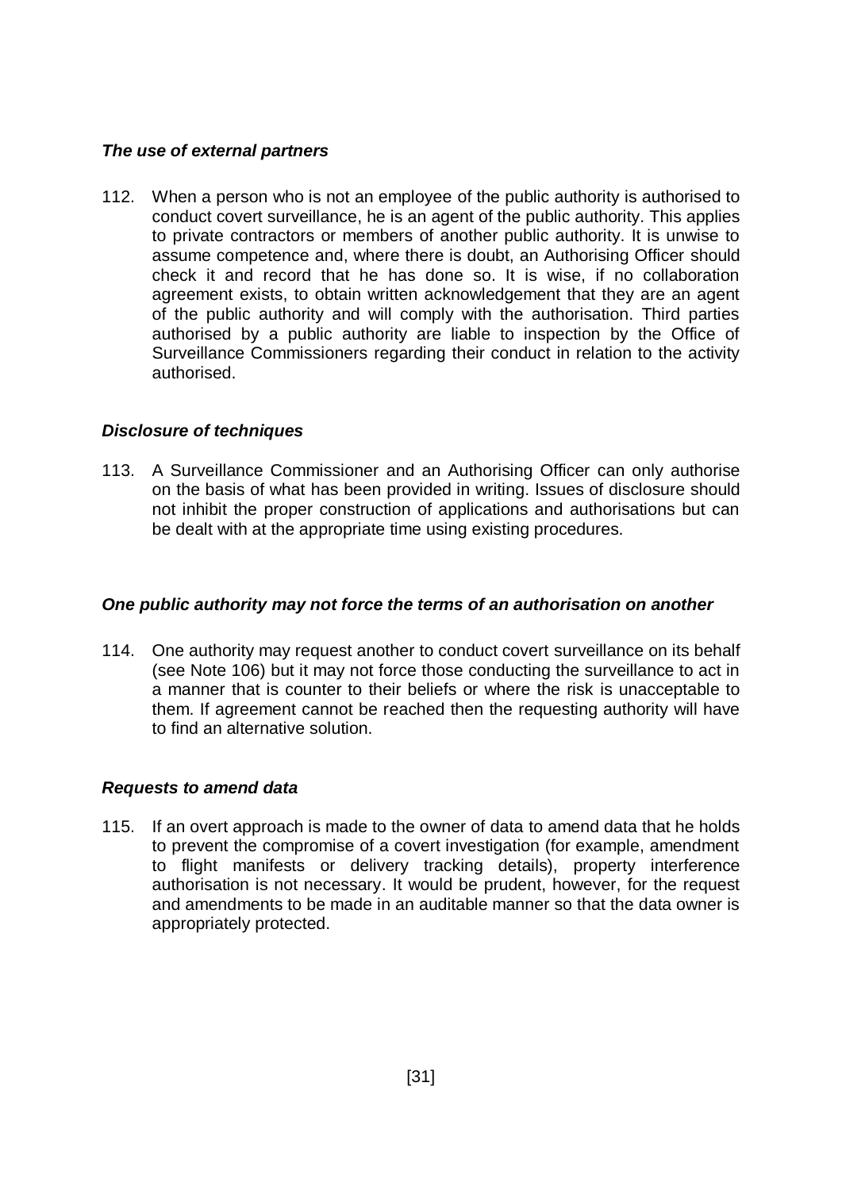***The use of external partners***

112. When a person who is not an employee of the public authority is authorised to conduct covert surveillance, he is an agent of the public authority. This applies to private contractors or members of another public authority. It is unwise to assume competence and, where there is doubt, an Authorising Officer should check it and record that he has done so. It is wise, if no collaboration agreement exists, to obtain written acknowledgement that they are an agent of the public authority and will comply with the authorisation. Third parties authorised by a public authority are liable to inspection by the Office of Surveillance Commissioners regarding their conduct in relation to the activity authorised.

***Disclosure of techniques***

113. A Surveillance Commissioner and an Authorising Officer can only authorise on the basis of what has been provided in writing. Issues of disclosure should not inhibit the proper construction of applications and authorisations but can be dealt with at the appropriate time using existing procedures.

***One public authority may not force the terms of an authorisation on another***

114. One authority may request another to conduct covert surveillance on its behalf (see Note 106) but it may not force those conducting the surveillance to act in a manner that is counter to their beliefs or where the risk is unacceptable to them. If agreement cannot be reached then the requesting authority will have to find an alternative solution.

***Requests to amend data***

115. If an overt approach is made to the owner of data to amend data that he holds to prevent the compromise of a covert investigation (for example, amendment to flight manifests or delivery tracking details), property interference authorisation is not necessary. It would be prudent, however, for the request and amendments to be made in an auditable manner so that the data owner is appropriately protected.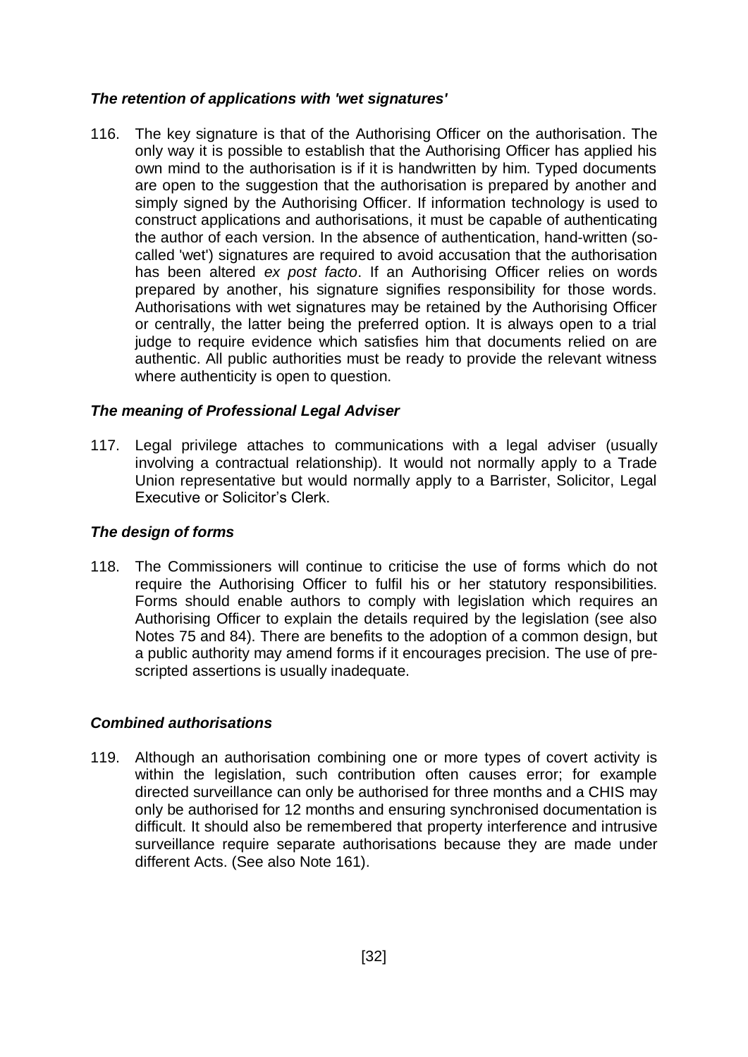### *The retention of applications with 'wet signatures'*

116. The key signature is that of the Authorising Officer on the authorisation. The only way it is possible to establish that the Authorising Officer has applied his own mind to the authorisation is if it is handwritten by him. Typed documents are open to the suggestion that the authorisation is prepared by another and simply signed by the Authorising Officer. If information technology is used to construct applications and authorisations, it must be capable of authenticating the author of each version. In the absence of authentication, hand-written (so-called 'wet') signatures are required to avoid accusation that the authorisation has been altered *ex post facto*. If an Authorising Officer relies on words prepared by another, his signature signifies responsibility for those words. Authorisations with wet signatures may be retained by the Authorising Officer or centrally, the latter being the preferred option. It is always open to a trial judge to require evidence which satisfies him that documents relied on are authentic. All public authorities must be ready to provide the relevant witness where authenticity is open to question.

### *The meaning of Professional Legal Adviser*

117. Legal privilege attaches to communications with a legal adviser (usually involving a contractual relationship). It would not normally apply to a Trade Union representative but would normally apply to a Barrister, Solicitor, Legal Executive or Solicitor's Clerk.

### *The design of forms*

118. The Commissioners will continue to criticise the use of forms which do not require the Authorising Officer to fulfil his or her statutory responsibilities. Forms should enable authors to comply with legislation which requires an Authorising Officer to explain the details required by the legislation (see also Notes 75 and 84). There are benefits to the adoption of a common design, but a public authority may amend forms if it encourages precision. The use of pre-scripted assertions is usually inadequate.

### *Combined authorisations*

119. Although an authorisation combining one or more types of covert activity is within the legislation, such contribution often causes error; for example directed surveillance can only be authorised for three months and a CHIS may only be authorised for 12 months and ensuring synchronised documentation is difficult. It should also be remembered that property interference and intrusive surveillance require separate authorisations because they are made under different Acts. (See also Note 161).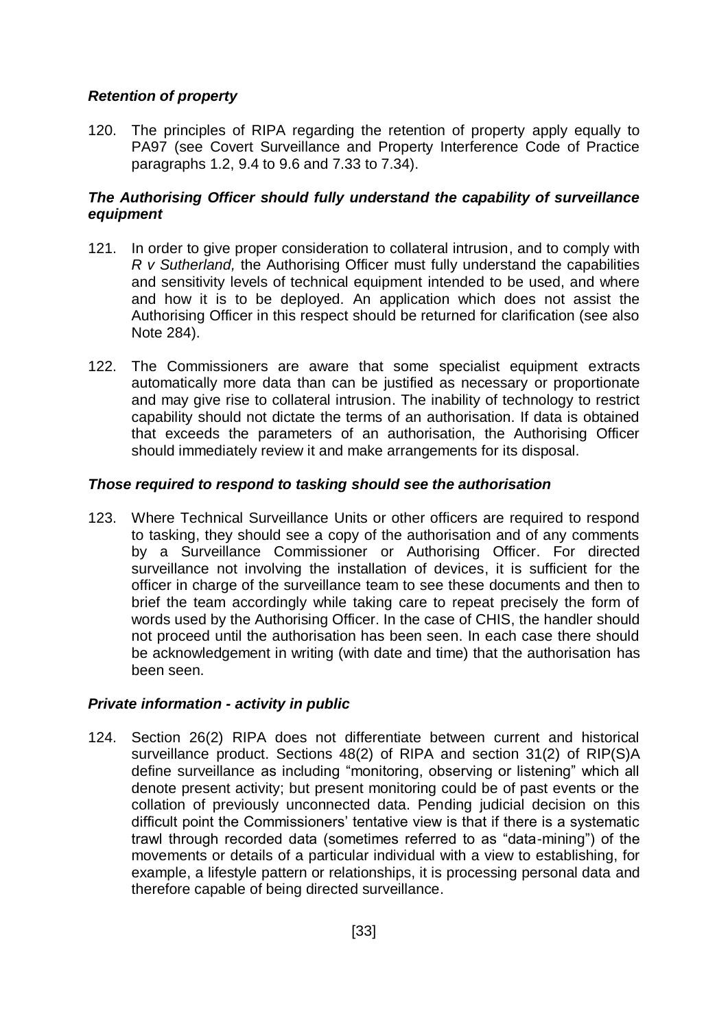### *Retention of property*

120. The principles of RIPA regarding the retention of property apply equally to PA97 (see Covert Surveillance and Property Interference Code of Practice paragraphs 1.2, 9.4 to 9.6 and 7.33 to 7.34).

### *The Authorising Officer should fully understand the capability of surveillance equipment*

121. In order to give proper consideration to collateral intrusion, and to comply with *R v Sutherland,* the Authorising Officer must fully understand the capabilities and sensitivity levels of technical equipment intended to be used, and where and how it is to be deployed. An application which does not assist the Authorising Officer in this respect should be returned for clarification (see also Note 284).

122. The Commissioners are aware that some specialist equipment extracts automatically more data than can be justified as necessary or proportionate and may give rise to collateral intrusion. The inability of technology to restrict capability should not dictate the terms of an authorisation. If data is obtained that exceeds the parameters of an authorisation, the Authorising Officer should immediately review it and make arrangements for its disposal.

### *Those required to respond to tasking should see the authorisation*

123. Where Technical Surveillance Units or other officers are required to respond to tasking, they should see a copy of the authorisation and of any comments by a Surveillance Commissioner or Authorising Officer. For directed surveillance not involving the installation of devices, it is sufficient for the officer in charge of the surveillance team to see these documents and then to brief the team accordingly while taking care to repeat precisely the form of words used by the Authorising Officer. In the case of CHIS, the handler should not proceed until the authorisation has been seen. In each case there should be acknowledgement in writing (with date and time) that the authorisation has been seen.

### *Private information - activity in public*

124. Section 26(2) RIPA does not differentiate between current and historical surveillance product. Sections 48(2) of RIPA and section 31(2) of RIP(S)A define surveillance as including "monitoring, observing or listening" which all denote present activity; but present monitoring could be of past events or the collation of previously unconnected data. Pending judicial decision on this difficult point the Commissioners' tentative view is that if there is a systematic trawl through recorded data (sometimes referred to as "data-mining") of the movements or details of a particular individual with a view to establishing, for example, a lifestyle pattern or relationships, it is processing personal data and therefore capable of being directed surveillance.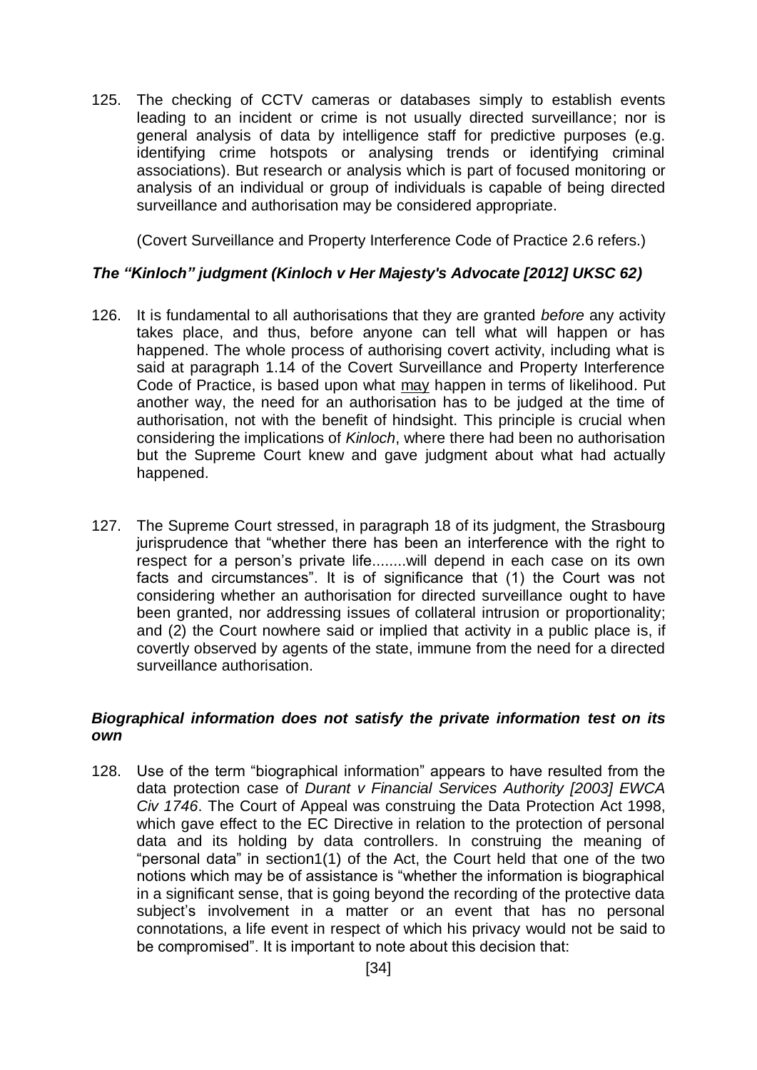125. The checking of CCTV cameras or databases simply to establish events leading to an incident or crime is not usually directed surveillance; nor is general analysis of data by intelligence staff for predictive purposes (e.g. identifying crime hotspots or analysing trends or identifying criminal associations). But research or analysis which is part of focused monitoring or analysis of an individual or group of individuals is capable of being directed surveillance and authorisation may be considered appropriate.

(Covert Surveillance and Property Interference Code of Practice 2.6 refers.)

### *The "Kinloch" judgment (Kinloch v Her Majesty's Advocate [2012] UKSC 62)*

126. It is fundamental to all authorisations that they are granted *before* any activity takes place, and thus, before anyone can tell what will happen or has happened. The whole process of authorising covert activity, including what is said at paragraph 1.14 of the Covert Surveillance and Property Interference Code of Practice, is based upon what <u>may</u> happen in terms of likelihood. Put another way, the need for an authorisation has to be judged at the time of authorisation, not with the benefit of hindsight. This principle is crucial when considering the implications of *Kinloch*, where there had been no authorisation but the Supreme Court knew and gave judgment about what had actually happened.

127. The Supreme Court stressed, in paragraph 18 of its judgment, the Strasbourg jurisprudence that "whether there has been an interference with the right to respect for a person's private life........will depend in each case on its own facts and circumstances". It is of significance that (1) the Court was not considering whether an authorisation for directed surveillance ought to have been granted, nor addressing issues of collateral intrusion or proportionality; and (2) the Court nowhere said or implied that activity in a public place is, if covertly observed by agents of the state, immune from the need for a directed surveillance authorisation.

### *Biographical information does not satisfy the private information test on its own*

128. Use of the term "biographical information" appears to have resulted from the data protection case of *Durant v Financial Services Authority [2003] EWCA Civ 1746*. The Court of Appeal was construing the Data Protection Act 1998, which gave effect to the EC Directive in relation to the protection of personal data and its holding by data controllers. In construing the meaning of "personal data" in section1(1) of the Act, the Court held that one of the two notions which may be of assistance is "whether the information is biographical in a significant sense, that is going beyond the recording of the protective data subject's involvement in a matter or an event that has no personal connotations, a life event in respect of which his privacy would not be said to be compromised". It is important to note about this decision that: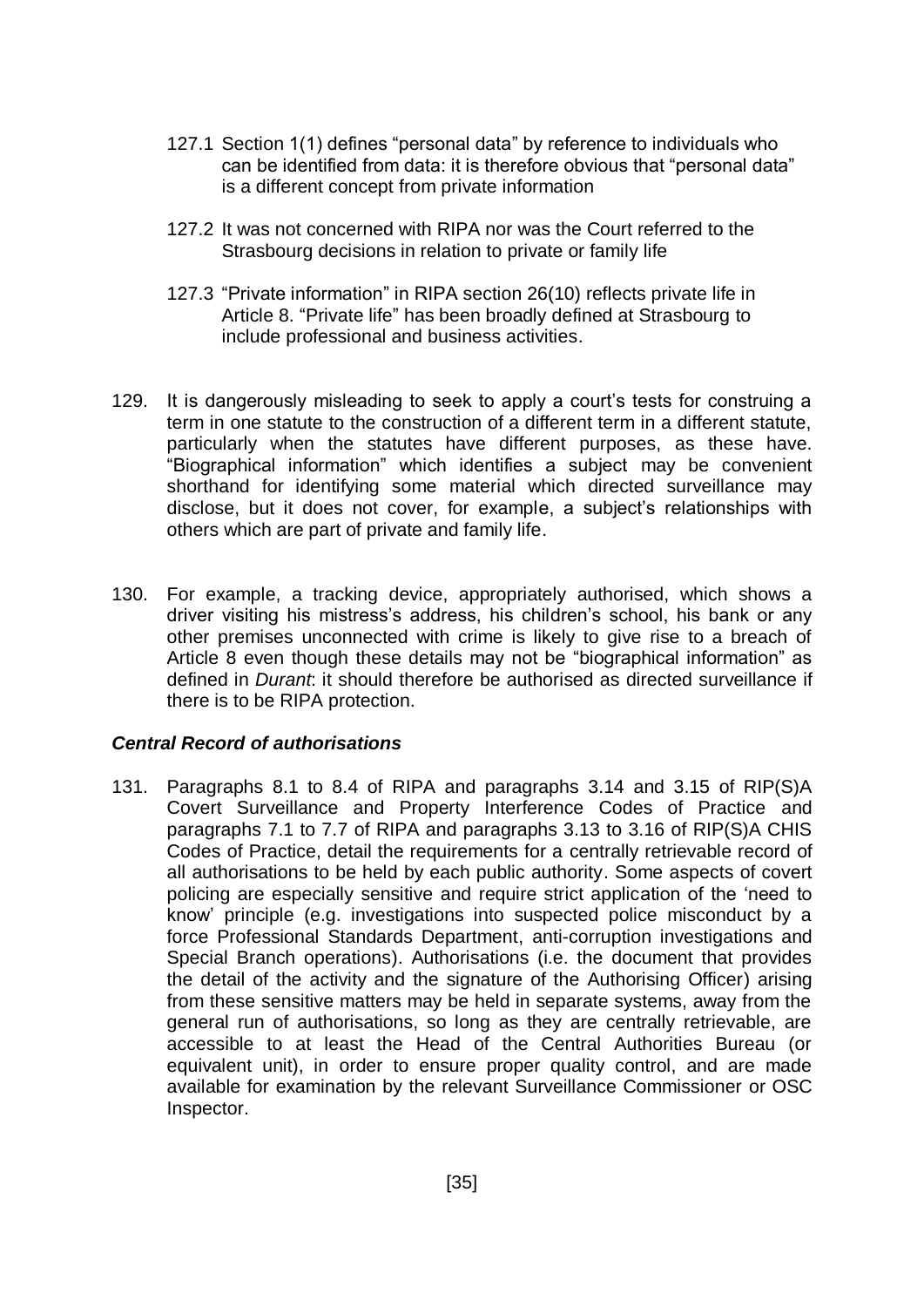127.1 Section 1(1) defines "personal data" by reference to individuals who can be identified from data: it is therefore obvious that "personal data" is a different concept from private information

127.2 It was not concerned with RIPA nor was the Court referred to the Strasbourg decisions in relation to private or family life

127.3 "Private information" in RIPA section 26(10) reflects private life in Article 8. "Private life" has been broadly defined at Strasbourg to include professional and business activities.

129. It is dangerously misleading to seek to apply a court's tests for construing a term in one statute to the construction of a different term in a different statute, particularly when the statutes have different purposes, as these have. "Biographical information" which identifies a subject may be convenient shorthand for identifying some material which directed surveillance may disclose, but it does not cover, for example, a subject's relationships with others which are part of private and family life.

130. For example, a tracking device, appropriately authorised, which shows a driver visiting his mistress's address, his children's school, his bank or any other premises unconnected with crime is likely to give rise to a breach of Article 8 even though these details may not be "biographical information" as defined in *Durant*: it should therefore be authorised as directed surveillance if there is to be RIPA protection.

### *Central Record of authorisations*

131. Paragraphs 8.1 to 8.4 of RIPA and paragraphs 3.14 and 3.15 of RIP(S)A Covert Surveillance and Property Interference Codes of Practice and paragraphs 7.1 to 7.7 of RIPA and paragraphs 3.13 to 3.16 of RIP(S)A CHIS Codes of Practice, detail the requirements for a centrally retrievable record of all authorisations to be held by each public authority. Some aspects of covert policing are especially sensitive and require strict application of the 'need to know' principle (e.g. investigations into suspected police misconduct by a force Professional Standards Department, anti-corruption investigations and Special Branch operations). Authorisations (i.e. the document that provides the detail of the activity and the signature of the Authorising Officer) arising from these sensitive matters may be held in separate systems, away from the general run of authorisations, so long as they are centrally retrievable, are accessible to at least the Head of the Central Authorities Bureau (or equivalent unit), in order to ensure proper quality control, and are made available for examination by the relevant Surveillance Commissioner or OSC Inspector.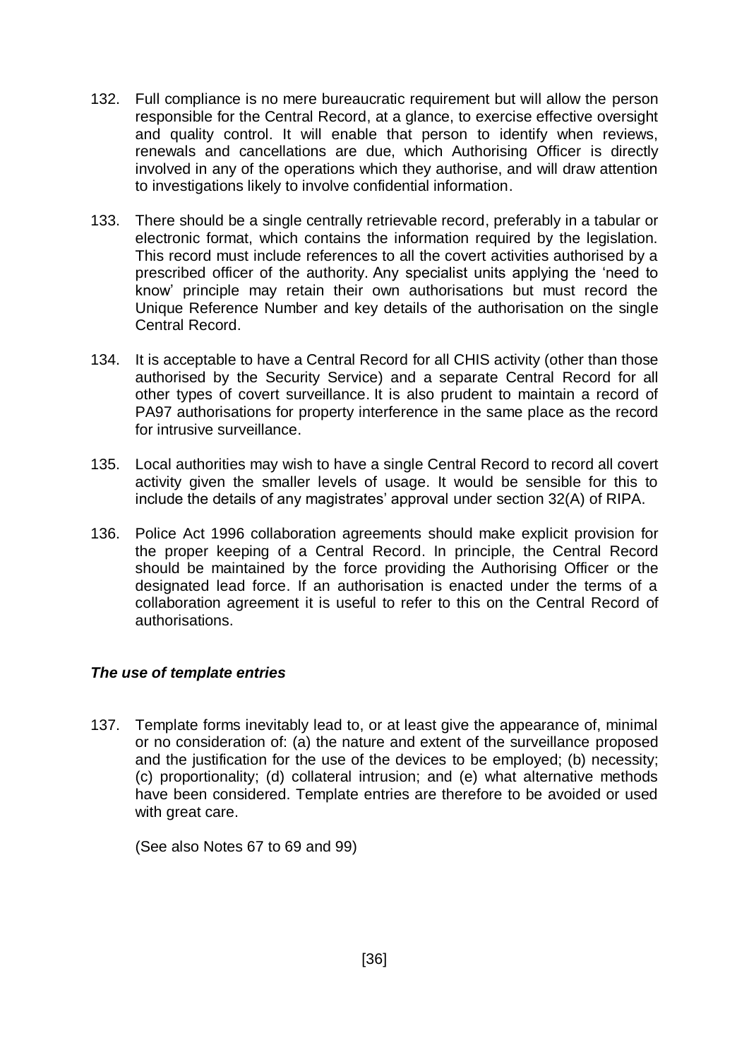132. Full compliance is no mere bureaucratic requirement but will allow the person responsible for the Central Record, at a glance, to exercise effective oversight and quality control. It will enable that person to identify when reviews, renewals and cancellations are due, which Authorising Officer is directly involved in any of the operations which they authorise, and will draw attention to investigations likely to involve confidential information.

133. There should be a single centrally retrievable record, preferably in a tabular or electronic format, which contains the information required by the legislation. This record must include references to all the covert activities authorised by a prescribed officer of the authority. Any specialist units applying the 'need to know' principle may retain their own authorisations but must record the Unique Reference Number and key details of the authorisation on the single Central Record.

134. It is acceptable to have a Central Record for all CHIS activity (other than those authorised by the Security Service) and a separate Central Record for all other types of covert surveillance. It is also prudent to maintain a record of PA97 authorisations for property interference in the same place as the record for intrusive surveillance.

135. Local authorities may wish to have a single Central Record to record all covert activity given the smaller levels of usage. It would be sensible for this to include the details of any magistrates' approval under section 32(A) of RIPA.

136. Police Act 1996 collaboration agreements should make explicit provision for the proper keeping of a Central Record. In principle, the Central Record should be maintained by the force providing the Authorising Officer or the designated lead force. If an authorisation is enacted under the terms of a collaboration agreement it is useful to refer to this on the Central Record of authorisations.

### *The use of template entries*

137. Template forms inevitably lead to, or at least give the appearance of, minimal or no consideration of: (a) the nature and extent of the surveillance proposed and the justification for the use of the devices to be employed; (b) necessity; (c) proportionality; (d) collateral intrusion; and (e) what alternative methods have been considered. Template entries are therefore to be avoided or used with great care.

(See also Notes 67 to 69 and 99)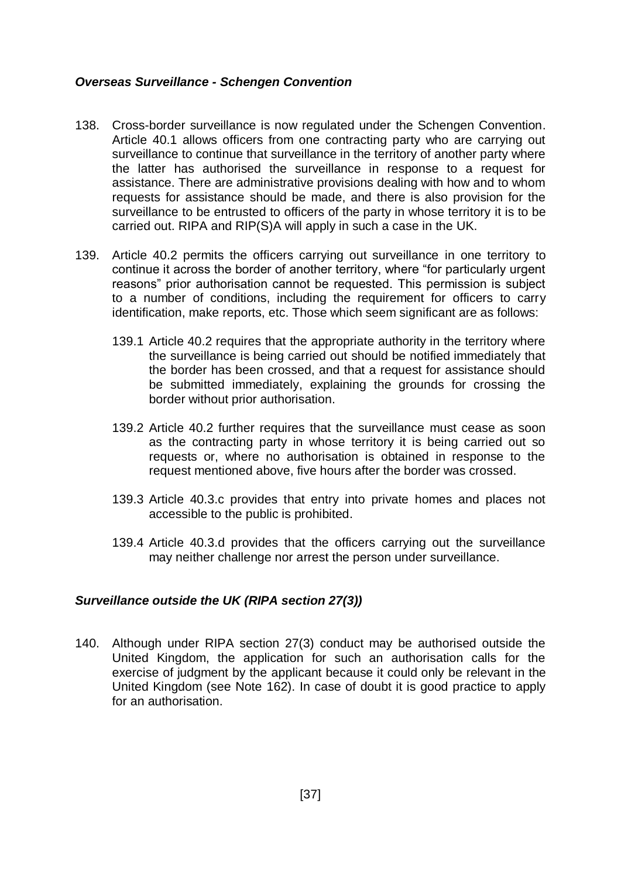### *Overseas Surveillance - Schengen Convention*

138. Cross-border surveillance is now regulated under the Schengen Convention. Article 40.1 allows officers from one contracting party who are carrying out surveillance to continue that surveillance in the territory of another party where the latter has authorised the surveillance in response to a request for assistance. There are administrative provisions dealing with how and to whom requests for assistance should be made, and there is also provision for the surveillance to be entrusted to officers of the party in whose territory it is to be carried out. RIPA and RIP(S)A will apply in such a case in the UK.

139. Article 40.2 permits the officers carrying out surveillance in one territory to continue it across the border of another territory, where "for particularly urgent reasons" prior authorisation cannot be requested. This permission is subject to a number of conditions, including the requirement for officers to carry identification, make reports, etc. Those which seem significant are as follows:

    139.1 Article 40.2 requires that the appropriate authority in the territory where the surveillance is being carried out should be notified immediately that the border has been crossed, and that a request for assistance should be submitted immediately, explaining the grounds for crossing the border without prior authorisation.

    139.2 Article 40.2 further requires that the surveillance must cease as soon as the contracting party in whose territory it is being carried out so requests or, where no authorisation is obtained in response to the request mentioned above, five hours after the border was crossed.

    139.3 Article 40.3.c provides that entry into private homes and places not accessible to the public is prohibited.

    139.4 Article 40.3.d provides that the officers carrying out the surveillance may neither challenge nor arrest the person under surveillance.

### *Surveillance outside the UK (RIPA section 27(3))*

140. Although under RIPA section 27(3) conduct may be authorised outside the United Kingdom, the application for such an authorisation calls for the exercise of judgment by the applicant because it could only be relevant in the United Kingdom (see Note 162). In case of doubt it is good practice to apply for an authorisation.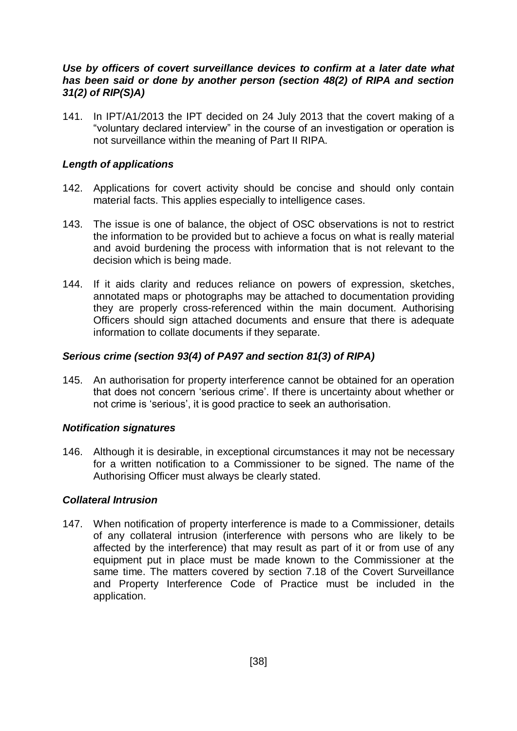### *Use by officers of covert surveillance devices to confirm at a later date what has been said or done by another person (section 48(2) of RIPA and section 31(2) of RIP(S)A)*

141. In IPT/A1/2013 the IPT decided on 24 July 2013 that the covert making of a "voluntary declared interview" in the course of an investigation or operation is not surveillance within the meaning of Part II RIPA.

### *Length of applications*

142. Applications for covert activity should be concise and should only contain material facts. This applies especially to intelligence cases.

143. The issue is one of balance, the object of OSC observations is not to restrict the information to be provided but to achieve a focus on what is really material and avoid burdening the process with information that is not relevant to the decision which is being made.

144. If it aids clarity and reduces reliance on powers of expression, sketches, annotated maps or photographs may be attached to documentation providing they are properly cross-referenced within the main document. Authorising Officers should sign attached documents and ensure that there is adequate information to collate documents if they separate.

### *Serious crime (section 93(4) of PA97 and section 81(3) of RIPA)*

145. An authorisation for property interference cannot be obtained for an operation that does not concern 'serious crime'. If there is uncertainty about whether or not crime is 'serious', it is good practice to seek an authorisation.

### *Notification signatures*

146. Although it is desirable, in exceptional circumstances it may not be necessary for a written notification to a Commissioner to be signed. The name of the Authorising Officer must always be clearly stated.

### *Collateral Intrusion*

147. When notification of property interference is made to a Commissioner, details of any collateral intrusion (interference with persons who are likely to be affected by the interference) that may result as part of it or from use of any equipment put in place must be made known to the Commissioner at the same time. The matters covered by section 7.18 of the Covert Surveillance and Property Interference Code of Practice must be included in the application.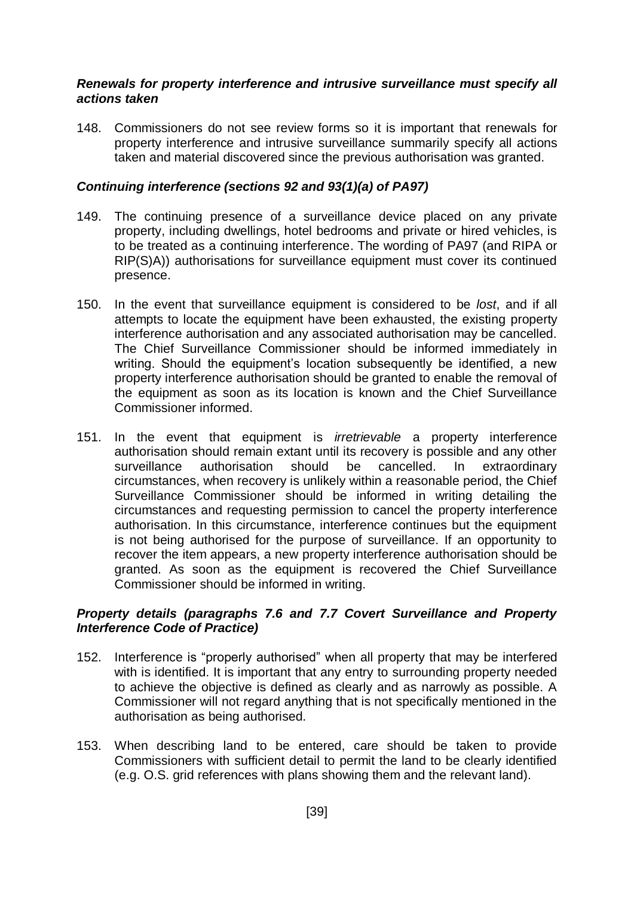### ***Renewals for property interference and intrusive surveillance must specify all actions taken***

148. Commissioners do not see review forms so it is important that renewals for property interference and intrusive surveillance summarily specify all actions taken and material discovered since the previous authorisation was granted.

### ***Continuing interference (sections 92 and 93(1)(a) of PA97)***

149. The continuing presence of a surveillance device placed on any private property, including dwellings, hotel bedrooms and private or hired vehicles, is to be treated as a continuing interference. The wording of PA97 (and RIPA or RIP(S)A)) authorisations for surveillance equipment must cover its continued presence.

150. In the event that surveillance equipment is considered to be *lost*, and if all attempts to locate the equipment have been exhausted, the existing property interference authorisation and any associated authorisation may be cancelled. The Chief Surveillance Commissioner should be informed immediately in writing. Should the equipment's location subsequently be identified, a new property interference authorisation should be granted to enable the removal of the equipment as soon as its location is known and the Chief Surveillance Commissioner informed.

151. In the event that equipment is *irretrievable* a property interference authorisation should remain extant until its recovery is possible and any other surveillance authorisation should be cancelled. In extraordinary circumstances, when recovery is unlikely within a reasonable period, the Chief Surveillance Commissioner should be informed in writing detailing the circumstances and requesting permission to cancel the property interference authorisation. In this circumstance, interference continues but the equipment is not being authorised for the purpose of surveillance. If an opportunity to recover the item appears, a new property interference authorisation should be granted. As soon as the equipment is recovered the Chief Surveillance Commissioner should be informed in writing.

### ***Property details (paragraphs 7.6 and 7.7 Covert Surveillance and Property Interference Code of Practice)***

152. Interference is "properly authorised" when all property that may be interfered with is identified. It is important that any entry to surrounding property needed to achieve the objective is defined as clearly and as narrowly as possible. A Commissioner will not regard anything that is not specifically mentioned in the authorisation as being authorised.

153. When describing land to be entered, care should be taken to provide Commissioners with sufficient detail to permit the land to be clearly identified (e.g. O.S. grid references with plans showing them and the relevant land).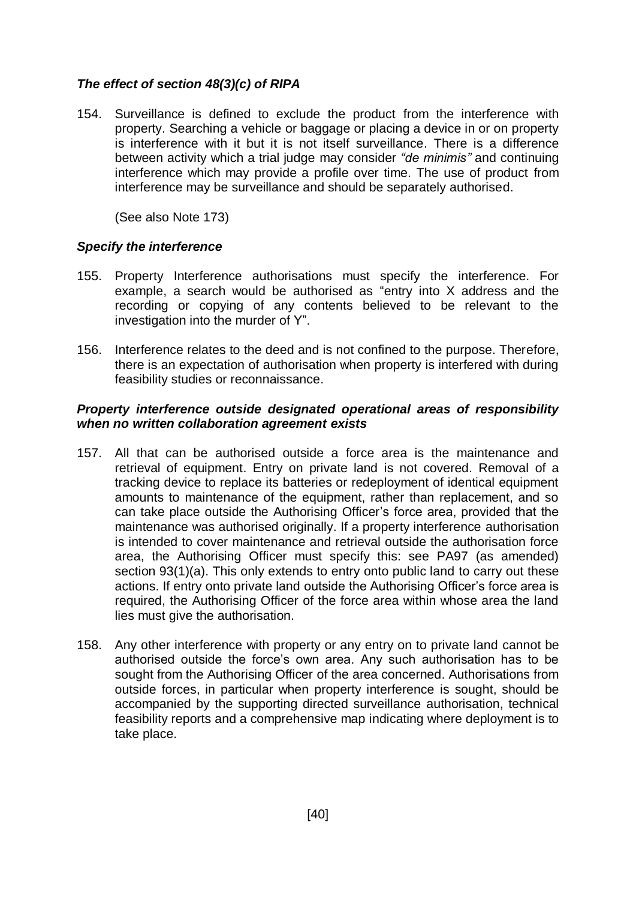### *The effect of section 48(3)(c) of RIPA*

154. Surveillance is defined to exclude the product from the interference with property. Searching a vehicle or baggage or placing a device in or on property is interference with it but it is not itself surveillance. There is a difference between activity which a trial judge may consider *"de minimis"* and continuing interference which may provide a profile over time. The use of product from interference may be surveillance and should be separately authorised.

    (See also Note 173)

### *Specify the interference*

155. Property Interference authorisations must specify the interference. For example, a search would be authorised as "entry into X address and the recording or copying of any contents believed to be relevant to the investigation into the murder of Y".

156. Interference relates to the deed and is not confined to the purpose. Therefore, there is an expectation of authorisation when property is interfered with during feasibility studies or reconnaissance.

### *Property interference outside designated operational areas of responsibility when no written collaboration agreement exists*

157. All that can be authorised outside a force area is the maintenance and retrieval of equipment. Entry on private land is not covered. Removal of a tracking device to replace its batteries or redeployment of identical equipment amounts to maintenance of the equipment, rather than replacement, and so can take place outside the Authorising Officer's force area, provided that the maintenance was authorised originally. If a property interference authorisation is intended to cover maintenance and retrieval outside the authorisation force area, the Authorising Officer must specify this: see PA97 (as amended) section 93(1)(a). This only extends to entry onto public land to carry out these actions. If entry onto private land outside the Authorising Officer's force area is required, the Authorising Officer of the force area within whose area the land lies must give the authorisation.

158. Any other interference with property or any entry on to private land cannot be authorised outside the force's own area. Any such authorisation has to be sought from the Authorising Officer of the area concerned. Authorisations from outside forces, in particular when property interference is sought, should be accompanied by the supporting directed surveillance authorisation, technical feasibility reports and a comprehensive map indicating where deployment is to take place.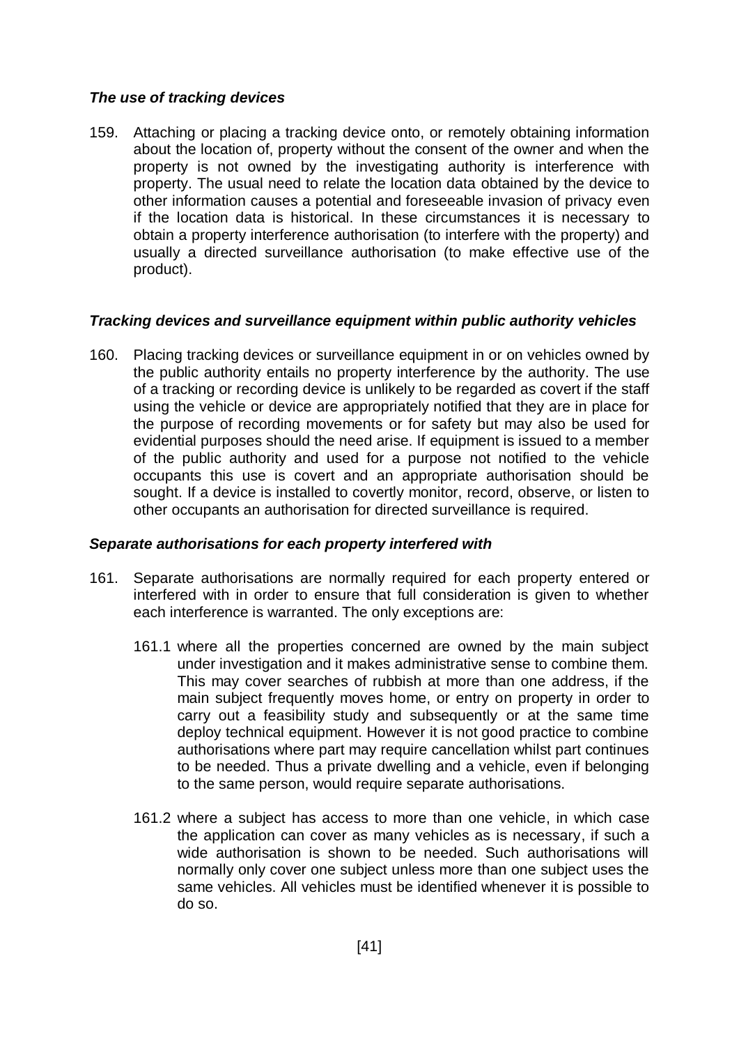### *The use of tracking devices*

159. Attaching or placing a tracking device onto, or remotely obtaining information about the location of, property without the consent of the owner and when the property is not owned by the investigating authority is interference with property. The usual need to relate the location data obtained by the device to other information causes a potential and foreseeable invasion of privacy even if the location data is historical. In these circumstances it is necessary to obtain a property interference authorisation (to interfere with the property) and usually a directed surveillance authorisation (to make effective use of the product).

### *Tracking devices and surveillance equipment within public authority vehicles*

160. Placing tracking devices or surveillance equipment in or on vehicles owned by the public authority entails no property interference by the authority. The use of a tracking or recording device is unlikely to be regarded as covert if the staff using the vehicle or device are appropriately notified that they are in place for the purpose of recording movements or for safety but may also be used for evidential purposes should the need arise. If equipment is issued to a member of the public authority and used for a purpose not notified to the vehicle occupants this use is covert and an appropriate authorisation should be sought. If a device is installed to covertly monitor, record, observe, or listen to other occupants an authorisation for directed surveillance is required.

### *Separate authorisations for each property interfered with*

161. Separate authorisations are normally required for each property entered or interfered with in order to ensure that full consideration is given to whether each interference is warranted. The only exceptions are:

    161.1 where all the properties concerned are owned by the main subject under investigation and it makes administrative sense to combine them. This may cover searches of rubbish at more than one address, if the main subject frequently moves home, or entry on property in order to carry out a feasibility study and subsequently or at the same time deploy technical equipment. However it is not good practice to combine authorisations where part may require cancellation whilst part continues to be needed. Thus a private dwelling and a vehicle, even if belonging to the same person, would require separate authorisations.

    161.2 where a subject has access to more than one vehicle, in which case the application can cover as many vehicles as is necessary, if such a wide authorisation is shown to be needed. Such authorisations will normally only cover one subject unless more than one subject uses the same vehicles. All vehicles must be identified whenever it is possible to do so.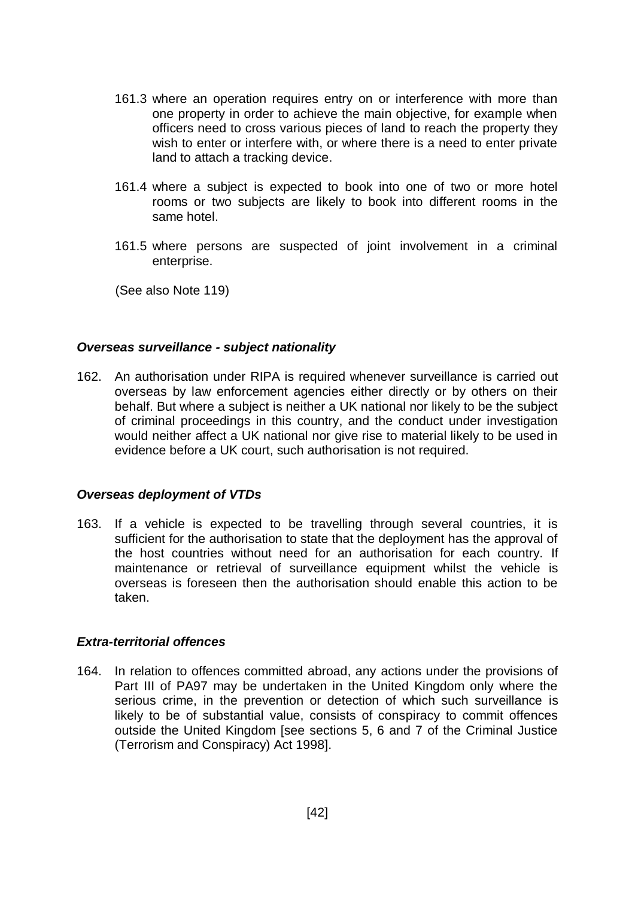161.3 where an operation requires entry on or interference with more than one property in order to achieve the main objective, for example when officers need to cross various pieces of land to reach the property they wish to enter or interfere with, or where there is a need to enter private land to attach a tracking device.

161.4 where a subject is expected to book into one of two or more hotel rooms or two subjects are likely to book into different rooms in the same hotel.

161.5 where persons are suspected of joint involvement in a criminal enterprise.

(See also Note 119)

***Overseas surveillance - subject nationality***

162. An authorisation under RIPA is required whenever surveillance is carried out overseas by law enforcement agencies either directly or by others on their behalf. But where a subject is neither a UK national nor likely to be the subject of criminal proceedings in this country, and the conduct under investigation would neither affect a UK national nor give rise to material likely to be used in evidence before a UK court, such authorisation is not required.

***Overseas deployment of VTDs***

163. If a vehicle is expected to be travelling through several countries, it is sufficient for the authorisation to state that the deployment has the approval of the host countries without need for an authorisation for each country. If maintenance or retrieval of surveillance equipment whilst the vehicle is overseas is foreseen then the authorisation should enable this action to be taken.

***Extra-territorial offences***

164. In relation to offences committed abroad, any actions under the provisions of Part III of PA97 may be undertaken in the United Kingdom only where the serious crime, in the prevention or detection of which such surveillance is likely to be of substantial value, consists of conspiracy to commit offences outside the United Kingdom [see sections 5, 6 and 7 of the Criminal Justice (Terrorism and Conspiracy) Act 1998].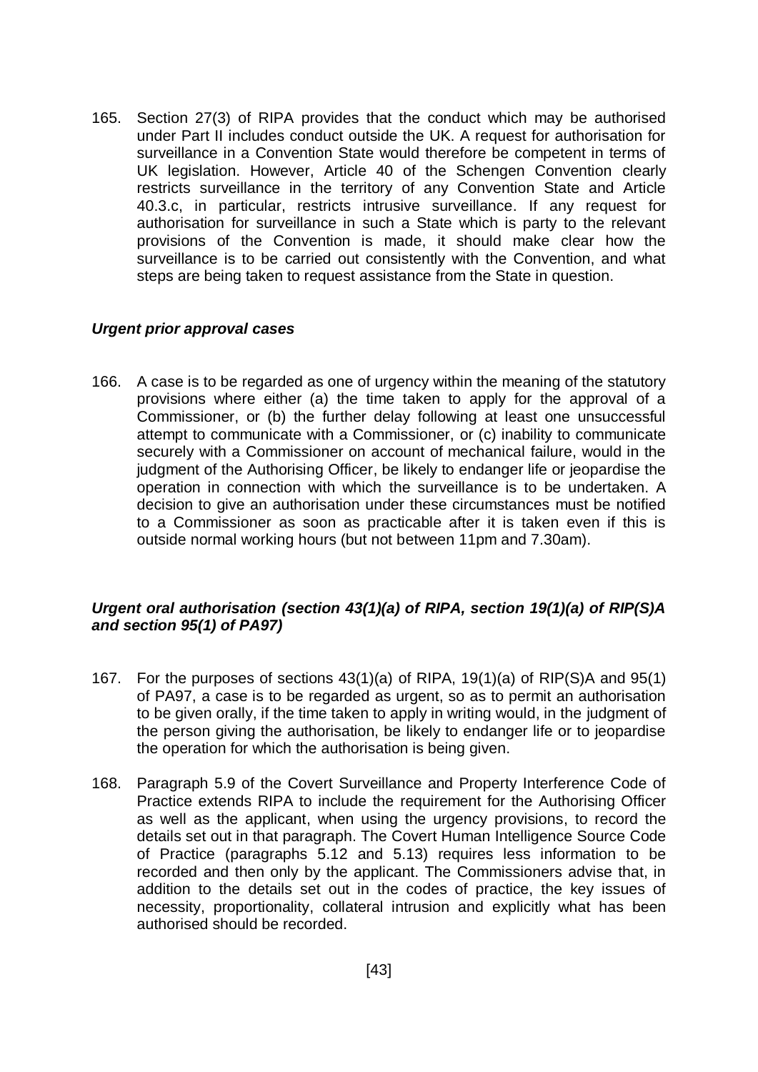165. Section 27(3) of RIPA provides that the conduct which may be authorised under Part II includes conduct outside the UK. A request for authorisation for surveillance in a Convention State would therefore be competent in terms of UK legislation. However, Article 40 of the Schengen Convention clearly restricts surveillance in the territory of any Convention State and Article 40.3.c, in particular, restricts intrusive surveillance. If any request for authorisation for surveillance in such a State which is party to the relevant provisions of the Convention is made, it should make clear how the surveillance is to be carried out consistently with the Convention, and what steps are being taken to request assistance from the State in question.

### *Urgent prior approval cases*

166. A case is to be regarded as one of urgency within the meaning of the statutory provisions where either (a) the time taken to apply for the approval of a Commissioner, or (b) the further delay following at least one unsuccessful attempt to communicate with a Commissioner, or (c) inability to communicate securely with a Commissioner on account of mechanical failure, would in the judgment of the Authorising Officer, be likely to endanger life or jeopardise the operation in connection with which the surveillance is to be undertaken. A decision to give an authorisation under these circumstances must be notified to a Commissioner as soon as practicable after it is taken even if this is outside normal working hours (but not between 11pm and 7.30am).

### *Urgent oral authorisation (section 43(1)(a) of RIPA, section 19(1)(a) of RIP(S)A and section 95(1) of PA97)*

167. For the purposes of sections 43(1)(a) of RIPA, 19(1)(a) of RIP(S)A and 95(1) of PA97, a case is to be regarded as urgent, so as to permit an authorisation to be given orally, if the time taken to apply in writing would, in the judgment of the person giving the authorisation, be likely to endanger life or to jeopardise the operation for which the authorisation is being given.

168. Paragraph 5.9 of the Covert Surveillance and Property Interference Code of Practice extends RIPA to include the requirement for the Authorising Officer as well as the applicant, when using the urgency provisions, to record the details set out in that paragraph. The Covert Human Intelligence Source Code of Practice (paragraphs 5.12 and 5.13) requires less information to be recorded and then only by the applicant. The Commissioners advise that, in addition to the details set out in the codes of practice, the key issues of necessity, proportionality, collateral intrusion and explicitly what has been authorised should be recorded.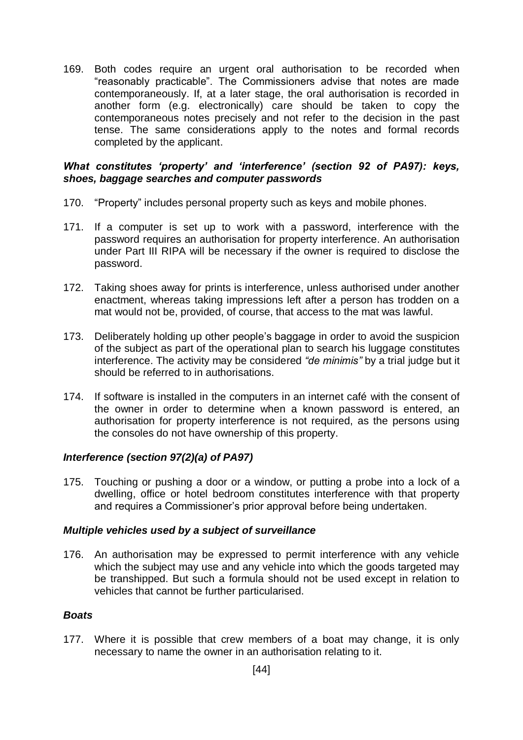169. Both codes require an urgent oral authorisation to be recorded when "reasonably practicable". The Commissioners advise that notes are made contemporaneously. If, at a later stage, the oral authorisation is recorded in another form (e.g. electronically) care should be taken to copy the contemporaneous notes precisely and not refer to the decision in the past tense. The same considerations apply to the notes and formal records completed by the applicant.

### *What constitutes 'property' and 'interference' (section 92 of PA97): keys, shoes, baggage searches and computer passwords*

170. "Property" includes personal property such as keys and mobile phones.

171. If a computer is set up to work with a password, interference with the password requires an authorisation for property interference. An authorisation under Part III RIPA will be necessary if the owner is required to disclose the password.

172. Taking shoes away for prints is interference, unless authorised under another enactment, whereas taking impressions left after a person has trodden on a mat would not be, provided, of course, that access to the mat was lawful.

173. Deliberately holding up other people's baggage in order to avoid the suspicion of the subject as part of the operational plan to search his luggage constitutes interference. The activity may be considered *"de minimis"* by a trial judge but it should be referred to in authorisations.

174. If software is installed in the computers in an internet café with the consent of the owner in order to determine when a known password is entered, an authorisation for property interference is not required, as the persons using the consoles do not have ownership of this property.

### *Interference (section 97(2)(a) of PA97)*

175. Touching or pushing a door or a window, or putting a probe into a lock of a dwelling, office or hotel bedroom constitutes interference with that property and requires a Commissioner's prior approval before being undertaken.

### *Multiple vehicles used by a subject of surveillance*

176. An authorisation may be expressed to permit interference with any vehicle which the subject may use and any vehicle into which the goods targeted may be transhipped. But such a formula should not be used except in relation to vehicles that cannot be further particularised.

### *Boats*

177. Where it is possible that crew members of a boat may change, it is only necessary to name the owner in an authorisation relating to it.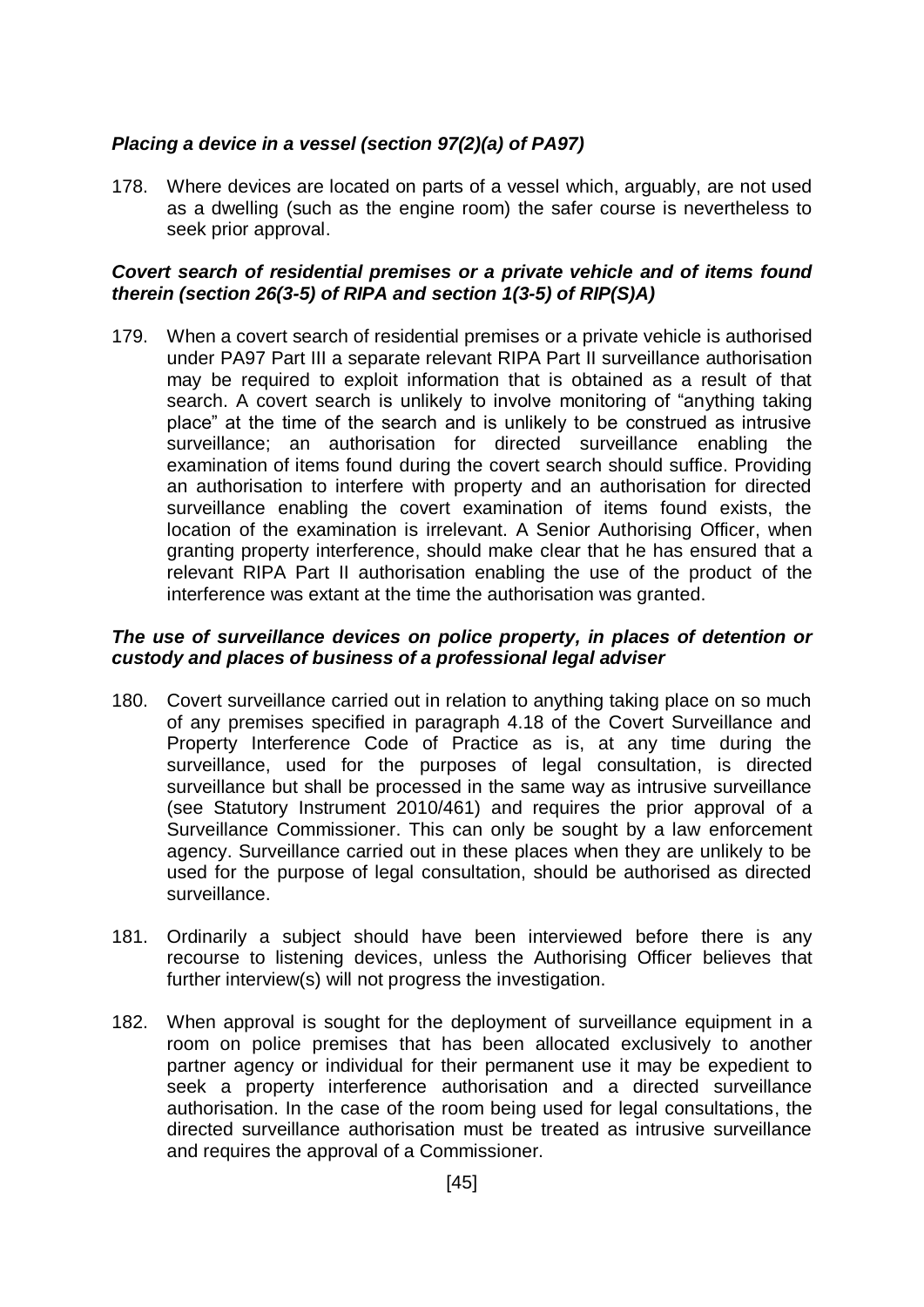### *Placing a device in a vessel (section 97(2)(a) of PA97)*

178. Where devices are located on parts of a vessel which, arguably, are not used as a dwelling (such as the engine room) the safer course is nevertheless to seek prior approval.

### *Covert search of residential premises or a private vehicle and of items found therein (section 26(3-5) of RIPA and section 1(3-5) of RIP(S)A)*

179. When a covert search of residential premises or a private vehicle is authorised under PA97 Part III a separate relevant RIPA Part II surveillance authorisation may be required to exploit information that is obtained as a result of that search. A covert search is unlikely to involve monitoring of "anything taking place" at the time of the search and is unlikely to be construed as intrusive surveillance; an authorisation for directed surveillance enabling the examination of items found during the covert search should suffice. Providing an authorisation to interfere with property and an authorisation for directed surveillance enabling the covert examination of items found exists, the location of the examination is irrelevant. A Senior Authorising Officer, when granting property interference, should make clear that he has ensured that a relevant RIPA Part II authorisation enabling the use of the product of the interference was extant at the time the authorisation was granted.

### *The use of surveillance devices on police property, in places of detention or custody and places of business of a professional legal adviser*

180. Covert surveillance carried out in relation to anything taking place on so much of any premises specified in paragraph 4.18 of the Covert Surveillance and Property Interference Code of Practice as is, at any time during the surveillance, used for the purposes of legal consultation, is directed surveillance but shall be processed in the same way as intrusive surveillance (see Statutory Instrument 2010/461) and requires the prior approval of a Surveillance Commissioner. This can only be sought by a law enforcement agency. Surveillance carried out in these places when they are unlikely to be used for the purpose of legal consultation, should be authorised as directed surveillance.

181. Ordinarily a subject should have been interviewed before there is any recourse to listening devices, unless the Authorising Officer believes that further interview(s) will not progress the investigation.

182. When approval is sought for the deployment of surveillance equipment in a room on police premises that has been allocated exclusively to another partner agency or individual for their permanent use it may be expedient to seek a property interference authorisation and a directed surveillance authorisation. In the case of the room being used for legal consultations, the directed surveillance authorisation must be treated as intrusive surveillance and requires the approval of a Commissioner.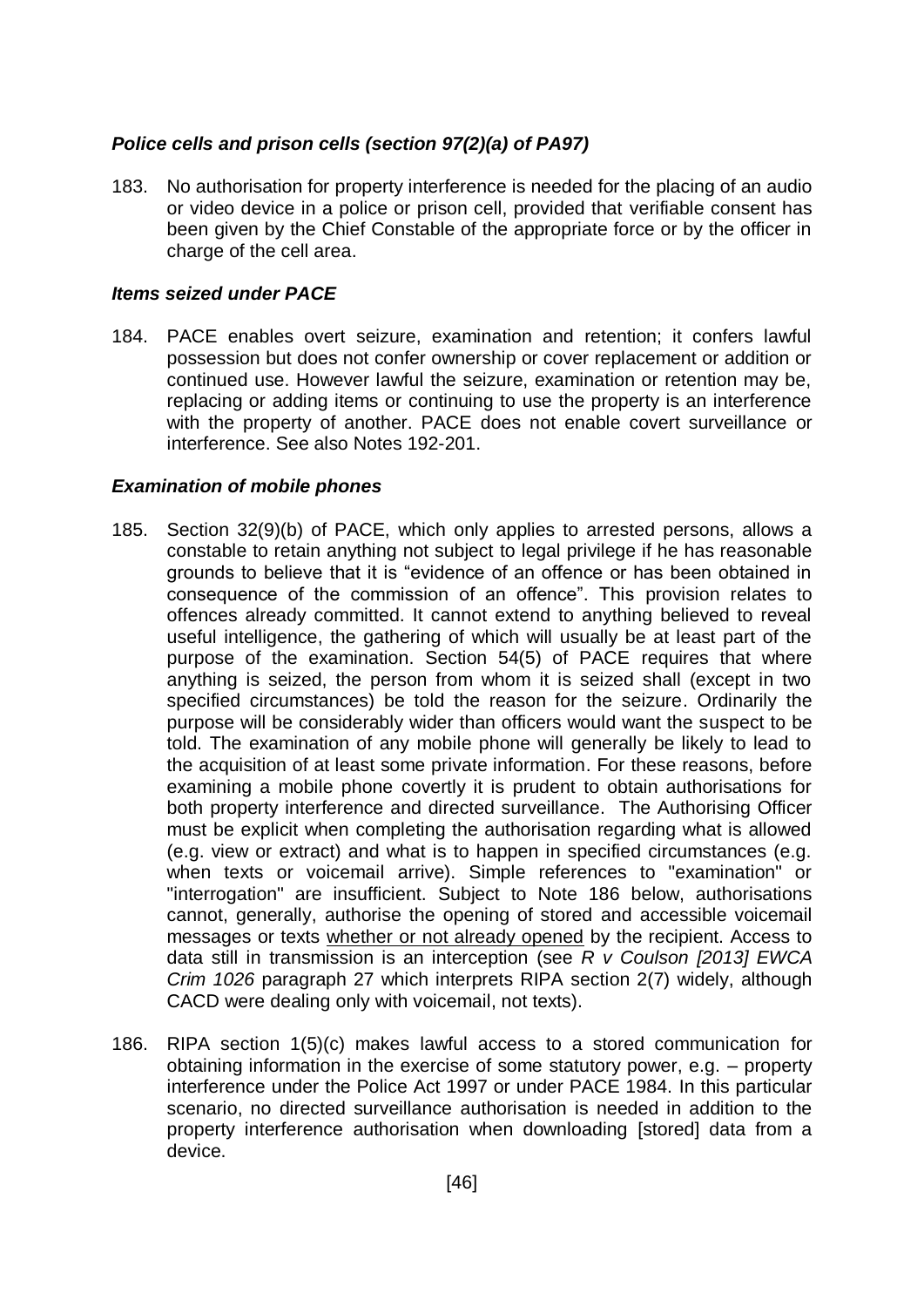### *Police cells and prison cells (section 97(2)(a) of PA97)*

183. No authorisation for property interference is needed for the placing of an audio or video device in a police or prison cell, provided that verifiable consent has been given by the Chief Constable of the appropriate force or by the officer in charge of the cell area.

### *Items seized under PACE*

184. PACE enables overt seizure, examination and retention; it confers lawful possession but does not confer ownership or cover replacement or addition or continued use. However lawful the seizure, examination or retention may be, replacing or adding items or continuing to use the property is an interference with the property of another. PACE does not enable covert surveillance or interference. See also Notes 192-201.

### *Examination of mobile phones*

185. Section 32(9)(b) of PACE, which only applies to arrested persons, allows a constable to retain anything not subject to legal privilege if he has reasonable grounds to believe that it is "evidence of an offence or has been obtained in consequence of the commission of an offence". This provision relates to offences already committed. It cannot extend to anything believed to reveal useful intelligence, the gathering of which will usually be at least part of the purpose of the examination. Section 54(5) of PACE requires that where anything is seized, the person from whom it is seized shall (except in two specified circumstances) be told the reason for the seizure. Ordinarily the purpose will be considerably wider than officers would want the suspect to be told. The examination of any mobile phone will generally be likely to lead to the acquisition of at least some private information. For these reasons, before examining a mobile phone covertly it is prudent to obtain authorisations for both property interference and directed surveillance. The Authorising Officer must be explicit when completing the authorisation regarding what is allowed (e.g. view or extract) and what is to happen in specified circumstances (e.g. when texts or voicemail arrive). Simple references to "examination" or "interrogation" are insufficient. Subject to Note 186 below, authorisations cannot, generally, authorise the opening of stored and accessible voicemail messages or texts <u>whether or not already opened</u> by the recipient. Access to data still in transmission is an interception (see *R v Coulson [2013] EWCA Crim 1026* paragraph 27 which interprets RIPA section 2(7) widely, although CACD were dealing only with voicemail, not texts).

186. RIPA section 1(5)(c) makes lawful access to a stored communication for obtaining information in the exercise of some statutory power, e.g. – property interference under the Police Act 1997 or under PACE 1984. In this particular scenario, no directed surveillance authorisation is needed in addition to the property interference authorisation when downloading [stored] data from a device.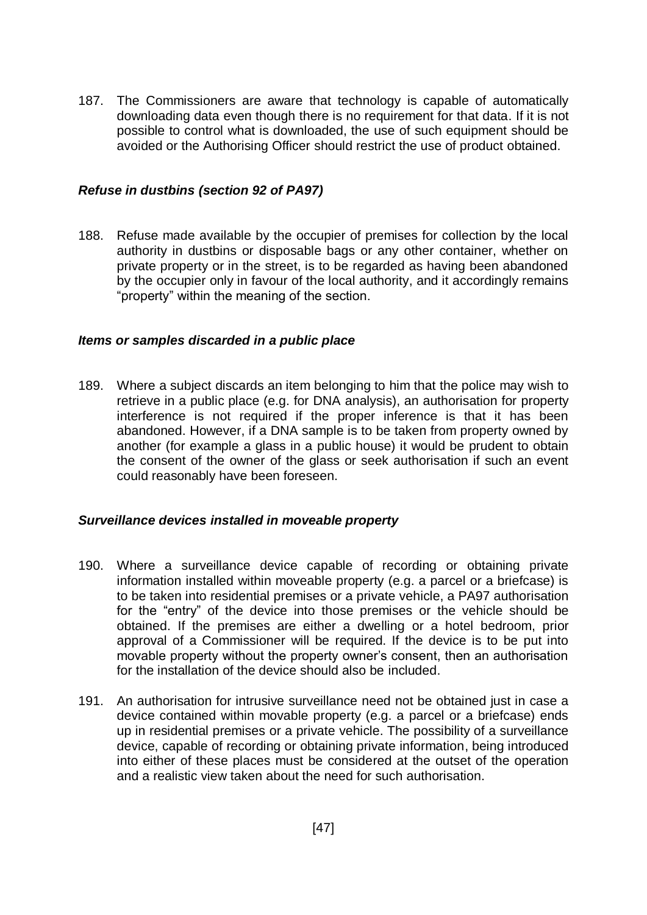187. The Commissioners are aware that technology is capable of automatically downloading data even though there is no requirement for that data. If it is not possible to control what is downloaded, the use of such equipment should be avoided or the Authorising Officer should restrict the use of product obtained.

### *Refuse in dustbins (section 92 of PA97)*

188. Refuse made available by the occupier of premises for collection by the local authority in dustbins or disposable bags or any other container, whether on private property or in the street, is to be regarded as having been abandoned by the occupier only in favour of the local authority, and it accordingly remains "property" within the meaning of the section.

### *Items or samples discarded in a public place*

189. Where a subject discards an item belonging to him that the police may wish to retrieve in a public place (e.g. for DNA analysis), an authorisation for property interference is not required if the proper inference is that it has been abandoned. However, if a DNA sample is to be taken from property owned by another (for example a glass in a public house) it would be prudent to obtain the consent of the owner of the glass or seek authorisation if such an event could reasonably have been foreseen.

### *Surveillance devices installed in moveable property*

190. Where a surveillance device capable of recording or obtaining private information installed within moveable property (e.g. a parcel or a briefcase) is to be taken into residential premises or a private vehicle, a PA97 authorisation for the "entry" of the device into those premises or the vehicle should be obtained. If the premises are either a dwelling or a hotel bedroom, prior approval of a Commissioner will be required. If the device is to be put into movable property without the property owner's consent, then an authorisation for the installation of the device should also be included.

191. An authorisation for intrusive surveillance need not be obtained just in case a device contained within movable property (e.g. a parcel or a briefcase) ends up in residential premises or a private vehicle. The possibility of a surveillance device, capable of recording or obtaining private information, being introduced into either of these places must be considered at the outset of the operation and a realistic view taken about the need for such authorisation.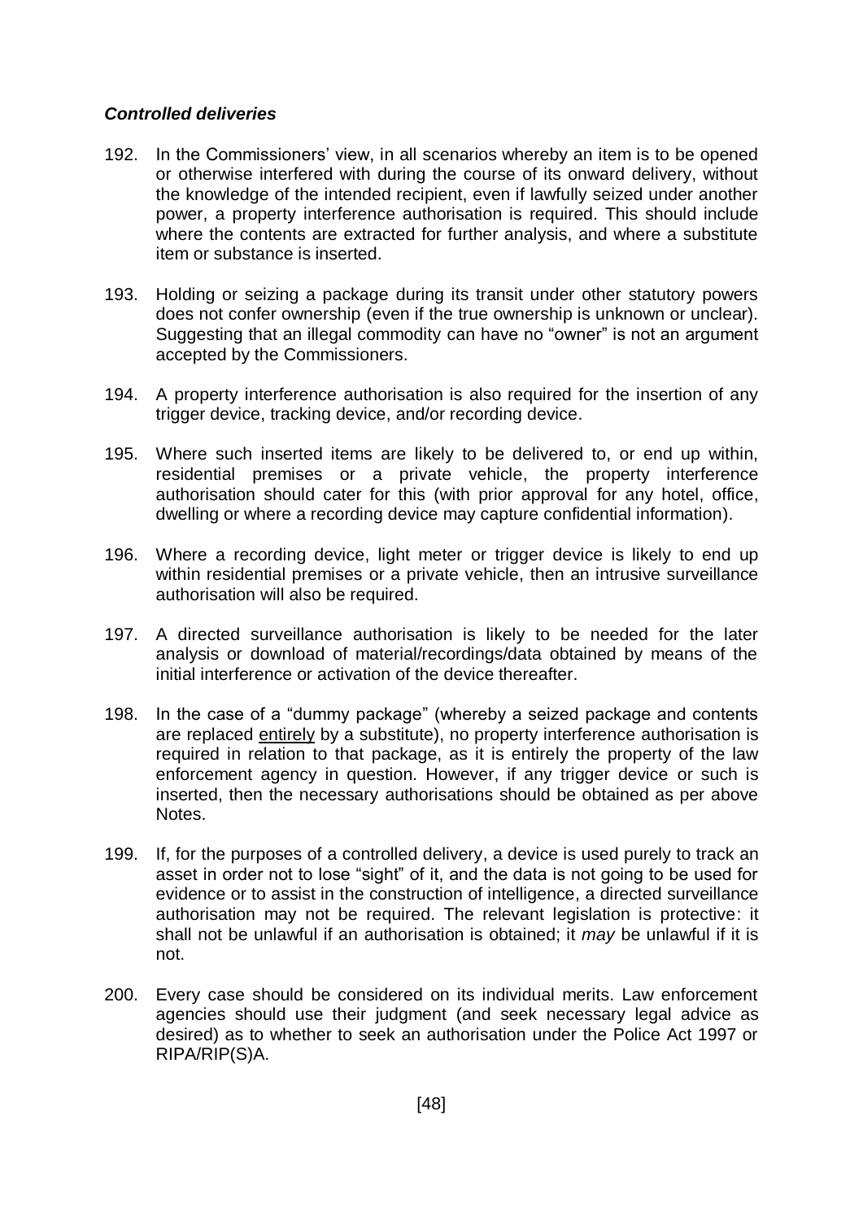***Controlled deliveries***

192. In the Commissioners' view, in all scenarios whereby an item is to be opened or otherwise interfered with during the course of its onward delivery, without the knowledge of the intended recipient, even if lawfully seized under another power, a property interference authorisation is required. This should include where the contents are extracted for further analysis, and where a substitute item or substance is inserted.

193. Holding or seizing a package during its transit under other statutory powers does not confer ownership (even if the true ownership is unknown or unclear). Suggesting that an illegal commodity can have no "owner" is not an argument accepted by the Commissioners.

194. A property interference authorisation is also required for the insertion of any trigger device, tracking device, and/or recording device.

195. Where such inserted items are likely to be delivered to, or end up within, residential premises or a private vehicle, the property interference authorisation should cater for this (with prior approval for any hotel, office, dwelling or where a recording device may capture confidential information).

196. Where a recording device, light meter or trigger device is likely to end up within residential premises or a private vehicle, then an intrusive surveillance authorisation will also be required.

197. A directed surveillance authorisation is likely to be needed for the later analysis or download of material/recordings/data obtained by means of the initial interference or activation of the device thereafter.

198. In the case of a "dummy package" (whereby a seized package and contents are replaced <u>entirely</u> by a substitute), no property interference authorisation is required in relation to that package, as it is entirely the property of the law enforcement agency in question. However, if any trigger device or such is inserted, then the necessary authorisations should be obtained as per above Notes.

199. If, for the purposes of a controlled delivery, a device is used purely to track an asset in order not to lose "sight" of it, and the data is not going to be used for evidence or to assist in the construction of intelligence, a directed surveillance authorisation may not be required. The relevant legislation is protective: it shall not be unlawful if an authorisation is obtained; it *may* be unlawful if it is not.

200. Every case should be considered on its individual merits. Law enforcement agencies should use their judgment (and seek necessary legal advice as desired) as to whether to seek an authorisation under the Police Act 1997 or RIPA/RIP(S)A.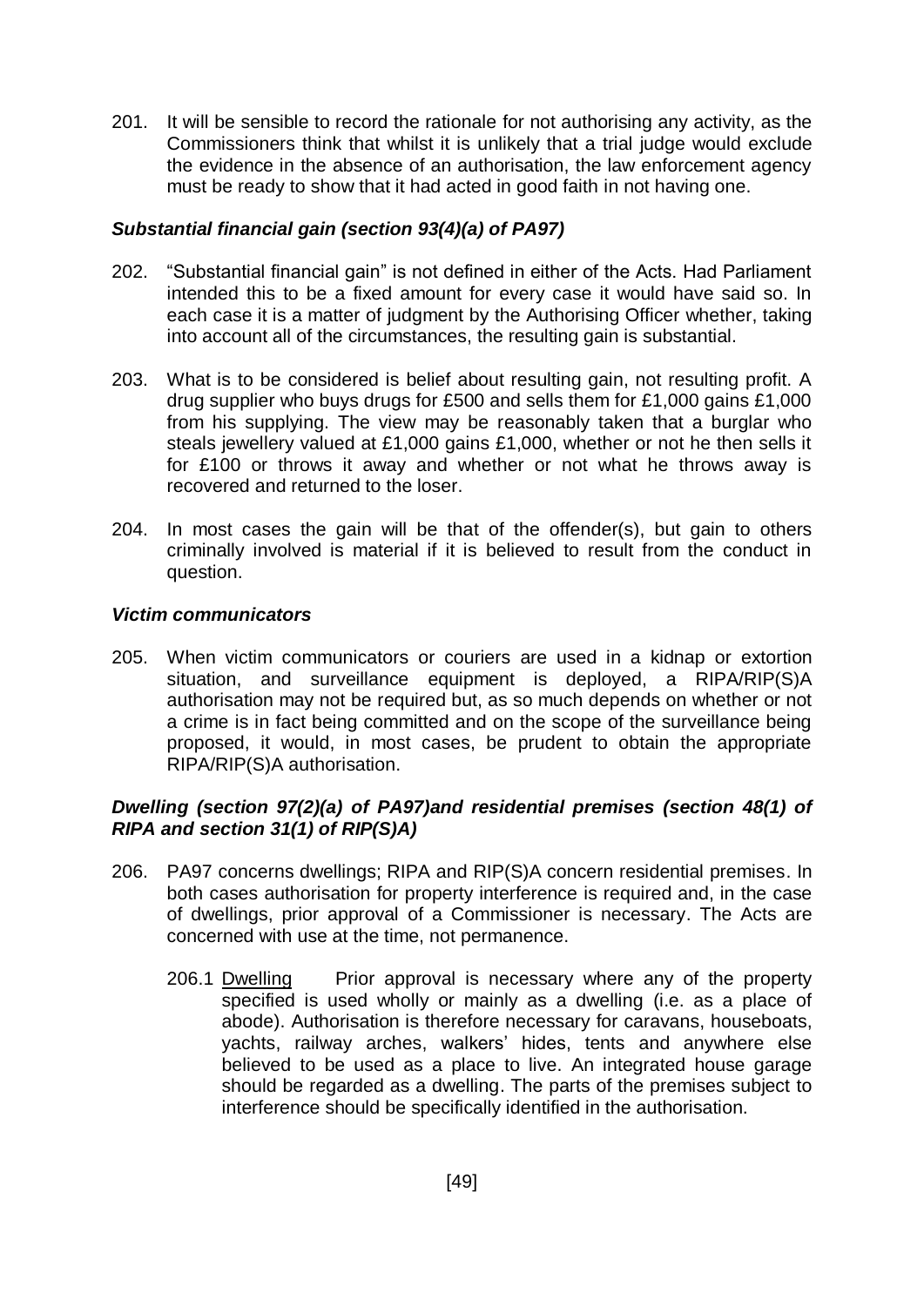201. It will be sensible to record the rationale for not authorising any activity, as the Commissioners think that whilst it is unlikely that a trial judge would exclude the evidence in the absence of an authorisation, the law enforcement agency must be ready to show that it had acted in good faith in not having one.

### *Substantial financial gain (section 93(4)(a) of PA97)*

202. "Substantial financial gain" is not defined in either of the Acts. Had Parliament intended this to be a fixed amount for every case it would have said so. In each case it is a matter of judgment by the Authorising Officer whether, taking into account all of the circumstances, the resulting gain is substantial.

203. What is to be considered is belief about resulting gain, not resulting profit. A drug supplier who buys drugs for £500 and sells them for £1,000 gains £1,000 from his supplying. The view may be reasonably taken that a burglar who steals jewellery valued at £1,000 gains £1,000, whether or not he then sells it for £100 or throws it away and whether or not what he throws away is recovered and returned to the loser.

204. In most cases the gain will be that of the offender(s), but gain to others criminally involved is material if it is believed to result from the conduct in question.

### *Victim communicators*

205. When victim communicators or couriers are used in a kidnap or extortion situation, and surveillance equipment is deployed, a RIPA/RIP(S)A authorisation may not be required but, as so much depends on whether or not a crime is in fact being committed and on the scope of the surveillance being proposed, it would, in most cases, be prudent to obtain the appropriate RIPA/RIP(S)A authorisation.

### *Dwelling (section 97(2)(a) of PA97)and residential premises (section 48(1) of RIPA and section 31(1) of RIP(S)A)*

206. PA97 concerns dwellings; RIPA and RIP(S)A concern residential premises. In both cases authorisation for property interference is required and, in the case of dwellings, prior approval of a Commissioner is necessary. The Acts are concerned with use at the time, not permanence.

  206.1 <u>Dwelling</u> Prior approval is necessary where any of the property specified is used wholly or mainly as a dwelling (i.e. as a place of abode). Authorisation is therefore necessary for caravans, houseboats, yachts, railway arches, walkers' hides, tents and anywhere else believed to be used as a place to live. An integrated house garage should be regarded as a dwelling. The parts of the premises subject to interference should be specifically identified in the authorisation.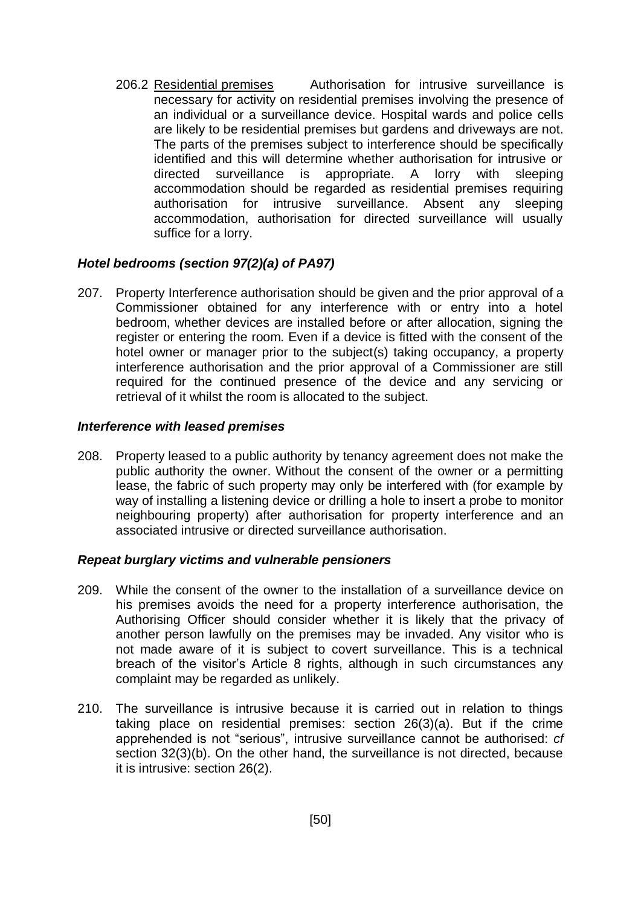206.2 <u>Residential premises</u> Authorisation for intrusive surveillance is necessary for activity on residential premises involving the presence of an individual or a surveillance device. Hospital wards and police cells are likely to be residential premises but gardens and driveways are not. The parts of the premises subject to interference should be specifically identified and this will determine whether authorisation for intrusive or directed surveillance is appropriate. A lorry with sleeping accommodation should be regarded as residential premises requiring authorisation for intrusive surveillance. Absent any sleeping accommodation, authorisation for directed surveillance will usually suffice for a lorry.

### *Hotel bedrooms (section 97(2)(a) of PA97)*

207. Property Interference authorisation should be given and the prior approval of a Commissioner obtained for any interference with or entry into a hotel bedroom, whether devices are installed before or after allocation, signing the register or entering the room. Even if a device is fitted with the consent of the hotel owner or manager prior to the subject(s) taking occupancy, a property interference authorisation and the prior approval of a Commissioner are still required for the continued presence of the device and any servicing or retrieval of it whilst the room is allocated to the subject.

### *Interference with leased premises*

208. Property leased to a public authority by tenancy agreement does not make the public authority the owner. Without the consent of the owner or a permitting lease, the fabric of such property may only be interfered with (for example by way of installing a listening device or drilling a hole to insert a probe to monitor neighbouring property) after authorisation for property interference and an associated intrusive or directed surveillance authorisation.

### *Repeat burglary victims and vulnerable pensioners*

209. While the consent of the owner to the installation of a surveillance device on his premises avoids the need for a property interference authorisation, the Authorising Officer should consider whether it is likely that the privacy of another person lawfully on the premises may be invaded. Any visitor who is not made aware of it is subject to covert surveillance. This is a technical breach of the visitor's Article 8 rights, although in such circumstances any complaint may be regarded as unlikely.

210. The surveillance is intrusive because it is carried out in relation to things taking place on residential premises: section 26(3)(a). But if the crime apprehended is not "serious", intrusive surveillance cannot be authorised: *cf* section 32(3)(b). On the other hand, the surveillance is not directed, because it is intrusive: section 26(2).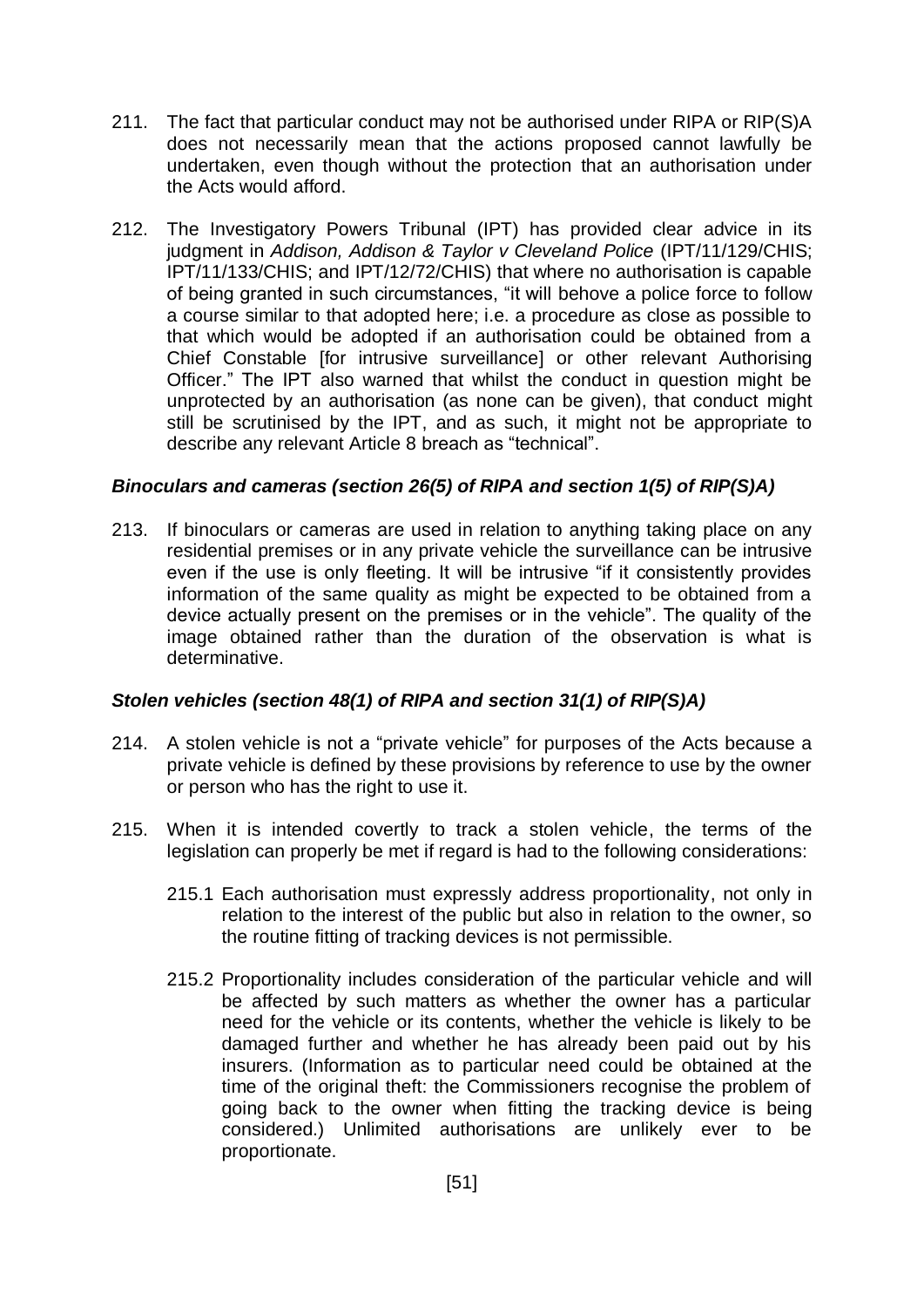211. The fact that particular conduct may not be authorised under RIPA or RIP(S)A does not necessarily mean that the actions proposed cannot lawfully be undertaken, even though without the protection that an authorisation under the Acts would afford.

212. The Investigatory Powers Tribunal (IPT) has provided clear advice in its judgment in *Addison, Addison & Taylor v Cleveland Police* (IPT/11/129/CHIS; IPT/11/133/CHIS; and IPT/12/72/CHIS) that where no authorisation is capable of being granted in such circumstances, "it will behove a police force to follow a course similar to that adopted here; i.e. a procedure as close as possible to that which would be adopted if an authorisation could be obtained from a Chief Constable [for intrusive surveillance] or other relevant Authorising Officer." The IPT also warned that whilst the conduct in question might be unprotected by an authorisation (as none can be given), that conduct might still be scrutinised by the IPT, and as such, it might not be appropriate to describe any relevant Article 8 breach as "technical".

### *Binoculars and cameras (section 26(5) of RIPA and section 1(5) of RIP(S)A)*

213. If binoculars or cameras are used in relation to anything taking place on any residential premises or in any private vehicle the surveillance can be intrusive even if the use is only fleeting. It will be intrusive "if it consistently provides information of the same quality as might be expected to be obtained from a device actually present on the premises or in the vehicle". The quality of the image obtained rather than the duration of the observation is what is determinative.

### *Stolen vehicles (section 48(1) of RIPA and section 31(1) of RIP(S)A)*

214. A stolen vehicle is not a "private vehicle" for purposes of the Acts because a private vehicle is defined by these provisions by reference to use by the owner or person who has the right to use it.

215. When it is intended covertly to track a stolen vehicle, the terms of the legislation can properly be met if regard is had to the following considerations:

    215.1 Each authorisation must expressly address proportionality, not only in relation to the interest of the public but also in relation to the owner, so the routine fitting of tracking devices is not permissible.

    215.2 Proportionality includes consideration of the particular vehicle and will be affected by such matters as whether the owner has a particular need for the vehicle or its contents, whether the vehicle is likely to be damaged further and whether he has already been paid out by his insurers. (Information as to particular need could be obtained at the time of the original theft: the Commissioners recognise the problem of going back to the owner when fitting the tracking device is being considered.) Unlimited authorisations are unlikely ever to be proportionate.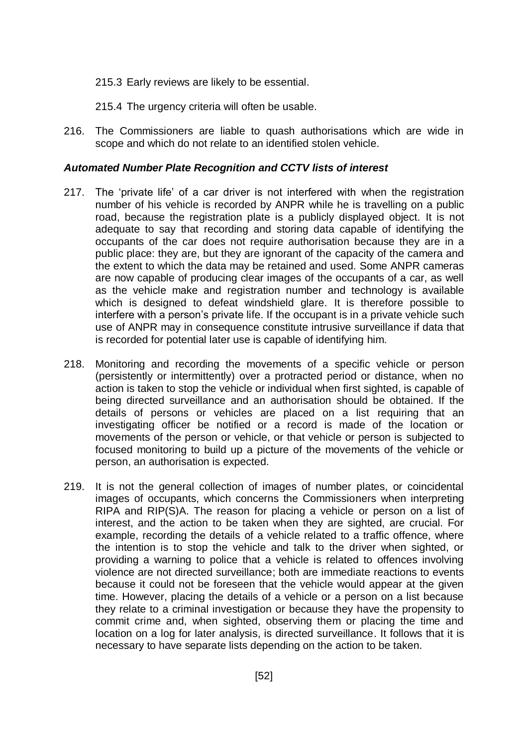215.3 Early reviews are likely to be essential.

215.4 The urgency criteria will often be usable.

216. The Commissioners are liable to quash authorisations which are wide in scope and which do not relate to an identified stolen vehicle.

***Automated Number Plate Recognition and CCTV lists of interest***

217. The 'private life' of a car driver is not interfered with when the registration number of his vehicle is recorded by ANPR while he is travelling on a public road, because the registration plate is a publicly displayed object. It is not adequate to say that recording and storing data capable of identifying the occupants of the car does not require authorisation because they are in a public place: they are, but they are ignorant of the capacity of the camera and the extent to which the data may be retained and used. Some ANPR cameras are now capable of producing clear images of the occupants of a car, as well as the vehicle make and registration number and technology is available which is designed to defeat windshield glare. It is therefore possible to interfere with a person's private life. If the occupant is in a private vehicle such use of ANPR may in consequence constitute intrusive surveillance if data that is recorded for potential later use is capable of identifying him.

218. Monitoring and recording the movements of a specific vehicle or person (persistently or intermittently) over a protracted period or distance, when no action is taken to stop the vehicle or individual when first sighted, is capable of being directed surveillance and an authorisation should be obtained. If the details of persons or vehicles are placed on a list requiring that an investigating officer be notified or a record is made of the location or movements of the person or vehicle, or that vehicle or person is subjected to focused monitoring to build up a picture of the movements of the vehicle or person, an authorisation is expected.

219. It is not the general collection of images of number plates, or coincidental images of occupants, which concerns the Commissioners when interpreting RIPA and RIP(S)A. The reason for placing a vehicle or person on a list of interest, and the action to be taken when they are sighted, are crucial. For example, recording the details of a vehicle related to a traffic offence, where the intention is to stop the vehicle and talk to the driver when sighted, or providing a warning to police that a vehicle is related to offences involving violence are not directed surveillance; both are immediate reactions to events because it could not be foreseen that the vehicle would appear at the given time. However, placing the details of a vehicle or a person on a list because they relate to a criminal investigation or because they have the propensity to commit crime and, when sighted, observing them or placing the time and location on a log for later analysis, is directed surveillance. It follows that it is necessary to have separate lists depending on the action to be taken.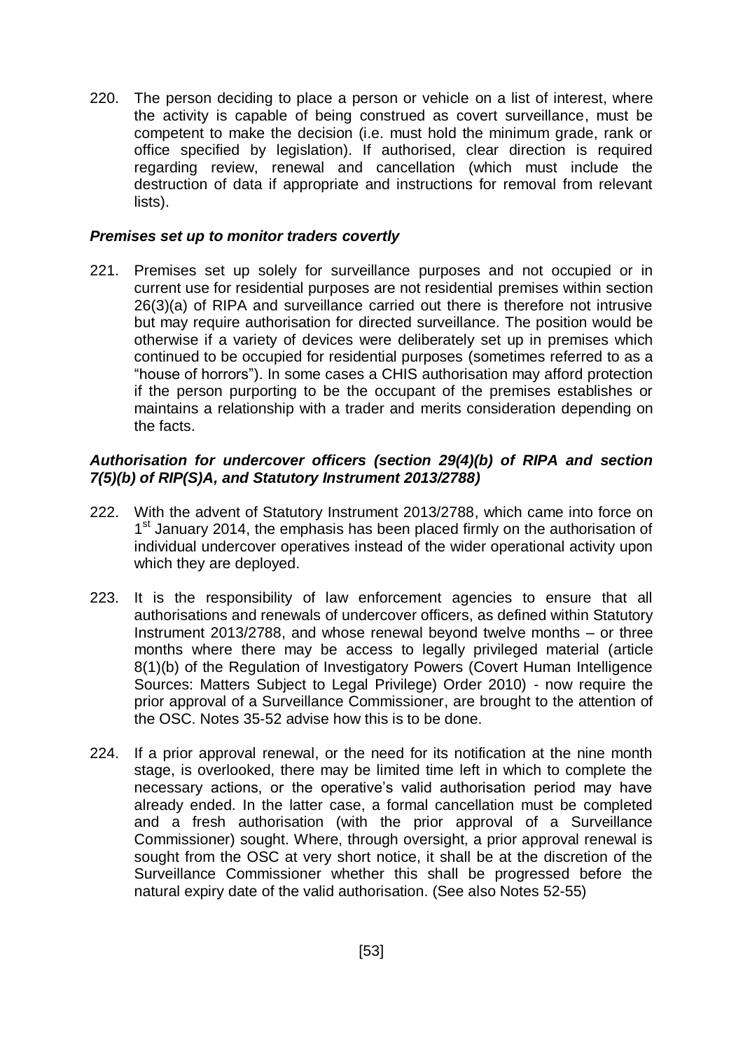220. The person deciding to place a person or vehicle on a list of interest, where the activity is capable of being construed as covert surveillance, must be competent to make the decision (i.e. must hold the minimum grade, rank or office specified by legislation). If authorised, clear direction is required regarding review, renewal and cancellation (which must include the destruction of data if appropriate and instructions for removal from relevant lists).

***Premises set up to monitor traders covertly***

221. Premises set up solely for surveillance purposes and not occupied or in current use for residential purposes are not residential premises within section 26(3)(a) of RIPA and surveillance carried out there is therefore not intrusive but may require authorisation for directed surveillance. The position would be otherwise if a variety of devices were deliberately set up in premises which continued to be occupied for residential purposes (sometimes referred to as a "house of horrors"). In some cases a CHIS authorisation may afford protection if the person purporting to be the occupant of the premises establishes or maintains a relationship with a trader and merits consideration depending on the facts.

***Authorisation for undercover officers (section 29(4)(b) of RIPA and section 7(5)(b) of RIP(S)A, and Statutory Instrument 2013/2788)***

222. With the advent of Statutory Instrument 2013/2788, which came into force on 1st January 2014, the emphasis has been placed firmly on the authorisation of individual undercover operatives instead of the wider operational activity upon which they are deployed.

223. It is the responsibility of law enforcement agencies to ensure that all authorisations and renewals of undercover officers, as defined within Statutory Instrument 2013/2788, and whose renewal beyond twelve months – or three months where there may be access to legally privileged material (article 8(1)(b) of the Regulation of Investigatory Powers (Covert Human Intelligence Sources: Matters Subject to Legal Privilege) Order 2010) - now require the prior approval of a Surveillance Commissioner, are brought to the attention of the OSC. Notes 35-52 advise how this is to be done.

224. If a prior approval renewal, or the need for its notification at the nine month stage, is overlooked, there may be limited time left in which to complete the necessary actions, or the operative's valid authorisation period may have already ended. In the latter case, a formal cancellation must be completed and a fresh authorisation (with the prior approval of a Surveillance Commissioner) sought. Where, through oversight, a prior approval renewal is sought from the OSC at very short notice, it shall be at the discretion of the Surveillance Commissioner whether this shall be progressed before the natural expiry date of the valid authorisation. (See also Notes 52-55)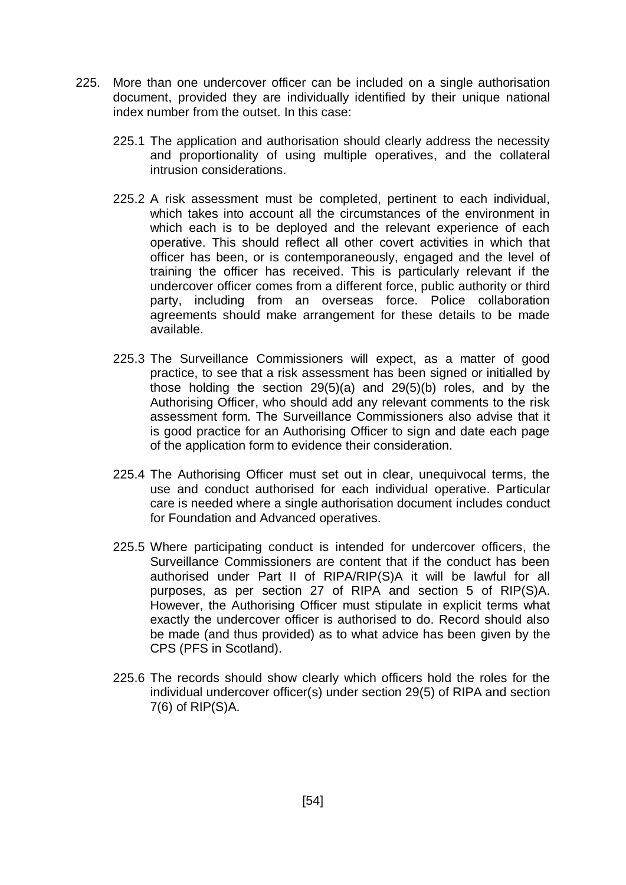225. More than one undercover officer can be included on a single authorisation document, provided they are individually identified by their unique national index number from the outset. In this case:

225.1 The application and authorisation should clearly address the necessity and proportionality of using multiple operatives, and the collateral intrusion considerations.

225.2 A risk assessment must be completed, pertinent to each individual, which takes into account all the circumstances of the environment in which each is to be deployed and the relevant experience of each operative. This should reflect all other covert activities in which that officer has been, or is contemporaneously, engaged and the level of training the officer has received. This is particularly relevant if the undercover officer comes from a different force, public authority or third party, including from an overseas force. Police collaboration agreements should make arrangement for these details to be made available.

225.3 The Surveillance Commissioners will expect, as a matter of good practice, to see that a risk assessment has been signed or initialled by those holding the section 29(5)(a) and 29(5)(b) roles, and by the Authorising Officer, who should add any relevant comments to the risk assessment form. The Surveillance Commissioners also advise that it is good practice for an Authorising Officer to sign and date each page of the application form to evidence their consideration.

225.4 The Authorising Officer must set out in clear, unequivocal terms, the use and conduct authorised for each individual operative. Particular care is needed where a single authorisation document includes conduct for Foundation and Advanced operatives.

225.5 Where participating conduct is intended for undercover officers, the Surveillance Commissioners are content that if the conduct has been authorised under Part II of RIPA/RIP(S)A it will be lawful for all purposes, as per section 27 of RIPA and section 5 of RIP(S)A. However, the Authorising Officer must stipulate in explicit terms what exactly the undercover officer is authorised to do. Record should also be made (and thus provided) as to what advice has been given by the CPS (PFS in Scotland).

225.6 The records should show clearly which officers hold the roles for the individual undercover officer(s) under section 29(5) of RIPA and section 7(6) of RIP(S)A.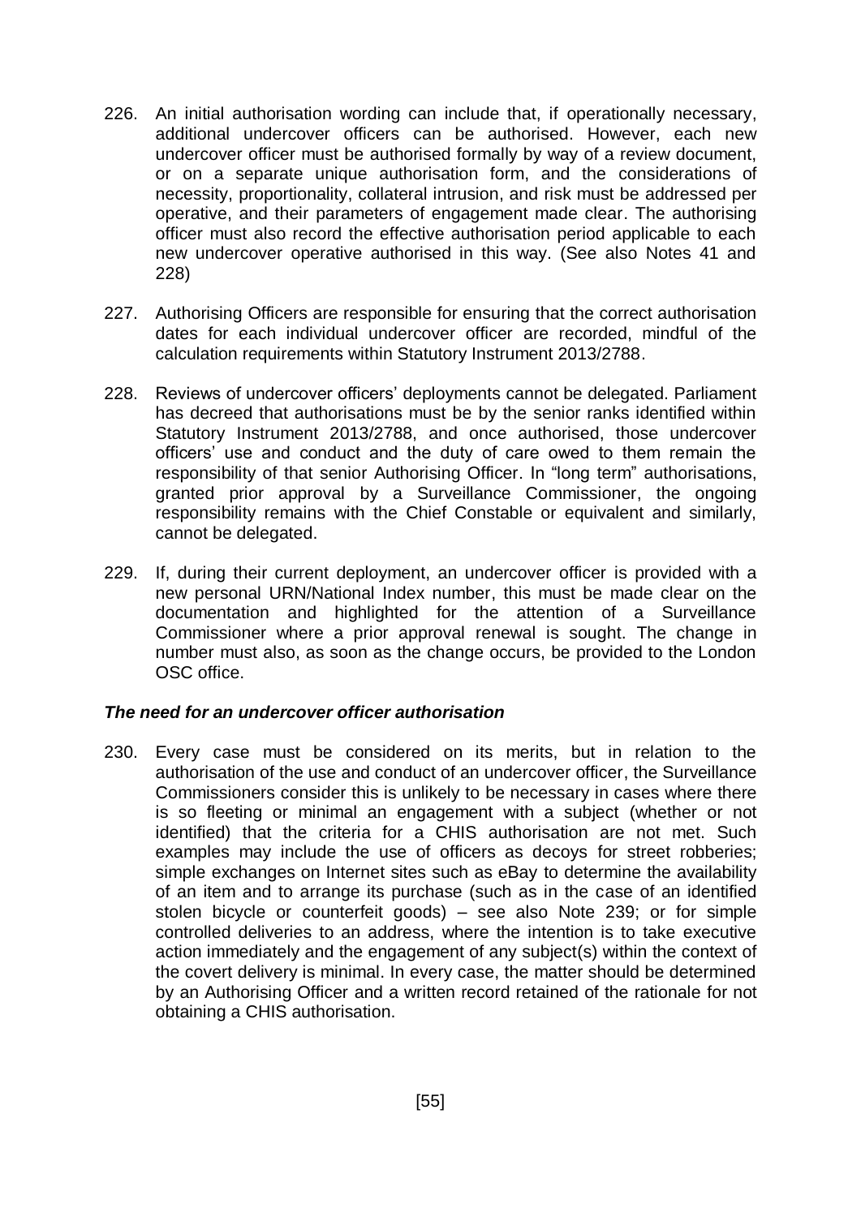226. An initial authorisation wording can include that, if operationally necessary, additional undercover officers can be authorised. However, each new undercover officer must be authorised formally by way of a review document, or on a separate unique authorisation form, and the considerations of necessity, proportionality, collateral intrusion, and risk must be addressed per operative, and their parameters of engagement made clear. The authorising officer must also record the effective authorisation period applicable to each new undercover operative authorised in this way. (See also Notes 41 and 228)

227. Authorising Officers are responsible for ensuring that the correct authorisation dates for each individual undercover officer are recorded, mindful of the calculation requirements within Statutory Instrument 2013/2788.

228. Reviews of undercover officers' deployments cannot be delegated. Parliament has decreed that authorisations must be by the senior ranks identified within Statutory Instrument 2013/2788, and once authorised, those undercover officers' use and conduct and the duty of care owed to them remain the responsibility of that senior Authorising Officer. In "long term" authorisations, granted prior approval by a Surveillance Commissioner, the ongoing responsibility remains with the Chief Constable or equivalent and similarly, cannot be delegated.

229. If, during their current deployment, an undercover officer is provided with a new personal URN/National Index number, this must be made clear on the documentation and highlighted for the attention of a Surveillance Commissioner where a prior approval renewal is sought. The change in number must also, as soon as the change occurs, be provided to the London OSC office.

### *The need for an undercover officer authorisation*

230. Every case must be considered on its merits, but in relation to the authorisation of the use and conduct of an undercover officer, the Surveillance Commissioners consider this is unlikely to be necessary in cases where there is so fleeting or minimal an engagement with a subject (whether or not identified) that the criteria for a CHIS authorisation are not met. Such examples may include the use of officers as decoys for street robberies; simple exchanges on Internet sites such as eBay to determine the availability of an item and to arrange its purchase (such as in the case of an identified stolen bicycle or counterfeit goods) – see also Note 239; or for simple controlled deliveries to an address, where the intention is to take executive action immediately and the engagement of any subject(s) within the context of the covert delivery is minimal. In every case, the matter should be determined by an Authorising Officer and a written record retained of the rationale for not obtaining a CHIS authorisation.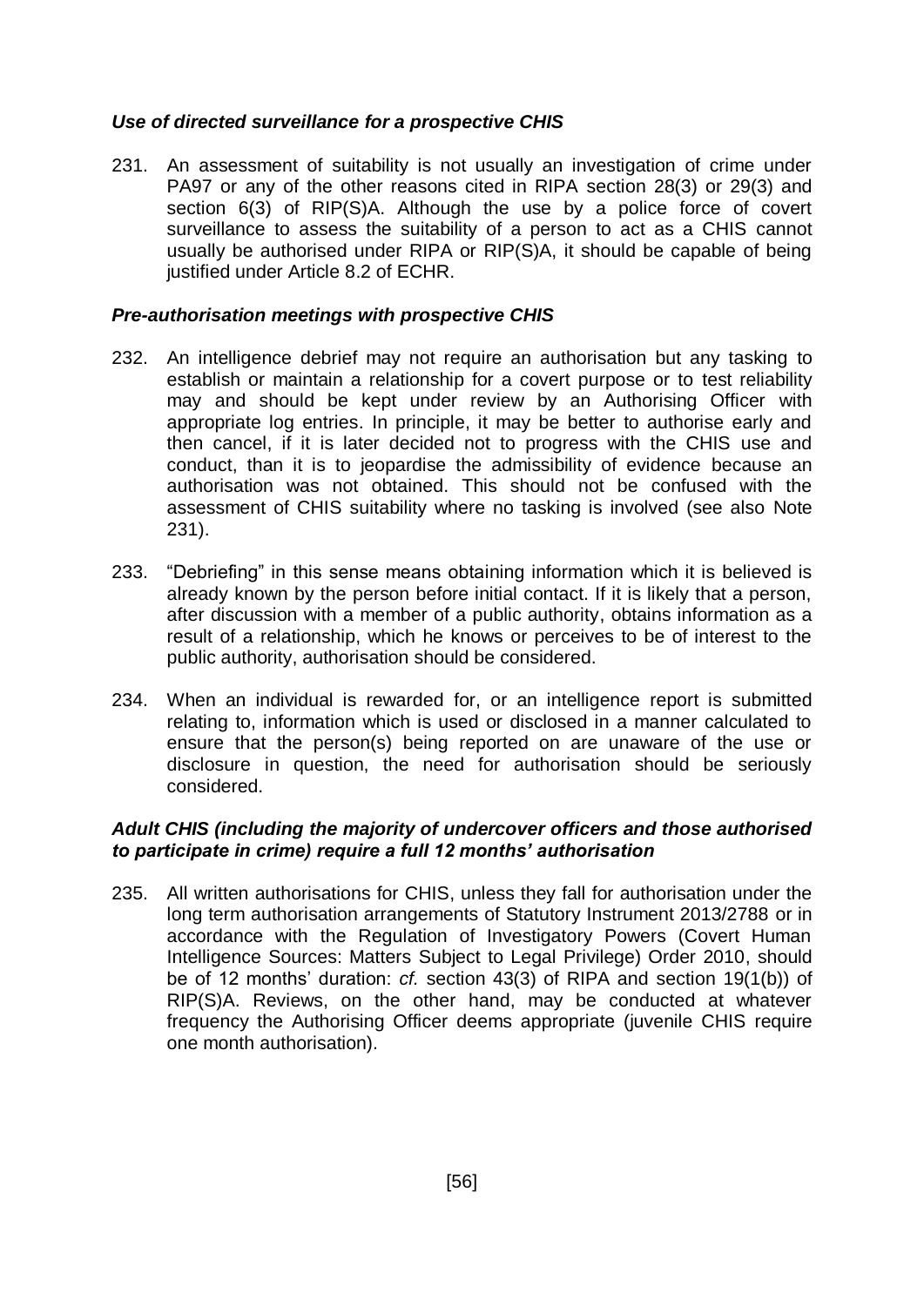### *Use of directed surveillance for a prospective CHIS*

231. An assessment of suitability is not usually an investigation of crime under PA97 or any of the other reasons cited in RIPA section 28(3) or 29(3) and section 6(3) of RIP(S)A. Although the use by a police force of covert surveillance to assess the suitability of a person to act as a CHIS cannot usually be authorised under RIPA or RIP(S)A, it should be capable of being justified under Article 8.2 of ECHR.

### *Pre-authorisation meetings with prospective CHIS*

232. An intelligence debrief may not require an authorisation but any tasking to establish or maintain a relationship for a covert purpose or to test reliability may and should be kept under review by an Authorising Officer with appropriate log entries. In principle, it may be better to authorise early and then cancel, if it is later decided not to progress with the CHIS use and conduct, than it is to jeopardise the admissibility of evidence because an authorisation was not obtained. This should not be confused with the assessment of CHIS suitability where no tasking is involved (see also Note 231).

233. "Debriefing" in this sense means obtaining information which it is believed is already known by the person before initial contact. If it is likely that a person, after discussion with a member of a public authority, obtains information as a result of a relationship, which he knows or perceives to be of interest to the public authority, authorisation should be considered.

234. When an individual is rewarded for, or an intelligence report is submitted relating to, information which is used or disclosed in a manner calculated to ensure that the person(s) being reported on are unaware of the use or disclosure in question, the need for authorisation should be seriously considered.

### *Adult CHIS (including the majority of undercover officers and those authorised to participate in crime) require a full 12 months' authorisation*

235. All written authorisations for CHIS, unless they fall for authorisation under the long term authorisation arrangements of Statutory Instrument 2013/2788 or in accordance with the Regulation of Investigatory Powers (Covert Human Intelligence Sources: Matters Subject to Legal Privilege) Order 2010, should be of 12 months' duration: *cf.* section 43(3) of RIPA and section 19(1(b)) of RIP(S)A. Reviews, on the other hand, may be conducted at whatever frequency the Authorising Officer deems appropriate (juvenile CHIS require one month authorisation).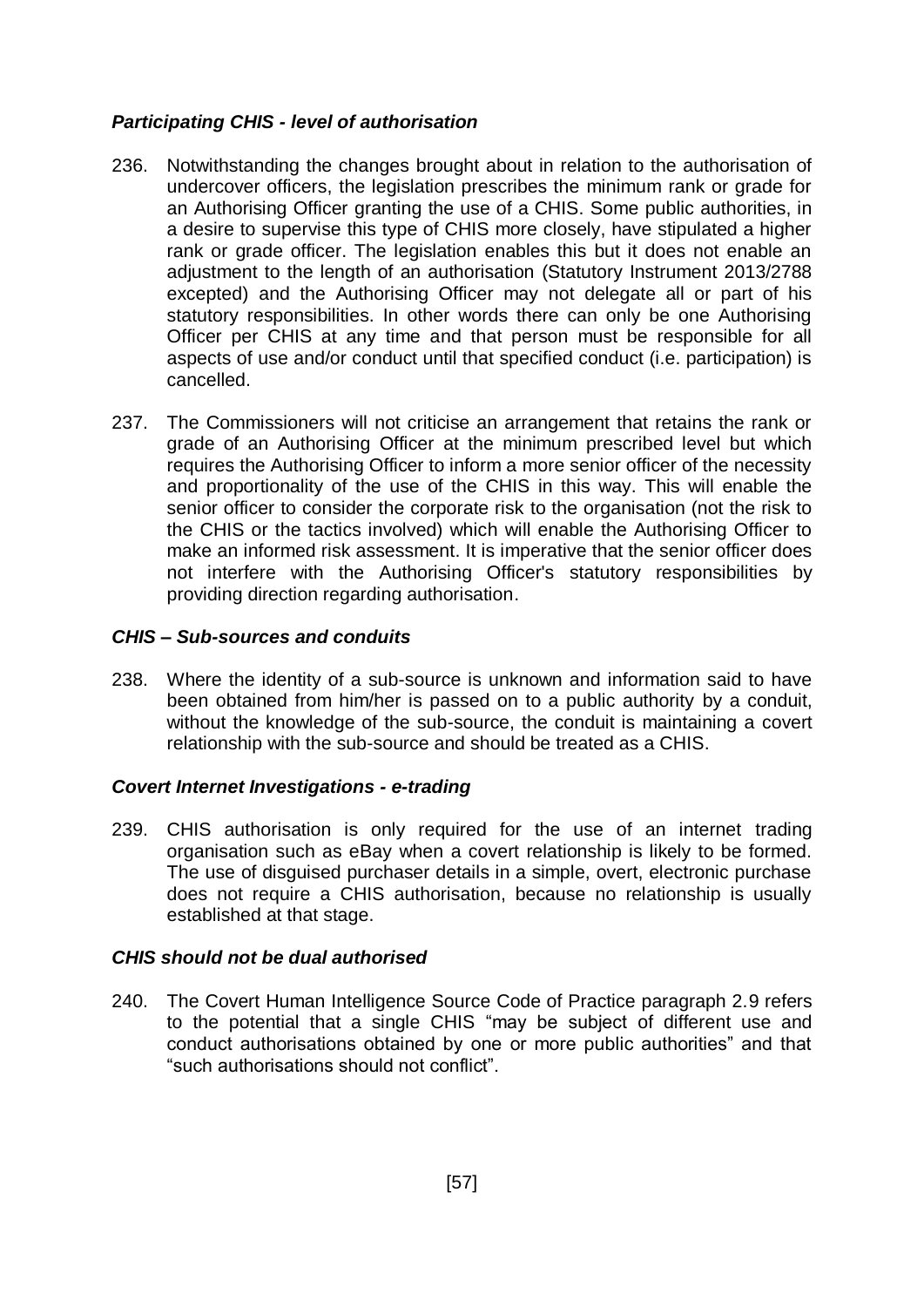### *Participating CHIS - level of authorisation*

236. Notwithstanding the changes brought about in relation to the authorisation of undercover officers, the legislation prescribes the minimum rank or grade for an Authorising Officer granting the use of a CHIS. Some public authorities, in a desire to supervise this type of CHIS more closely, have stipulated a higher rank or grade officer. The legislation enables this but it does not enable an adjustment to the length of an authorisation (Statutory Instrument 2013/2788 excepted) and the Authorising Officer may not delegate all or part of his statutory responsibilities. In other words there can only be one Authorising Officer per CHIS at any time and that person must be responsible for all aspects of use and/or conduct until that specified conduct (i.e. participation) is cancelled.

237. The Commissioners will not criticise an arrangement that retains the rank or grade of an Authorising Officer at the minimum prescribed level but which requires the Authorising Officer to inform a more senior officer of the necessity and proportionality of the use of the CHIS in this way. This will enable the senior officer to consider the corporate risk to the organisation (not the risk to the CHIS or the tactics involved) which will enable the Authorising Officer to make an informed risk assessment. It is imperative that the senior officer does not interfere with the Authorising Officer's statutory responsibilities by providing direction regarding authorisation.

### *CHIS – Sub-sources and conduits*

238. Where the identity of a sub-source is unknown and information said to have been obtained from him/her is passed on to a public authority by a conduit, without the knowledge of the sub-source, the conduit is maintaining a covert relationship with the sub-source and should be treated as a CHIS.

### *Covert Internet Investigations - e-trading*

239. CHIS authorisation is only required for the use of an internet trading organisation such as eBay when a covert relationship is likely to be formed. The use of disguised purchaser details in a simple, overt, electronic purchase does not require a CHIS authorisation, because no relationship is usually established at that stage.

### *CHIS should not be dual authorised*

240. The Covert Human Intelligence Source Code of Practice paragraph 2.9 refers to the potential that a single CHIS "may be subject of different use and conduct authorisations obtained by one or more public authorities" and that "such authorisations should not conflict".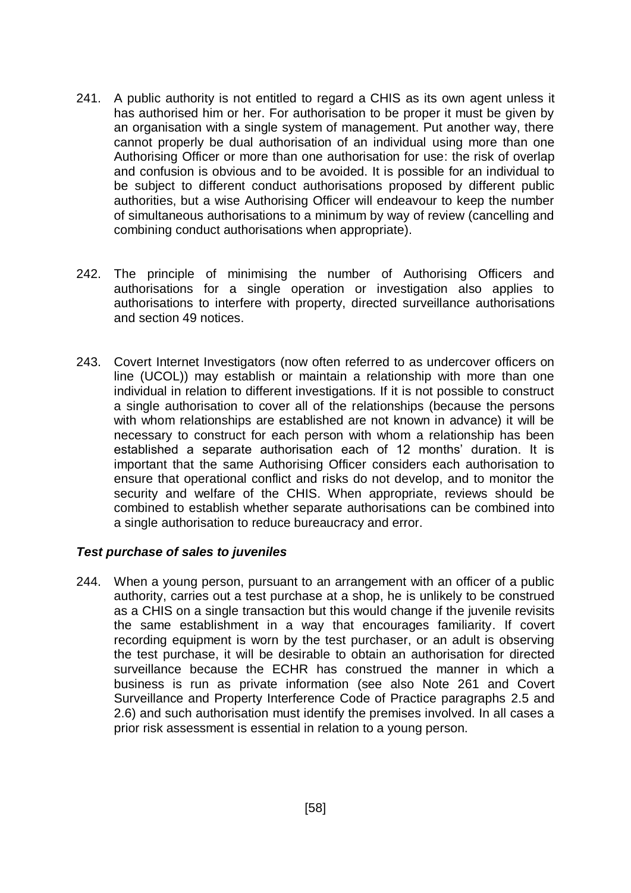241. A public authority is not entitled to regard a CHIS as its own agent unless it has authorised him or her. For authorisation to be proper it must be given by an organisation with a single system of management. Put another way, there cannot properly be dual authorisation of an individual using more than one Authorising Officer or more than one authorisation for use: the risk of overlap and confusion is obvious and to be avoided. It is possible for an individual to be subject to different conduct authorisations proposed by different public authorities, but a wise Authorising Officer will endeavour to keep the number of simultaneous authorisations to a minimum by way of review (cancelling and combining conduct authorisations when appropriate).

242. The principle of minimising the number of Authorising Officers and authorisations for a single operation or investigation also applies to authorisations to interfere with property, directed surveillance authorisations and section 49 notices.

243. Covert Internet Investigators (now often referred to as undercover officers on line (UCOL)) may establish or maintain a relationship with more than one individual in relation to different investigations. If it is not possible to construct a single authorisation to cover all of the relationships (because the persons with whom relationships are established are not known in advance) it will be necessary to construct for each person with whom a relationship has been established a separate authorisation each of 12 months' duration. It is important that the same Authorising Officer considers each authorisation to ensure that operational conflict and risks do not develop, and to monitor the security and welfare of the CHIS. When appropriate, reviews should be combined to establish whether separate authorisations can be combined into a single authorisation to reduce bureaucracy and error.

### *Test purchase of sales to juveniles*

244. When a young person, pursuant to an arrangement with an officer of a public authority, carries out a test purchase at a shop, he is unlikely to be construed as a CHIS on a single transaction but this would change if the juvenile revisits the same establishment in a way that encourages familiarity. If covert recording equipment is worn by the test purchaser, or an adult is observing the test purchase, it will be desirable to obtain an authorisation for directed surveillance because the ECHR has construed the manner in which a business is run as private information (see also Note 261 and Covert Surveillance and Property Interference Code of Practice paragraphs 2.5 and 2.6) and such authorisation must identify the premises involved. In all cases a prior risk assessment is essential in relation to a young person.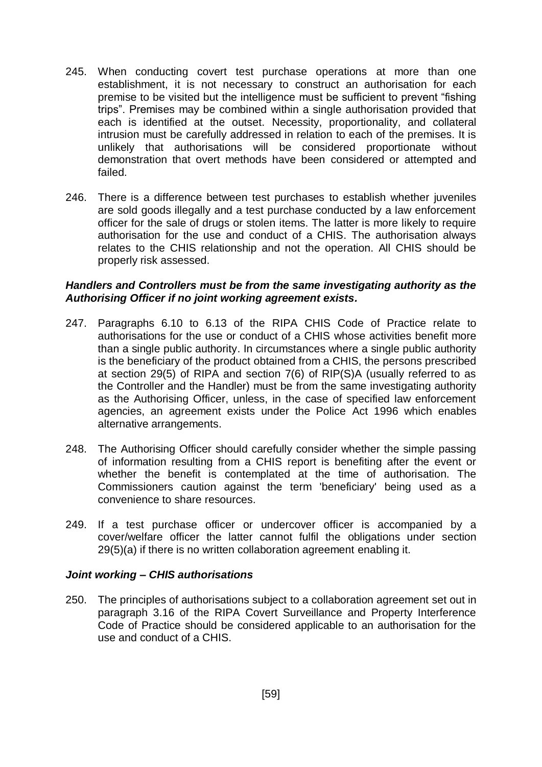245. When conducting covert test purchase operations at more than one establishment, it is not necessary to construct an authorisation for each premise to be visited but the intelligence must be sufficient to prevent "fishing trips". Premises may be combined within a single authorisation provided that each is identified at the outset. Necessity, proportionality, and collateral intrusion must be carefully addressed in relation to each of the premises. It is unlikely that authorisations will be considered proportionate without demonstration that overt methods have been considered or attempted and failed.

246. There is a difference between test purchases to establish whether juveniles are sold goods illegally and a test purchase conducted by a law enforcement officer for the sale of drugs or stolen items. The latter is more likely to require authorisation for the use and conduct of a CHIS. The authorisation always relates to the CHIS relationship and not the operation. All CHIS should be properly risk assessed.

***Handlers and Controllers must be from the same investigating authority as the Authorising Officer if no joint working agreement exists.***

247. Paragraphs 6.10 to 6.13 of the RIPA CHIS Code of Practice relate to authorisations for the use or conduct of a CHIS whose activities benefit more than a single public authority. In circumstances where a single public authority is the beneficiary of the product obtained from a CHIS, the persons prescribed at section 29(5) of RIPA and section 7(6) of RIP(S)A (usually referred to as the Controller and the Handler) must be from the same investigating authority as the Authorising Officer, unless, in the case of specified law enforcement agencies, an agreement exists under the Police Act 1996 which enables alternative arrangements.

248. The Authorising Officer should carefully consider whether the simple passing of information resulting from a CHIS report is benefiting after the event or whether the benefit is contemplated at the time of authorisation. The Commissioners caution against the term 'beneficiary' being used as a convenience to share resources.

249. If a test purchase officer or undercover officer is accompanied by a cover/welfare officer the latter cannot fulfil the obligations under section 29(5)(a) if there is no written collaboration agreement enabling it.

***Joint working – CHIS authorisations***

250. The principles of authorisations subject to a collaboration agreement set out in paragraph 3.16 of the RIPA Covert Surveillance and Property Interference Code of Practice should be considered applicable to an authorisation for the use and conduct of a CHIS.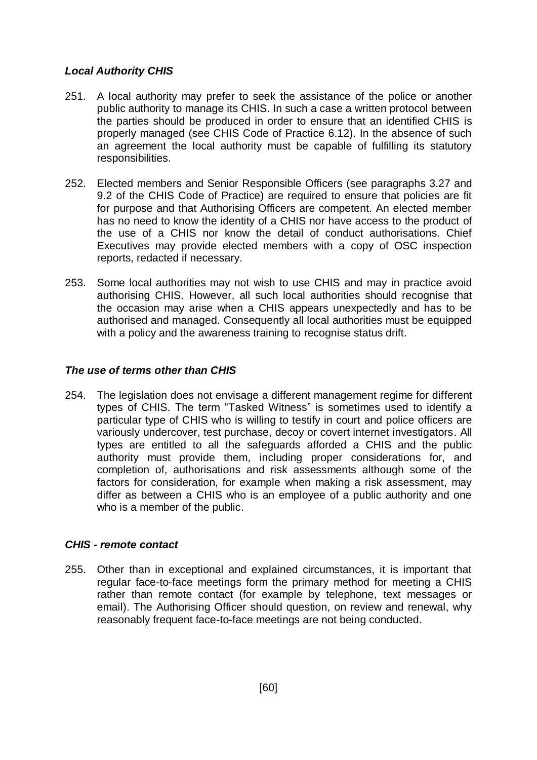### *Local Authority CHIS*

251. A local authority may prefer to seek the assistance of the police or another public authority to manage its CHIS. In such a case a written protocol between the parties should be produced in order to ensure that an identified CHIS is properly managed (see CHIS Code of Practice 6.12). In the absence of such an agreement the local authority must be capable of fulfilling its statutory responsibilities.

252. Elected members and Senior Responsible Officers (see paragraphs 3.27 and 9.2 of the CHIS Code of Practice) are required to ensure that policies are fit for purpose and that Authorising Officers are competent. An elected member has no need to know the identity of a CHIS nor have access to the product of the use of a CHIS nor know the detail of conduct authorisations. Chief Executives may provide elected members with a copy of OSC inspection reports, redacted if necessary.

253. Some local authorities may not wish to use CHIS and may in practice avoid authorising CHIS. However, all such local authorities should recognise that the occasion may arise when a CHIS appears unexpectedly and has to be authorised and managed. Consequently all local authorities must be equipped with a policy and the awareness training to recognise status drift.

### *The use of terms other than CHIS*

254. The legislation does not envisage a different management regime for different types of CHIS. The term "Tasked Witness" is sometimes used to identify a particular type of CHIS who is willing to testify in court and police officers are variously undercover, test purchase, decoy or covert internet investigators. All types are entitled to all the safeguards afforded a CHIS and the public authority must provide them, including proper considerations for, and completion of, authorisations and risk assessments although some of the factors for consideration, for example when making a risk assessment, may differ as between a CHIS who is an employee of a public authority and one who is a member of the public.

### *CHIS - remote contact*

255. Other than in exceptional and explained circumstances, it is important that regular face-to-face meetings form the primary method for meeting a CHIS rather than remote contact (for example by telephone, text messages or email). The Authorising Officer should question, on review and renewal, why reasonably frequent face-to-face meetings are not being conducted.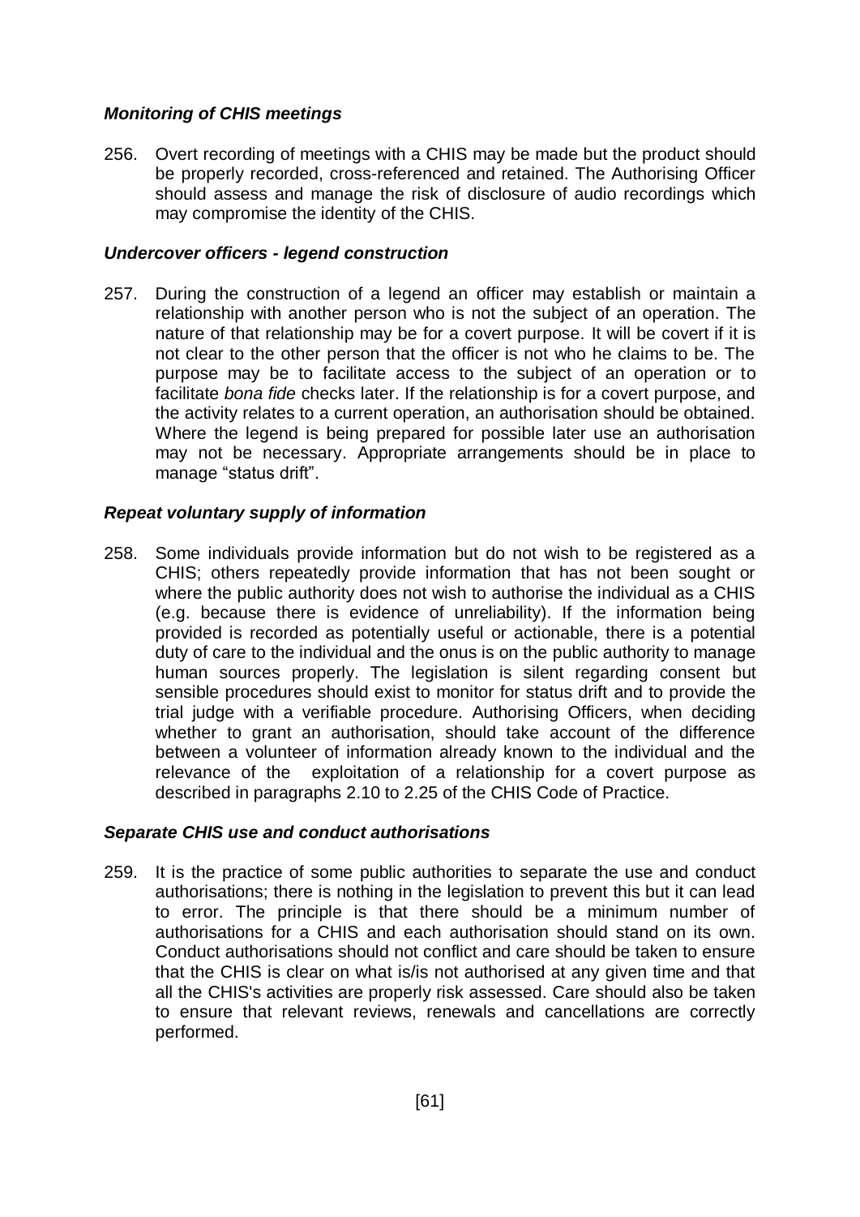***Monitoring of CHIS meetings***

256. Overt recording of meetings with a CHIS may be made but the product should be properly recorded, cross-referenced and retained. The Authorising Officer should assess and manage the risk of disclosure of audio recordings which may compromise the identity of the CHIS.

***Undercover officers - legend construction***

257. During the construction of a legend an officer may establish or maintain a relationship with another person who is not the subject of an operation. The nature of that relationship may be for a covert purpose. It will be covert if it is not clear to the other person that the officer is not who he claims to be. The purpose may be to facilitate access to the subject of an operation or to facilitate *bona fide* checks later. If the relationship is for a covert purpose, and the activity relates to a current operation, an authorisation should be obtained. Where the legend is being prepared for possible later use an authorisation may not be necessary. Appropriate arrangements should be in place to manage "status drift".

***Repeat voluntary supply of information***

258. Some individuals provide information but do not wish to be registered as a CHIS; others repeatedly provide information that has not been sought or where the public authority does not wish to authorise the individual as a CHIS (e.g. because there is evidence of unreliability). If the information being provided is recorded as potentially useful or actionable, there is a potential duty of care to the individual and the onus is on the public authority to manage human sources properly. The legislation is silent regarding consent but sensible procedures should exist to monitor for status drift and to provide the trial judge with a verifiable procedure. Authorising Officers, when deciding whether to grant an authorisation, should take account of the difference between a volunteer of information already known to the individual and the relevance of the exploitation of a relationship for a covert purpose as described in paragraphs 2.10 to 2.25 of the CHIS Code of Practice.

***Separate CHIS use and conduct authorisations***

259. It is the practice of some public authorities to separate the use and conduct authorisations; there is nothing in the legislation to prevent this but it can lead to error. The principle is that there should be a minimum number of authorisations for a CHIS and each authorisation should stand on its own. Conduct authorisations should not conflict and care should be taken to ensure that the CHIS is clear on what is/is not authorised at any given time and that all the CHIS's activities are properly risk assessed. Care should also be taken to ensure that relevant reviews, renewals and cancellations are correctly performed.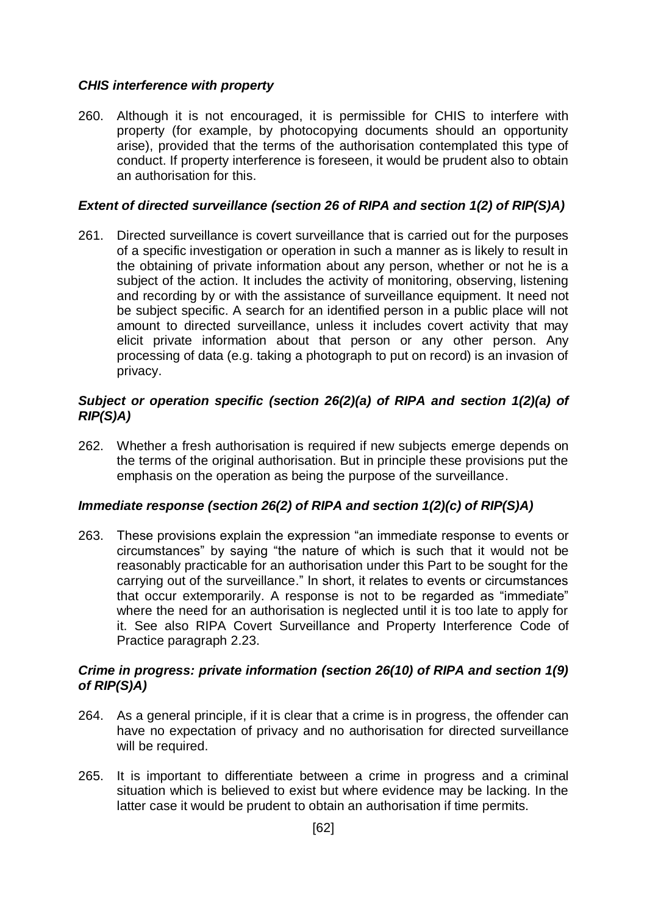### *CHIS interference with property*

260. Although it is not encouraged, it is permissible for CHIS to interfere with property (for example, by photocopying documents should an opportunity arise), provided that the terms of the authorisation contemplated this type of conduct. If property interference is foreseen, it would be prudent also to obtain an authorisation for this.

### *Extent of directed surveillance (section 26 of RIPA and section 1(2) of RIP(S)A)*

261. Directed surveillance is covert surveillance that is carried out for the purposes of a specific investigation or operation in such a manner as is likely to result in the obtaining of private information about any person, whether or not he is a subject of the action. It includes the activity of monitoring, observing, listening and recording by or with the assistance of surveillance equipment. It need not be subject specific. A search for an identified person in a public place will not amount to directed surveillance, unless it includes covert activity that may elicit private information about that person or any other person. Any processing of data (e.g. taking a photograph to put on record) is an invasion of privacy.

### *Subject or operation specific (section 26(2)(a) of RIPA and section 1(2)(a) of RIP(S)A)*

262. Whether a fresh authorisation is required if new subjects emerge depends on the terms of the original authorisation. But in principle these provisions put the emphasis on the operation as being the purpose of the surveillance.

### *Immediate response (section 26(2) of RIPA and section 1(2)(c) of RIP(S)A)*

263. These provisions explain the expression "an immediate response to events or circumstances" by saying "the nature of which is such that it would not be reasonably practicable for an authorisation under this Part to be sought for the carrying out of the surveillance." In short, it relates to events or circumstances that occur extemporarily. A response is not to be regarded as "immediate" where the need for an authorisation is neglected until it is too late to apply for it. See also RIPA Covert Surveillance and Property Interference Code of Practice paragraph 2.23.

### *Crime in progress: private information (section 26(10) of RIPA and section 1(9) of RIP(S)A)*

264. As a general principle, if it is clear that a crime is in progress, the offender can have no expectation of privacy and no authorisation for directed surveillance will be required.

265. It is important to differentiate between a crime in progress and a criminal situation which is believed to exist but where evidence may be lacking. In the latter case it would be prudent to obtain an authorisation if time permits.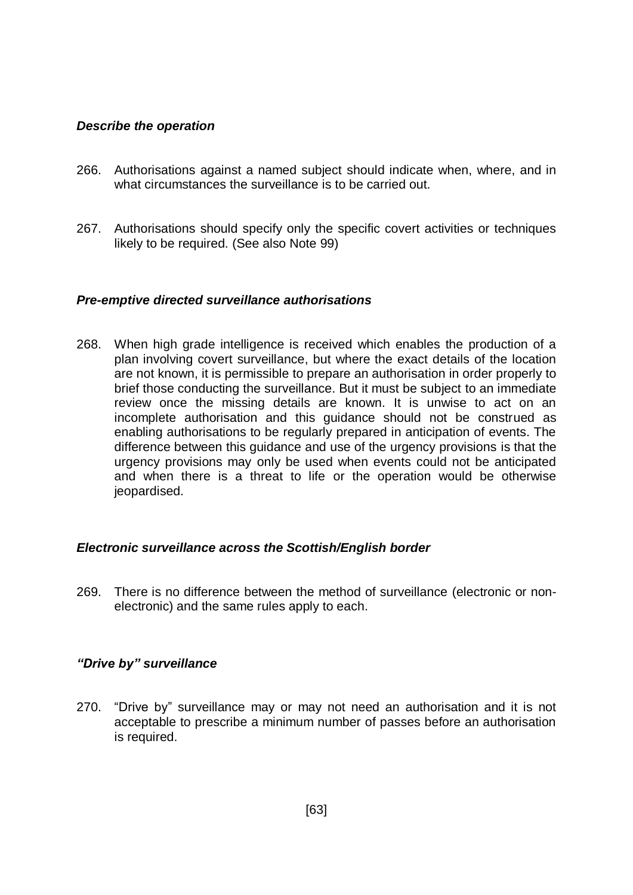### *Describe the operation*

266. Authorisations against a named subject should indicate when, where, and in what circumstances the surveillance is to be carried out.

267. Authorisations should specify only the specific covert activities or techniques likely to be required. (See also Note 99)

### *Pre-emptive directed surveillance authorisations*

268. When high grade intelligence is received which enables the production of a plan involving covert surveillance, but where the exact details of the location are not known, it is permissible to prepare an authorisation in order properly to brief those conducting the surveillance. But it must be subject to an immediate review once the missing details are known. It is unwise to act on an incomplete authorisation and this guidance should not be construed as enabling authorisations to be regularly prepared in anticipation of events. The difference between this guidance and use of the urgency provisions is that the urgency provisions may only be used when events could not be anticipated and when there is a threat to life or the operation would be otherwise jeopardised.

### *Electronic surveillance across the Scottish/English border*

269. There is no difference between the method of surveillance (electronic or non-electronic) and the same rules apply to each.

### *"Drive by" surveillance*

270. "Drive by" surveillance may or may not need an authorisation and it is not acceptable to prescribe a minimum number of passes before an authorisation is required.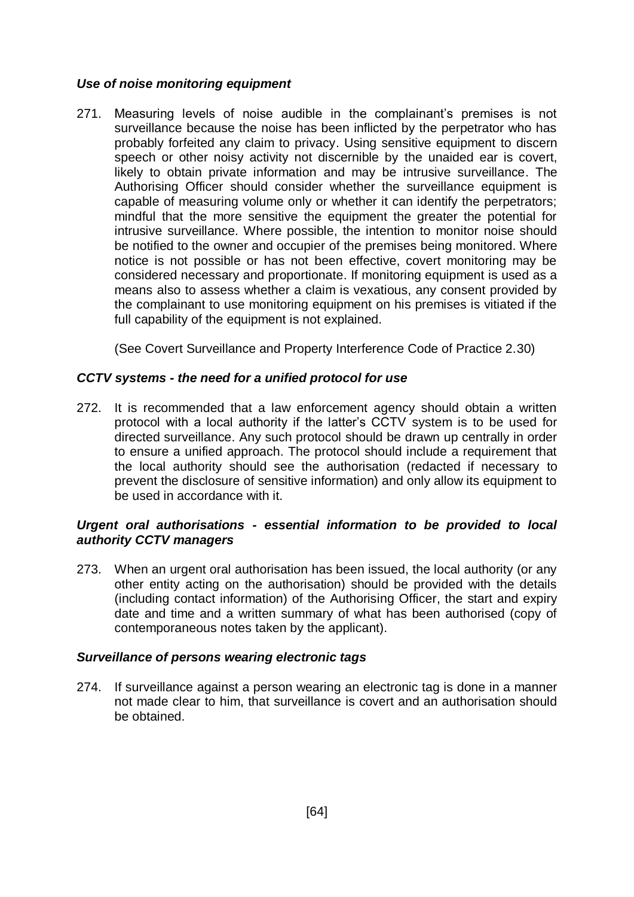***Use of noise monitoring equipment***

271. Measuring levels of noise audible in the complainant's premises is not surveillance because the noise has been inflicted by the perpetrator who has probably forfeited any claim to privacy. Using sensitive equipment to discern speech or other noisy activity not discernible by the unaided ear is covert, likely to obtain private information and may be intrusive surveillance. The Authorising Officer should consider whether the surveillance equipment is capable of measuring volume only or whether it can identify the perpetrators; mindful that the more sensitive the equipment the greater the potential for intrusive surveillance. Where possible, the intention to monitor noise should be notified to the owner and occupier of the premises being monitored. Where notice is not possible or has not been effective, covert monitoring may be considered necessary and proportionate. If monitoring equipment is used as a means also to assess whether a claim is vexatious, any consent provided by the complainant to use monitoring equipment on his premises is vitiated if the full capability of the equipment is not explained.

(See Covert Surveillance and Property Interference Code of Practice 2.30)

***CCTV systems - the need for a unified protocol for use***

272. It is recommended that a law enforcement agency should obtain a written protocol with a local authority if the latter's CCTV system is to be used for directed surveillance. Any such protocol should be drawn up centrally in order to ensure a unified approach. The protocol should include a requirement that the local authority should see the authorisation (redacted if necessary to prevent the disclosure of sensitive information) and only allow its equipment to be used in accordance with it.

***Urgent oral authorisations - essential information to be provided to local authority CCTV managers***

273. When an urgent oral authorisation has been issued, the local authority (or any other entity acting on the authorisation) should be provided with the details (including contact information) of the Authorising Officer, the start and expiry date and time and a written summary of what has been authorised (copy of contemporaneous notes taken by the applicant).

***Surveillance of persons wearing electronic tags***

274. If surveillance against a person wearing an electronic tag is done in a manner not made clear to him, that surveillance is covert and an authorisation should be obtained.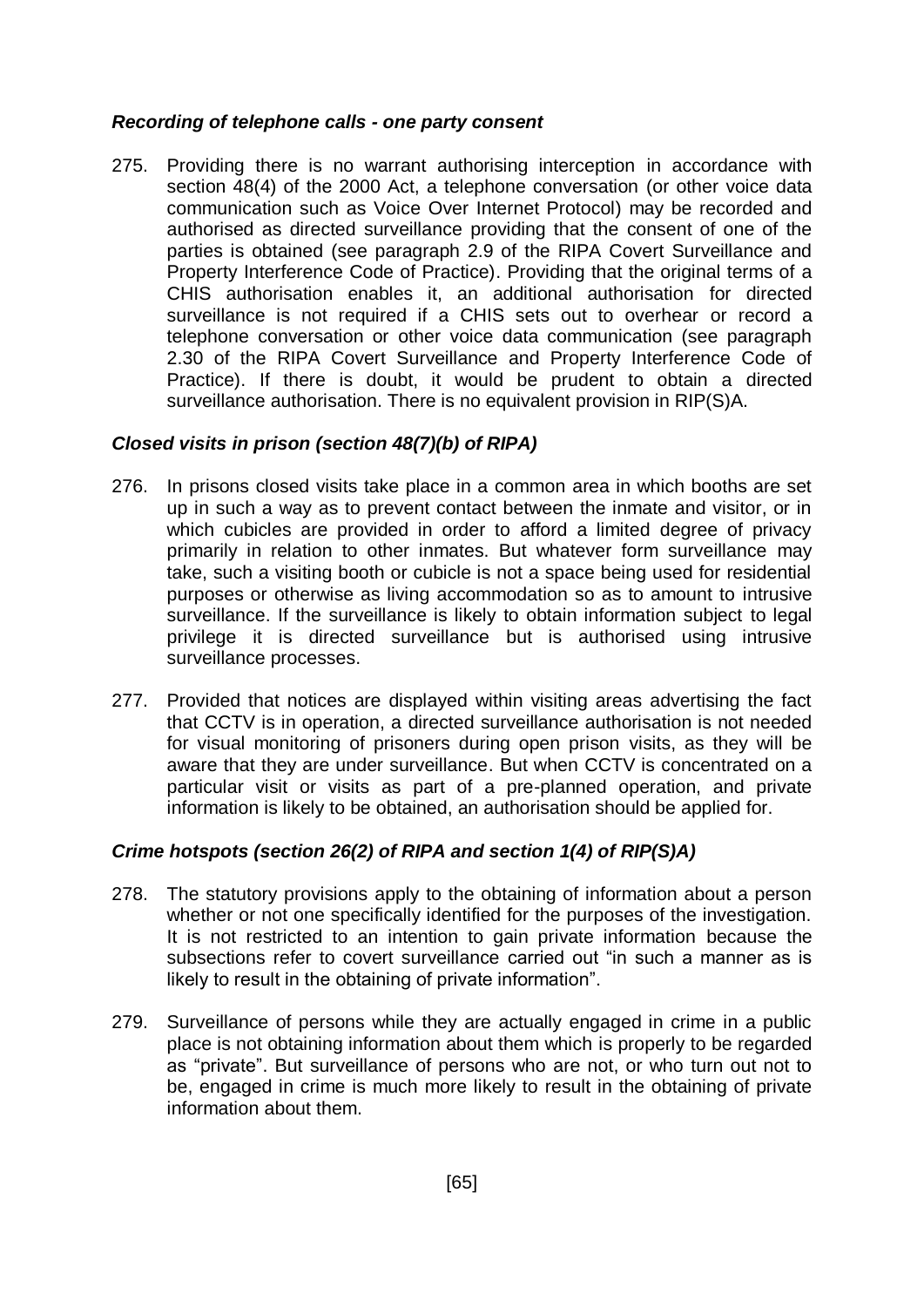### *Recording of telephone calls - one party consent*

275. Providing there is no warrant authorising interception in accordance with section 48(4) of the 2000 Act, a telephone conversation (or other voice data communication such as Voice Over Internet Protocol) may be recorded and authorised as directed surveillance providing that the consent of one of the parties is obtained (see paragraph 2.9 of the RIPA Covert Surveillance and Property Interference Code of Practice). Providing that the original terms of a CHIS authorisation enables it, an additional authorisation for directed surveillance is not required if a CHIS sets out to overhear or record a telephone conversation or other voice data communication (see paragraph 2.30 of the RIPA Covert Surveillance and Property Interference Code of Practice). If there is doubt, it would be prudent to obtain a directed surveillance authorisation. There is no equivalent provision in RIP(S)A.

### *Closed visits in prison (section 48(7)(b) of RIPA)*

276. In prisons closed visits take place in a common area in which booths are set up in such a way as to prevent contact between the inmate and visitor, or in which cubicles are provided in order to afford a limited degree of privacy primarily in relation to other inmates. But whatever form surveillance may take, such a visiting booth or cubicle is not a space being used for residential purposes or otherwise as living accommodation so as to amount to intrusive surveillance. If the surveillance is likely to obtain information subject to legal privilege it is directed surveillance but is authorised using intrusive surveillance processes.

277. Provided that notices are displayed within visiting areas advertising the fact that CCTV is in operation, a directed surveillance authorisation is not needed for visual monitoring of prisoners during open prison visits, as they will be aware that they are under surveillance. But when CCTV is concentrated on a particular visit or visits as part of a pre-planned operation, and private information is likely to be obtained, an authorisation should be applied for.

### *Crime hotspots (section 26(2) of RIPA and section 1(4) of RIP(S)A)*

278. The statutory provisions apply to the obtaining of information about a person whether or not one specifically identified for the purposes of the investigation. It is not restricted to an intention to gain private information because the subsections refer to covert surveillance carried out "in such a manner as is likely to result in the obtaining of private information".

279. Surveillance of persons while they are actually engaged in crime in a public place is not obtaining information about them which is properly to be regarded as "private". But surveillance of persons who are not, or who turn out not to be, engaged in crime is much more likely to result in the obtaining of private information about them.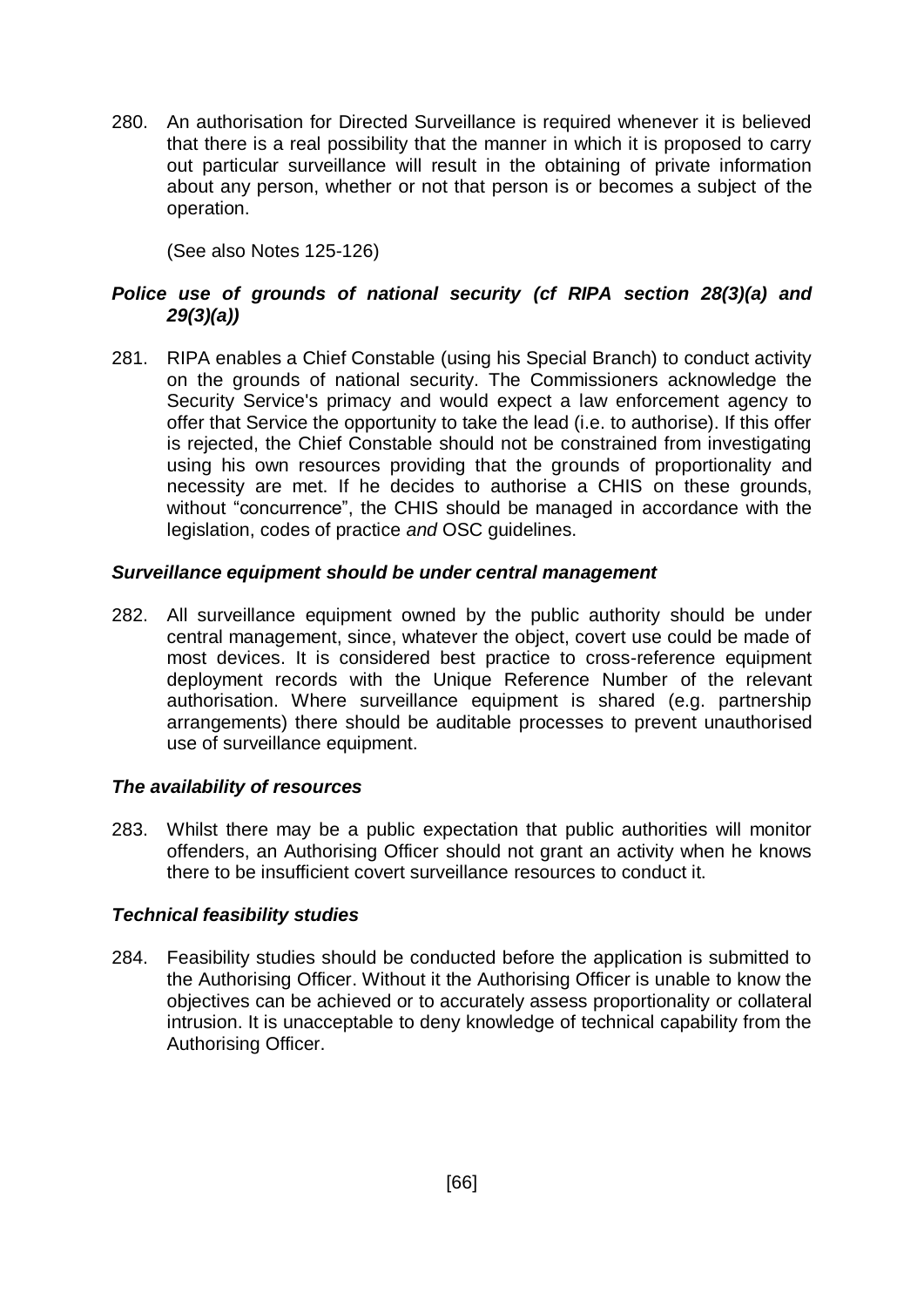280. An authorisation for Directed Surveillance is required whenever it is believed that there is a real possibility that the manner in which it is proposed to carry out particular surveillance will result in the obtaining of private information about any person, whether or not that person is or becomes a subject of the operation.

(See also Notes 125-126)

***Police use of grounds of national security (cf RIPA section 28(3)(a) and 29(3)(a))***

281. RIPA enables a Chief Constable (using his Special Branch) to conduct activity on the grounds of national security. The Commissioners acknowledge the Security Service's primacy and would expect a law enforcement agency to offer that Service the opportunity to take the lead (i.e. to authorise). If this offer is rejected, the Chief Constable should not be constrained from investigating using his own resources providing that the grounds of proportionality and necessity are met. If he decides to authorise a CHIS on these grounds, without "concurrence", the CHIS should be managed in accordance with the legislation, codes of practice *and* OSC guidelines.

***Surveillance equipment should be under central management***

282. All surveillance equipment owned by the public authority should be under central management, since, whatever the object, covert use could be made of most devices. It is considered best practice to cross-reference equipment deployment records with the Unique Reference Number of the relevant authorisation. Where surveillance equipment is shared (e.g. partnership arrangements) there should be auditable processes to prevent unauthorised use of surveillance equipment.

***The availability of resources***

283. Whilst there may be a public expectation that public authorities will monitor offenders, an Authorising Officer should not grant an activity when he knows there to be insufficient covert surveillance resources to conduct it.

***Technical feasibility studies***

284. Feasibility studies should be conducted before the application is submitted to the Authorising Officer. Without it the Authorising Officer is unable to know the objectives can be achieved or to accurately assess proportionality or collateral intrusion. It is unacceptable to deny knowledge of technical capability from the Authorising Officer.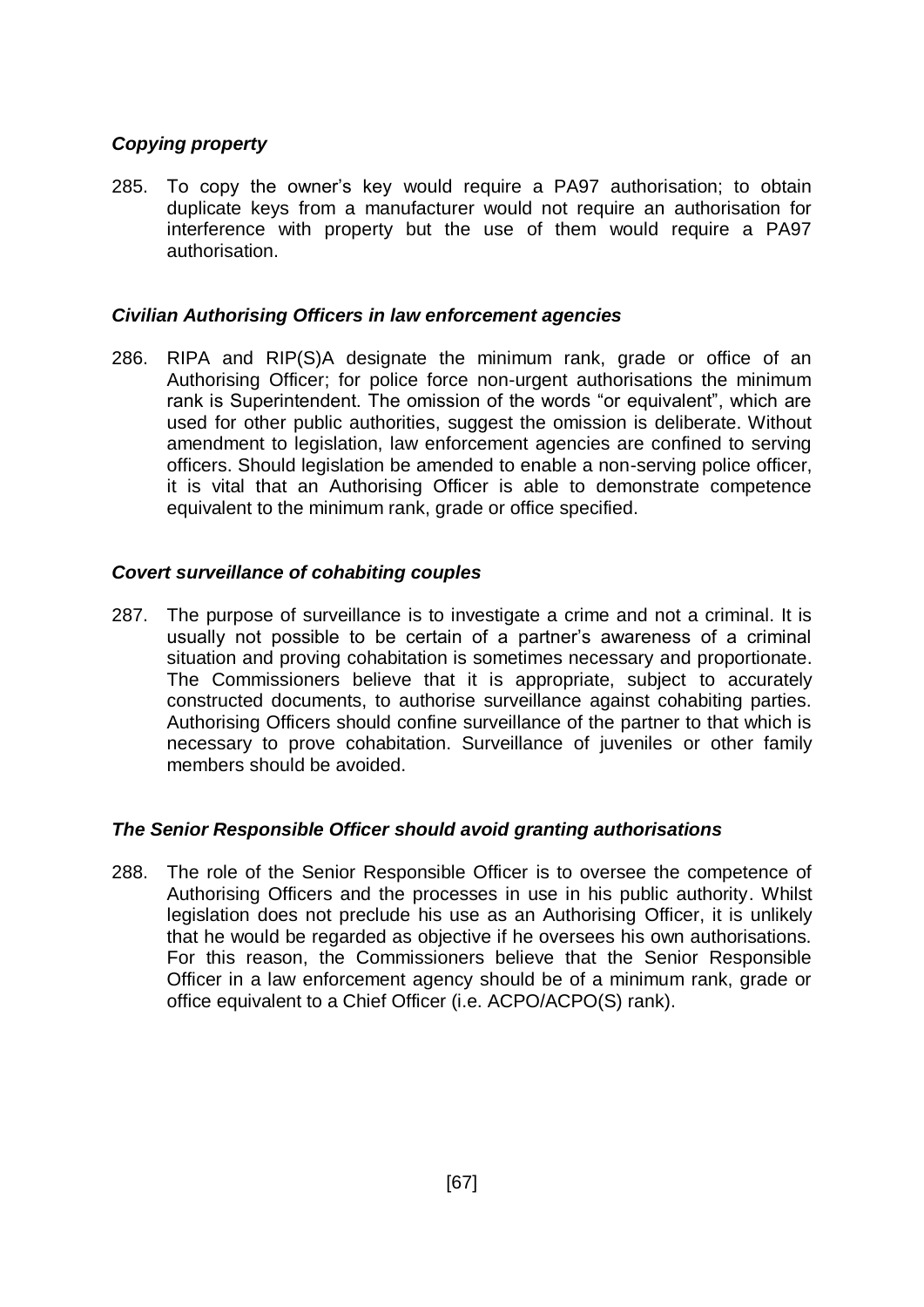### *Copying property*

285. To copy the owner's key would require a PA97 authorisation; to obtain duplicate keys from a manufacturer would not require an authorisation for interference with property but the use of them would require a PA97 authorisation.

### *Civilian Authorising Officers in law enforcement agencies*

286. RIPA and RIP(S)A designate the minimum rank, grade or office of an Authorising Officer; for police force non-urgent authorisations the minimum rank is Superintendent. The omission of the words "or equivalent", which are used for other public authorities, suggest the omission is deliberate. Without amendment to legislation, law enforcement agencies are confined to serving officers. Should legislation be amended to enable a non-serving police officer, it is vital that an Authorising Officer is able to demonstrate competence equivalent to the minimum rank, grade or office specified.

### *Covert surveillance of cohabiting couples*

287. The purpose of surveillance is to investigate a crime and not a criminal. It is usually not possible to be certain of a partner's awareness of a criminal situation and proving cohabitation is sometimes necessary and proportionate. The Commissioners believe that it is appropriate, subject to accurately constructed documents, to authorise surveillance against cohabiting parties. Authorising Officers should confine surveillance of the partner to that which is necessary to prove cohabitation. Surveillance of juveniles or other family members should be avoided.

### *The Senior Responsible Officer should avoid granting authorisations*

288. The role of the Senior Responsible Officer is to oversee the competence of Authorising Officers and the processes in use in his public authority. Whilst legislation does not preclude his use as an Authorising Officer, it is unlikely that he would be regarded as objective if he oversees his own authorisations. For this reason, the Commissioners believe that the Senior Responsible Officer in a law enforcement agency should be of a minimum rank, grade or office equivalent to a Chief Officer (i.e. ACPO/ACPO(S) rank).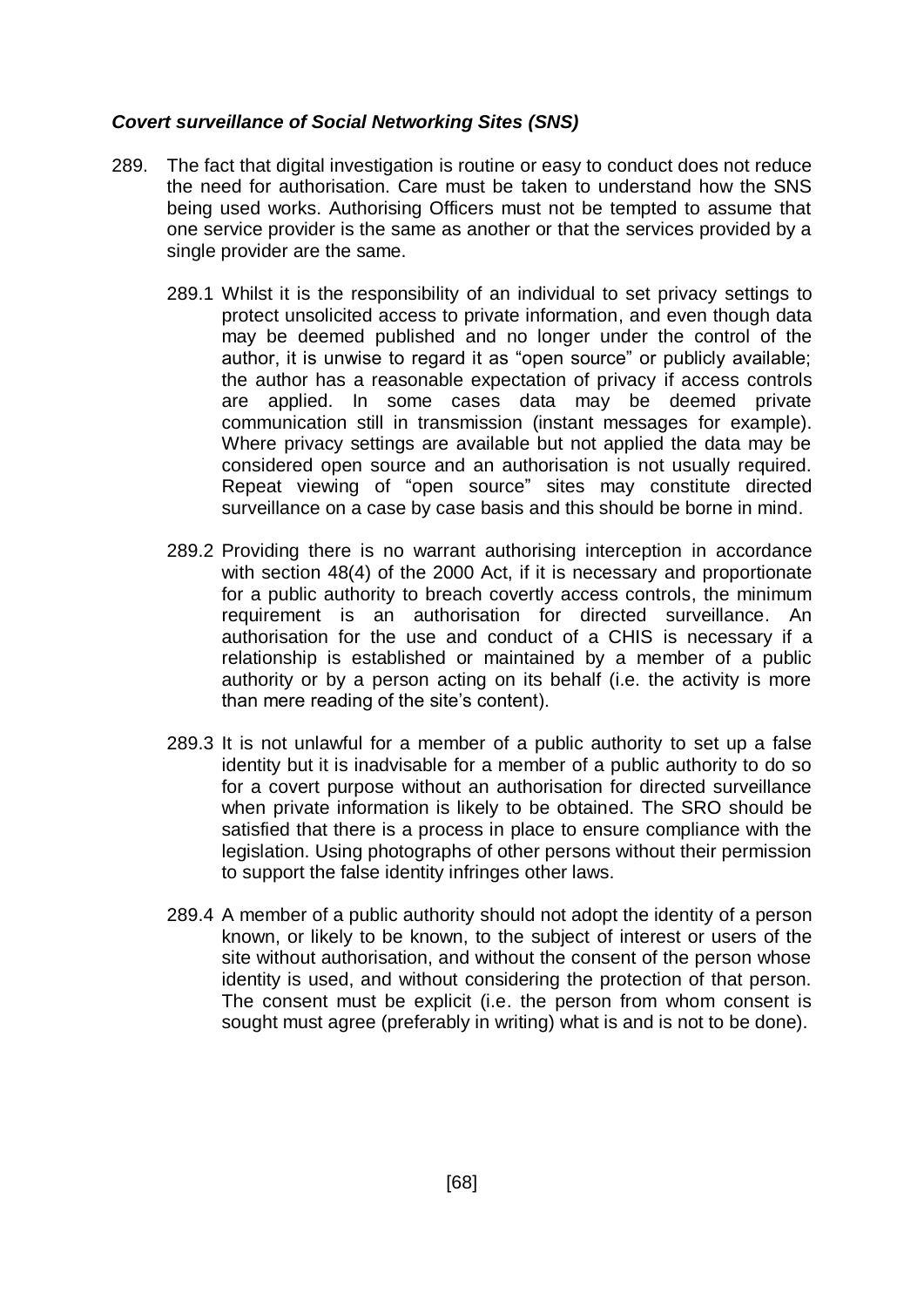***Covert surveillance of Social Networking Sites (SNS)***

289. The fact that digital investigation is routine or easy to conduct does not reduce the need for authorisation. Care must be taken to understand how the SNS being used works. Authorising Officers must not be tempted to assume that one service provider is the same as another or that the services provided by a single provider are the same.

   289.1 Whilst it is the responsibility of an individual to set privacy settings to protect unsolicited access to private information, and even though data may be deemed published and no longer under the control of the author, it is unwise to regard it as "open source" or publicly available; the author has a reasonable expectation of privacy if access controls are applied. In some cases data may be deemed private communication still in transmission (instant messages for example). Where privacy settings are available but not applied the data may be considered open source and an authorisation is not usually required. Repeat viewing of "open source" sites may constitute directed surveillance on a case by case basis and this should be borne in mind.

   289.2 Providing there is no warrant authorising interception in accordance with section 48(4) of the 2000 Act, if it is necessary and proportionate for a public authority to breach covertly access controls, the minimum requirement is an authorisation for directed surveillance. An authorisation for the use and conduct of a CHIS is necessary if a relationship is established or maintained by a member of a public authority or by a person acting on its behalf (i.e. the activity is more than mere reading of the site's content).

   289.3 It is not unlawful for a member of a public authority to set up a false identity but it is inadvisable for a member of a public authority to do so for a covert purpose without an authorisation for directed surveillance when private information is likely to be obtained. The SRO should be satisfied that there is a process in place to ensure compliance with the legislation. Using photographs of other persons without their permission to support the false identity infringes other laws.

   289.4 A member of a public authority should not adopt the identity of a person known, or likely to be known, to the subject of interest or users of the site without authorisation, and without the consent of the person whose identity is used, and without considering the protection of that person. The consent must be explicit (i.e. the person from whom consent is sought must agree (preferably in writing) what is and is not to be done).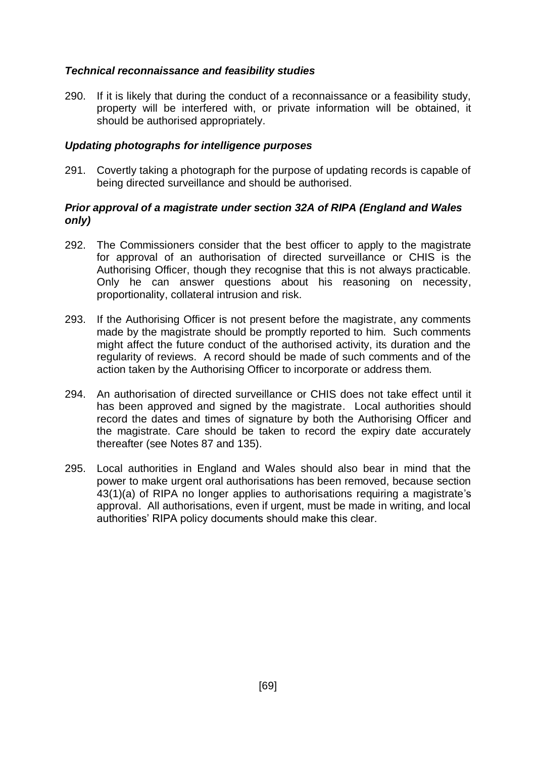### *Technical reconnaissance and feasibility studies*

290. If it is likely that during the conduct of a reconnaissance or a feasibility study, property will be interfered with, or private information will be obtained, it should be authorised appropriately.

### *Updating photographs for intelligence purposes*

291. Covertly taking a photograph for the purpose of updating records is capable of being directed surveillance and should be authorised.

### *Prior approval of a magistrate under section 32A of RIPA (England and Wales only)*

292. The Commissioners consider that the best officer to apply to the magistrate for approval of an authorisation of directed surveillance or CHIS is the Authorising Officer, though they recognise that this is not always practicable. Only he can answer questions about his reasoning on necessity, proportionality, collateral intrusion and risk.

293. If the Authorising Officer is not present before the magistrate, any comments made by the magistrate should be promptly reported to him. Such comments might affect the future conduct of the authorised activity, its duration and the regularity of reviews. A record should be made of such comments and of the action taken by the Authorising Officer to incorporate or address them.

294. An authorisation of directed surveillance or CHIS does not take effect until it has been approved and signed by the magistrate. Local authorities should record the dates and times of signature by both the Authorising Officer and the magistrate. Care should be taken to record the expiry date accurately thereafter (see Notes 87 and 135).

295. Local authorities in England and Wales should also bear in mind that the power to make urgent oral authorisations has been removed, because section 43(1)(a) of RIPA no longer applies to authorisations requiring a magistrate's approval. All authorisations, even if urgent, must be made in writing, and local authorities' RIPA policy documents should make this clear.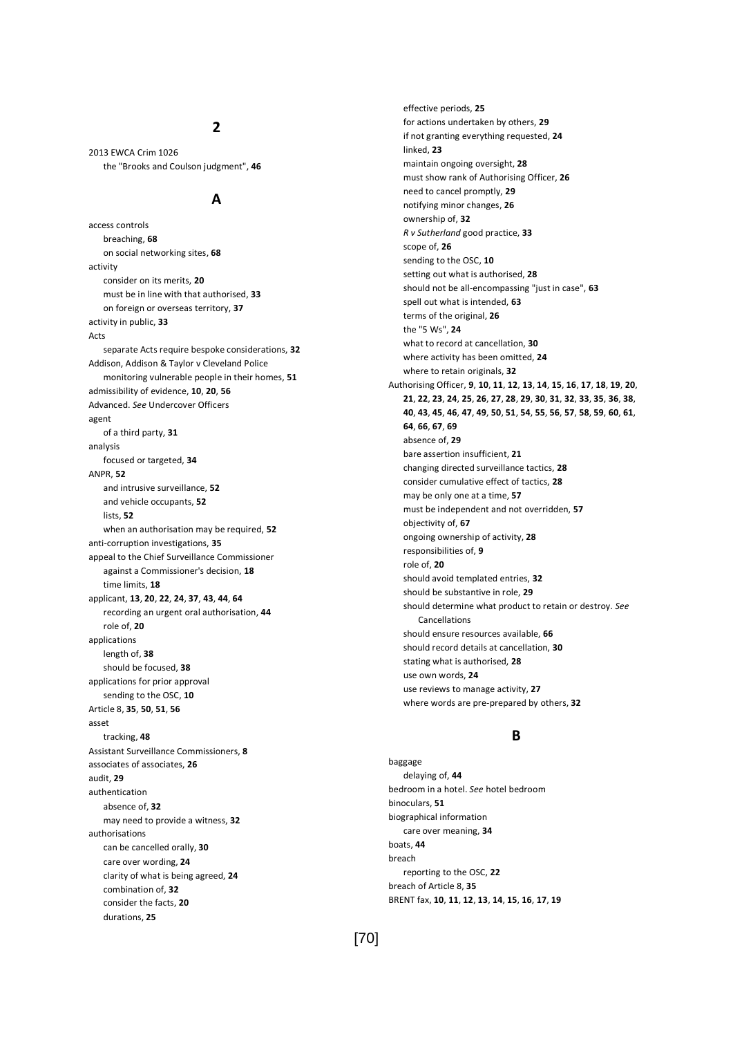## 2

2013 EWCA Crim 1026
  the "Brooks and Coulson judgment", **46**

## A

access controls
  breaching, **68**
  on social networking sites, **68**
activity
  consider on its merits, **20**
  must be in line with that authorised, **33**
  on foreign or overseas territory, **37**
activity in public, **33**
Acts
  separate Acts require bespoke considerations, **32**
Addison, Addison & Taylor v Cleveland Police
  monitoring vulnerable people in their homes, **51**
admissibility of evidence, **10**, **20**, **56**
Advanced. *See* Undercover Officers
agent
  of a third party, **31**
analysis
  focused or targeted, **34**
ANPR, **52**
  and intrusive surveillance, **52**
  and vehicle occupants, **52**
  lists, **52**
  when an authorisation may be required, **52**
anti-corruption investigations, **35**
appeal to the Chief Surveillance Commissioner
  against a Commissioner's decision, **18**
  time limits, **18**
applicant, **13**, **20**, **22**, **24**, **37**, **43**, **44**, **64**
  recording an urgent oral authorisation, **44**
  role of, **20**
applications
  length of, **38**
  should be focused, **38**
applications for prior approval
  sending to the OSC, **10**
Article 8, **35**, **50**, **51**, **56**
asset
  tracking, **48**
Assistant Surveillance Commissioners, **8**
associates of associates, **26**
audit, **29**
authentication
  absence of, **32**
  may need to provide a witness, **32**
authorisations
  can be cancelled orally, **30**
  care over wording, **24**
  clarity of what is being agreed, **24**
  combination of, **32**
  consider the facts, **20**
  durations, **25**
  effective periods, **25**
  for actions undertaken by others, **29**
  if not granting everything requested, **24**
  linked, **23**
  maintain ongoing oversight, **28**
  must show rank of Authorising Officer, **26**
  need to cancel promptly, **29**
  notifying minor changes, **26**
  ownership of, **32**
  *R v Sutherland* good practice, **33**
  scope of, **26**
  sending to the OSC, **10**
  setting out what is authorised, **28**
  should not be all-encompassing "just in case", **63**
  spell out what is intended, **63**
  terms of the original, **26**
  the "5 Ws", **24**
  what to record at cancellation, **30**
  where activity has been omitted, **24**
  where to retain originals, **32**
Authorising Officer, **9**, **10**, **11**, **12**, **13**, **14**, **15**, **16**, **17**, **18**, **19**, **20**, **21**, **22**, **23**, **24**, **25**, **26**, **27**, **28**, **29**, **30**, **31**, **32**, **33**, **35**, **36**, **38**, **40**, **43**, **45**, **46**, **47**, **49**, **50**, **51**, **54**, **55**, **56**, **57**, **58**, **59**, **60**, **61**, **64**, **66**, **67**, **69**
  absence of, **29**
  bare assertion insufficient, **21**
  changing directed surveillance tactics, **28**
  consider cumulative effect of tactics, **28**
  may be only one at a time, **57**
  must be independent and not overridden, **57**
  objectivity of, **67**
  ongoing ownership of activity, **28**
  responsibilities of, **9**
  role of, **20**
  should avoid templated entries, **32**
  should be substantive in role, **29**
  should determine what product to retain or destroy. *See* Cancellations
  should ensure resources available, **66**
  should record details at cancellation, **30**
  stating what is authorised, **28**
  use own words, **24**
  use reviews to manage activity, **27**
  where words are pre-prepared by others, **32**

## B

baggage
  delaying of, **44**
bedroom in a hotel. *See* hotel bedroom
binoculars, **51**
biographical information
  care over meaning, **34**
boats, **44**
breach
  reporting to the OSC, **22**
breach of Article 8, **35**
BRENT fax, **10**, **11**, **12**, **13**, **14**, **15**, **16**, **17**, **19**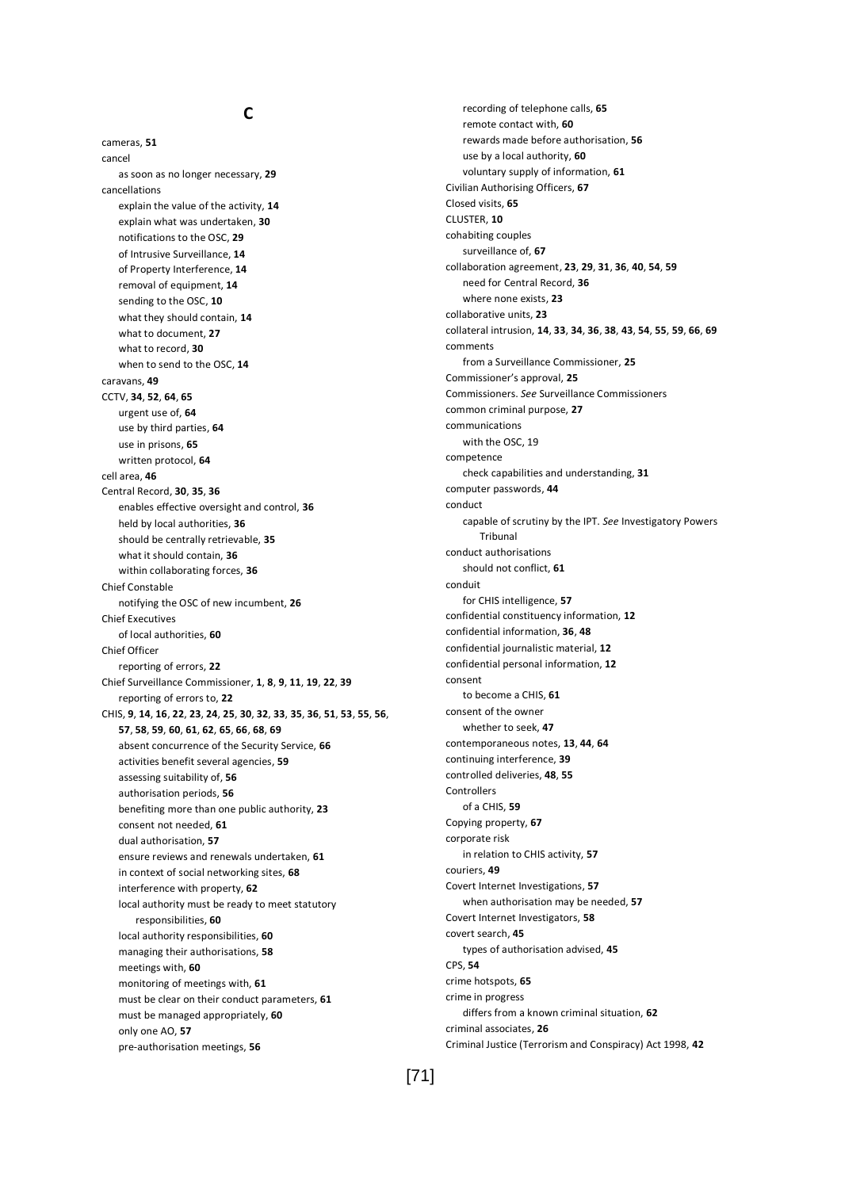## C

cameras, **51**
cancel
- as soon as no longer necessary, **29**

cancellations
- explain the value of the activity, **14**
- explain what was undertaken, **30**
- notifications to the OSC, **29**
- of Intrusive Surveillance, **14**
- of Property Interference, **14**
- removal of equipment, **14**
- sending to the OSC, **10**
- what they should contain, **14**
- what to document, **27**
- what to record, **30**
- when to send to the OSC, **14**

caravans, **49**
CCTV, **34**, **52**, **64**, **65**
- urgent use of, **64**
- use by third parties, **64**
- use in prisons, **65**
- written protocol, **64**

cell area, **46**
Central Record, **30**, **35**, **36**
- enables effective oversight and control, **36**
- held by local authorities, **36**
- should be centrally retrievable, **35**
- what it should contain, **36**
- within collaborating forces, **36**

Chief Constable
- notifying the OSC of new incumbent, **26**

Chief Executives
- of local authorities, **60**

Chief Officer
- reporting of errors, **22**

Chief Surveillance Commissioner, **1**, **8**, **9**, **11**, **19**, **22**, **39**
- reporting of errors to, **22**

CHIS, **9**, **14**, **16**, **22**, **23**, **24**, **25**, **30**, **32**, **33**, **35**, **36**, **51**, **53**, **55**, **56**, **57**, **58**, **59**, **60**, **61**, **62**, **65**, **66**, **68**, **69**
- absent concurrence of the Security Service, **66**
- activities benefit several agencies, **59**
- assessing suitability of, **56**
- authorisation periods, **56**
- benefiting more than one public authority, **23**
- consent not needed, **61**
- dual authorisation, **57**
- ensure reviews and renewals undertaken, **61**
- in context of social networking sites, **68**
- interference with property, **62**
- local authority must be ready to meet statutory responsibilities, **60**
- local authority responsibilities, **60**
- managing their authorisations, **58**
- meetings with, **60**
- monitoring of meetings with, **61**
- must be clear on their conduct parameters, **61**
- must be managed appropriately, **60**
- only one AO, **57**
- pre-authorisation meetings, **56**
- recording of telephone calls, **65**
- remote contact with, **60**
- rewards made before authorisation, **56**
- use by a local authority, **60**
- voluntary supply of information, **61**

Civilian Authorising Officers, **67**
Closed visits, **65**
CLUSTER, **10**
cohabiting couples
- surveillance of, **67**

collaboration agreement, **23**, **29**, **31**, **36**, **40**, **54**, **59**
- need for Central Record, **36**
- where none exists, **23**

collaborative units, **23**
collateral intrusion, **14**, **33**, **34**, **36**, **38**, **43**, **54**, **55**, **59**, **66**, **69**
comments
- from a Surveillance Commissioner, **25**

Commissioner's approval, **25**
Commissioners. *See* Surveillance Commissioners
common criminal purpose, **27**
communications
- with the OSC, 19

competence
- check capabilities and understanding, **31**

computer passwords, **44**
conduct
- capable of scrutiny by the IPT. *See* Investigatory Powers Tribunal

conduct authorisations
- should not conflict, **61**

conduit
- for CHIS intelligence, **57**

confidential constituency information, **12**
confidential information, **36**, **48**
confidential journalistic material, **12**
confidential personal information, **12**
consent
- to become a CHIS, **61**

consent of the owner
- whether to seek, **47**

contemporaneous notes, **13**, **44**, **64**
continuing interference, **39**
controlled deliveries, **48**, **55**
Controllers
- of a CHIS, **59**

Copying property, **67**
corporate risk
- in relation to CHIS activity, **57**

couriers, **49**
Covert Internet Investigations, **57**
- when authorisation may be needed, **57**

Covert Internet Investigators, **58**
covert search, **45**
- types of authorisation advised, **45**

CPS, **54**
crime hotspots, **65**
crime in progress
- differs from a known criminal situation, **62**

criminal associates, **26**
Criminal Justice (Terrorism and Conspiracy) Act 1998, **42**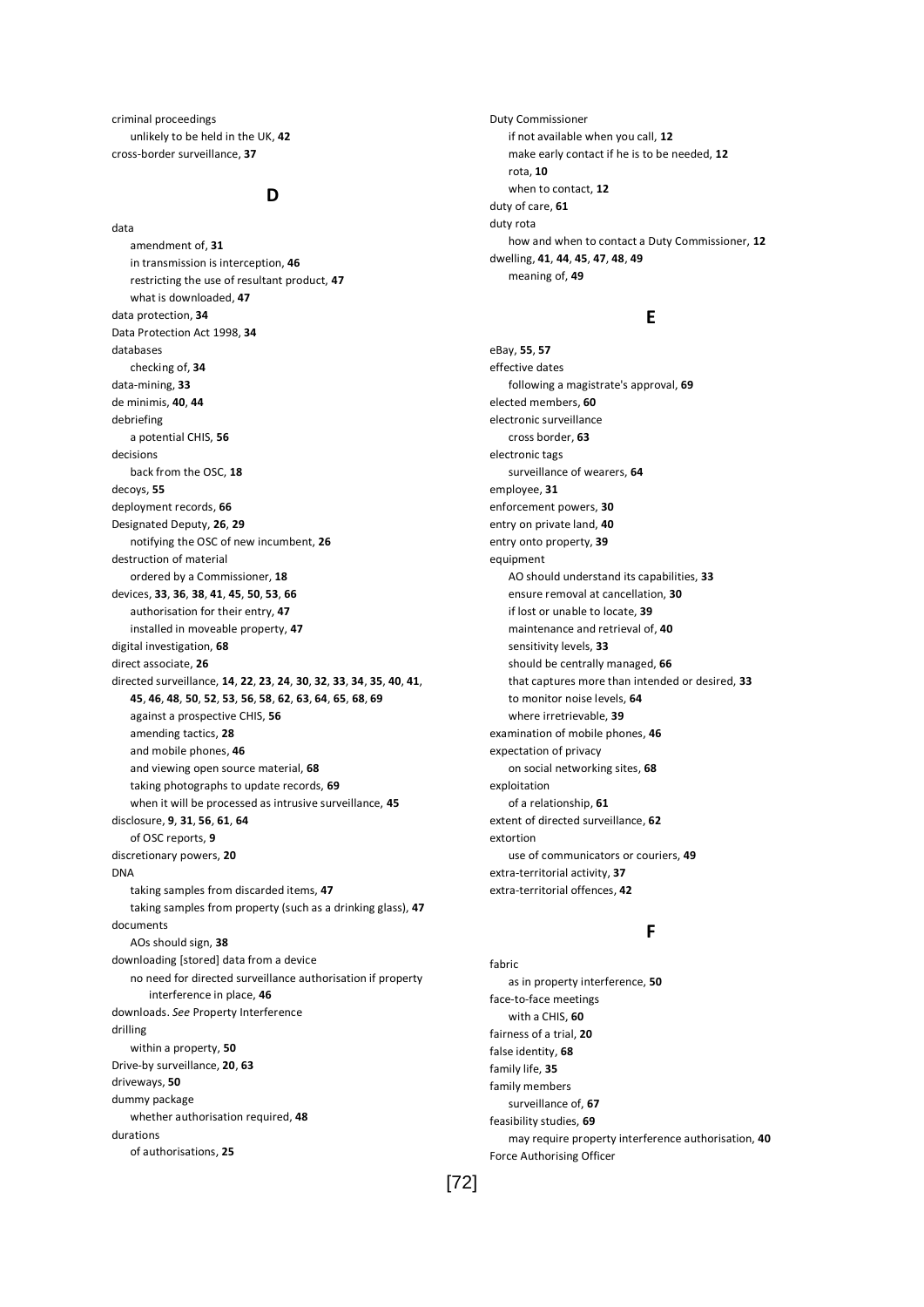criminal proceedings
  unlikely to be held in the UK, **42**
cross-border surveillance, **37**

## D

data
  amendment of, **31**
  in transmission is interception, **46**
  restricting the use of resultant product, **47**
  what is downloaded, **47**
data protection, **34**
Data Protection Act 1998, **34**
databases
  checking of, **34**
data-mining, **33**
de minimis, **40**, **44**
debriefing
  a potential CHIS, **56**
decisions
  back from the OSC, **18**
decoys, **55**
deployment records, **66**
Designated Deputy, **26**, **29**
  notifying the OSC of new incumbent, **26**
destruction of material
  ordered by a Commissioner, **18**
devices, **33**, **36**, **38**, **41**, **45**, **50**, **53**, **66**
  authorisation for their entry, **47**
  installed in moveable property, **47**
digital investigation, **68**
direct associate, **26**
directed surveillance, **14**, **22**, **23**, **24**, **30**, **32**, **33**, **34**, **35**, **40**, **41**, **45**, **46**, **48**, **50**, **52**, **53**, **56**, **58**, **62**, **63**, **64**, **65**, **68**, **69**
  against a prospective CHIS, **56**
  amending tactics, **28**
  and mobile phones, **46**
  and viewing open source material, **68**
  taking photographs to update records, **69**
  when it will be processed as intrusive surveillance, **45**
disclosure, **9**, **31**, **56**, **61**, **64**
  of OSC reports, **9**
discretionary powers, **20**
DNA
  taking samples from discarded items, **47**
  taking samples from property (such as a drinking glass), **47**
documents
  AOs should sign, **38**
downloading [stored] data from a device
  no need for directed surveillance authorisation if property interference in place, **46**
downloads. *See* Property Interference
drilling
  within a property, **50**
Drive-by surveillance, **20**, **63**
driveways, **50**
dummy package
  whether authorisation required, **48**
durations
  of authorisations, **25**
Duty Commissioner
  if not available when you call, **12**
  make early contact if he is to be needed, **12**
  rota, **10**
  when to contact, **12**
duty of care, **61**
duty rota
  how and when to contact a Duty Commissioner, **12**
dwelling, **41**, **44**, **45**, **47**, **48**, **49**
  meaning of, **49**

## E

eBay, **55**, **57**
effective dates
  following a magistrate's approval, **69**
elected members, **60**
electronic surveillance
  cross border, **63**
electronic tags
  surveillance of wearers, **64**
employee, **31**
enforcement powers, **30**
entry on private land, **40**
entry onto property, **39**
equipment
  AO should understand its capabilities, **33**
  ensure removal at cancellation, **30**
  if lost or unable to locate, **39**
  maintenance and retrieval of, **40**
  sensitivity levels, **33**
  should be centrally managed, **66**
  that captures more than intended or desired, **33**
  to monitor noise levels, **64**
  where irretrievable, **39**
examination of mobile phones, **46**
expectation of privacy
  on social networking sites, **68**
exploitation
  of a relationship, **61**
extent of directed surveillance, **62**
extortion
  use of communicators or couriers, **49**
extra-territorial activity, **37**
extra-territorial offences, **42**

## F

fabric
  as in property interference, **50**
face-to-face meetings
  with a CHIS, **60**
fairness of a trial, **20**
false identity, **68**
family life, **35**
family members
  surveillance of, **67**
feasibility studies, **69**
  may require property interference authorisation, **40**
Force Authorising Officer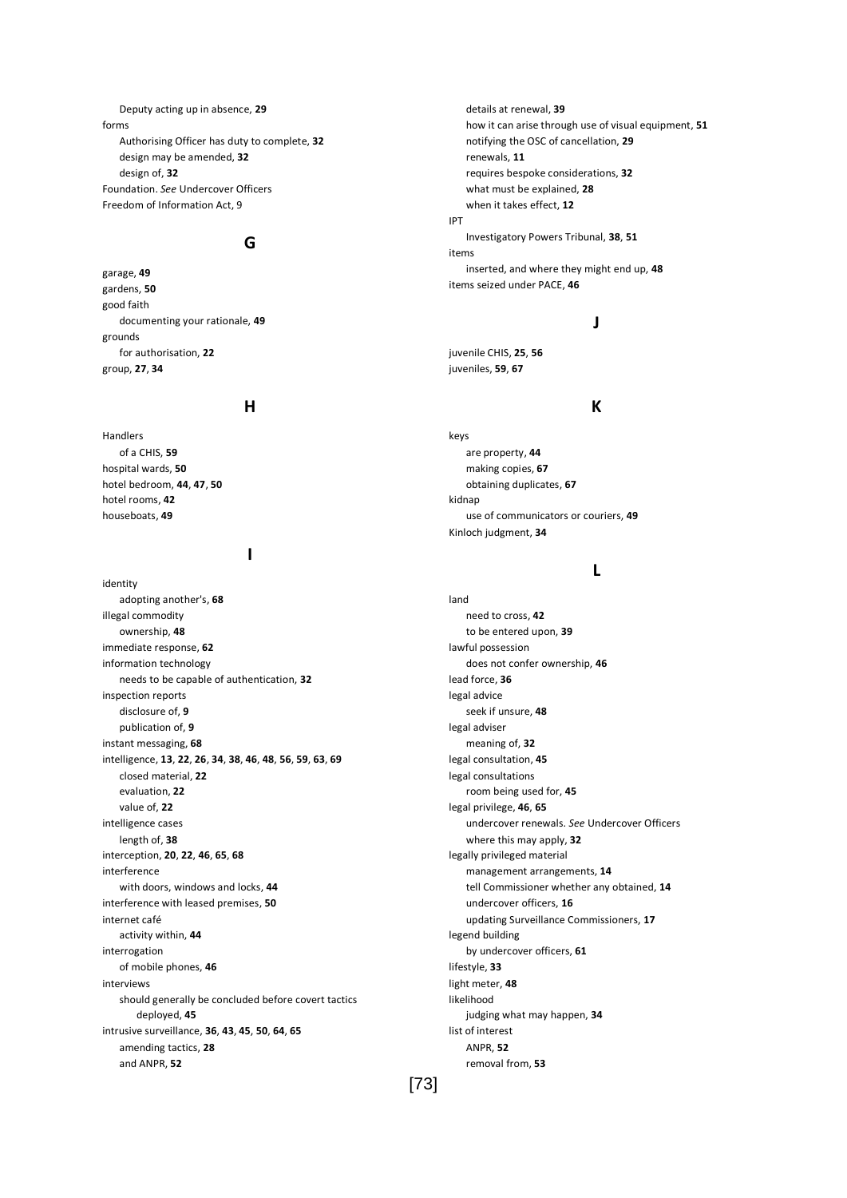Deputy acting up in absence, **29**
forms
  Authorising Officer has duty to complete, **32**
  design may be amended, **32**
  design of, **32**
Foundation. *See* Undercover Officers
Freedom of Information Act, 9

## G

garage, **49**
gardens, **50**
good faith
  documenting your rationale, **49**
grounds
  for authorisation, **22**
group, **27**, **34**

## H

Handlers
  of a CHIS, **59**
hospital wards, **50**
hotel bedroom, **44**, **47**, **50**
hotel rooms, **42**
houseboats, **49**

## I

identity
  adopting another's, **68**
illegal commodity
  ownership, **48**
immediate response, **62**
information technology
  needs to be capable of authentication, **32**
inspection reports
  disclosure of, **9**
  publication of, **9**
instant messaging, **68**
intelligence, **13**, **22**, **26**, **34**, **38**, **46**, **48**, **56**, **59**, **63**, **69**
  closed material, **22**
  evaluation, **22**
  value of, **22**
intelligence cases
  length of, **38**
interception, **20**, **22**, **46**, **65**, **68**
interference
  with doors, windows and locks, **44**
interference with leased premises, **50**
internet café
  activity within, **44**
interrogation
  of mobile phones, **46**
interviews
  should generally be concluded before covert tactics deployed, **45**
intrusive surveillance, **36**, **43**, **45**, **50**, **64**, **65**
  amending tactics, **28**
  and ANPR, **52**
  details at renewal, **39**
  how it can arise through use of visual equipment, **51**
  notifying the OSC of cancellation, **29**
  renewals, **11**
  requires bespoke considerations, **32**
  what must be explained, **28**
  when it takes effect, **12**
IPT
  Investigatory Powers Tribunal, **38**, **51**
items
  inserted, and where they might end up, **48**
items seized under PACE, **46**

## J

juvenile CHIS, **25**, **56**
juveniles, **59**, **67**

## K

keys
  are property, **44**
  making copies, **67**
  obtaining duplicates, **67**
kidnap
  use of communicators or couriers, **49**
Kinloch judgment, **34**

## L

land
  need to cross, **42**
  to be entered upon, **39**
lawful possession
  does not confer ownership, **46**
lead force, **36**
legal advice
  seek if unsure, **48**
legal adviser
  meaning of, **32**
legal consultation, **45**
legal consultations
  room being used for, **45**
legal privilege, **46**, **65**
  undercover renewals. *See* Undercover Officers
  where this may apply, **32**
legally privileged material
  management arrangements, **14**
  tell Commissioner whether any obtained, **14**
  undercover officers, **16**
  updating Surveillance Commissioners, **17**
legend building
  by undercover officers, **61**
lifestyle, **33**
light meter, **48**
likelihood
  judging what may happen, **34**
list of interest
  ANPR, **52**
  removal from, **53**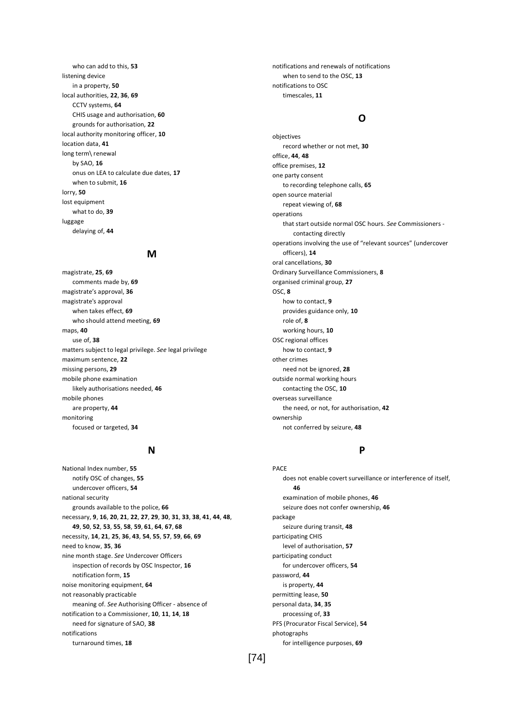who can add to this, **53**

listening device

in a property, **50**

local authorities, **22**, **36**, **69**

CCTV systems, **64**

CHIS usage and authorisation, **60**

grounds for authorisation, **22**

local authority monitoring officer, **10**

location data, **41**

long term\ renewal

by SAO, **16**

onus on LEA to calculate due dates, **17**

when to submit, **16**

lorry, **50**

lost equipment

what to do, **39**

luggage

delaying of, **44**

## M

magistrate, **25**, **69**

comments made by, **69**

magistrate's approval, **36**

magistrate's approval

when takes effect, **69**

who should attend meeting, **69**

maps, **40**

use of, **38**

matters subject to legal privilege. *See* legal privilege

maximum sentence, **22**

missing persons, **29**

mobile phone examination

likely authorisations needed, **46**

mobile phones

are property, **44**

monitoring

focused or targeted, **34**

## N

National Index number, **55**

notify OSC of changes, **55**

undercover officers, **54**

national security

grounds available to the police, **66**

necessary, **9**, **16**, **20**, **21**, **22**, **27**, **29**, **30**, **31**, **33**, **38**, **41**, **44**, **48**, **49**, **50**, **52**, **53**, **55**, **58**, **59**, **61**, **64**, **67**, **68**

necessity, **14**, **21**, **25**, **36**, **43**, **54**, **55**, **57**, **59**, **66**, **69**

need to know, **35**, **36**

nine month stage. *See* Undercover Officers

inspection of records by OSC Inspector, **16**

notification form, **15**

noise monitoring equipment, **64**

not reasonably practicable

meaning of. *See* Authorising Officer - absence of

notification to a Commissioner, **10**, **11**, **14**, **18**

need for signature of SAO, **38**

notifications

turnaround times, **18**

notifications and renewals of notifications

when to send to the OSC, **13**

notifications to OSC

timescales, **11**

## O

objectives

record whether or not met, **30**

office, **44**, **48**

office premises, **12**

one party consent

to recording telephone calls, **65**

open source material

repeat viewing of, **68**

operations

that start outside normal OSC hours. *See* Commissioners - contacting directly

operations involving the use of "relevant sources" (undercover officers), **14**

oral cancellations, **30**

Ordinary Surveillance Commissioners, **8**

organised criminal group, **27**

OSC, **8**

how to contact, **9**

provides guidance only, **10**

role of, **8**

working hours, **10**

OSC regional offices

how to contact, **9**

other crimes

need not be ignored, **28**

outside normal working hours

contacting the OSC, **10**

overseas surveillance

the need, or not, for authorisation, **42**

ownership

not conferred by seizure, **48**

## P

PACE

does not enable covert surveillance or interference of itself, **46**

examination of mobile phones, **46**

seizure does not confer ownership, **46**

package

seizure during transit, **48**

participating CHIS

level of authorisation, **57**

participating conduct

for undercover officers, **54**

password, **44**

is property, **44**

permitting lease, **50**

personal data, **34**, **35**

processing of, **33**

PFS (Procurator Fiscal Service), **54**

photographs

for intelligence purposes, **69**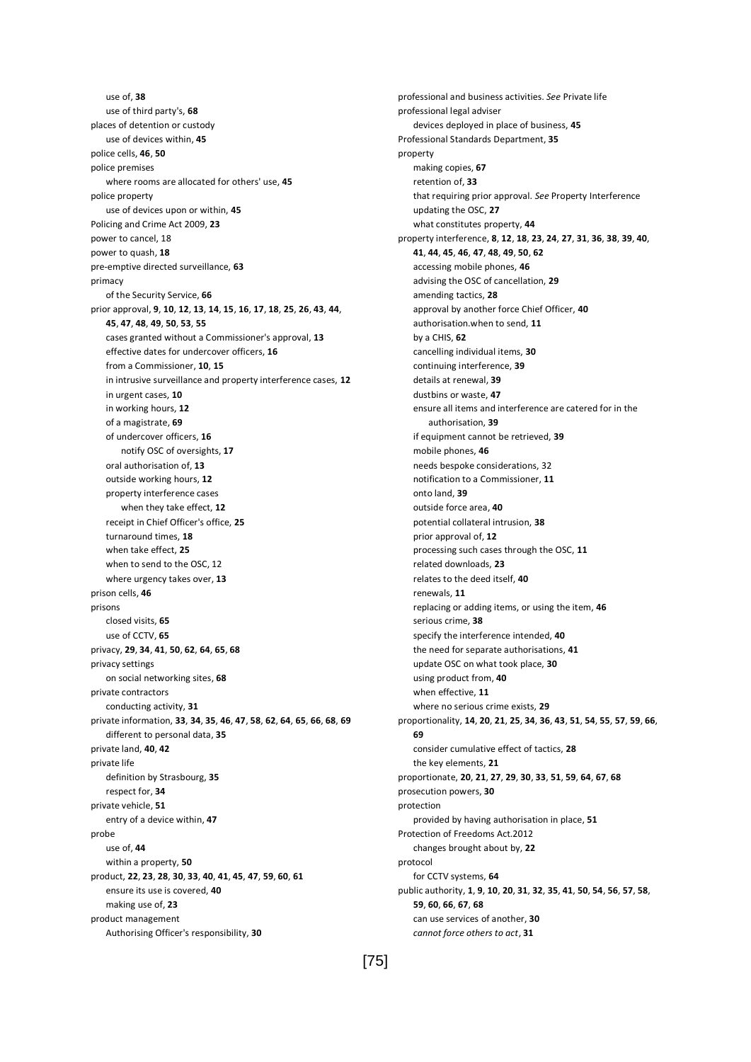use of, **38**
use of third party's, **68**

places of detention or custody
use of devices within, **45**

police cells, **46**, **50**

police premises
where rooms are allocated for others' use, **45**

police property
use of devices upon or within, **45**

Policing and Crime Act 2009, **23**

power to cancel, 18

power to quash, **18**

pre-emptive directed surveillance, **63**

primacy
of the Security Service, **66**

prior approval, **9**, **10**, **12**, **13**, **14**, **15**, **16**, **17**, **18**, **25**, **26**, **43**, **44**, **45**, **47**, **48**, **49**, **50**, **53**, **55**
cases granted without a Commissioner's approval, **13**
effective dates for undercover officers, **16**
from a Commissioner, **10**, **15**
in intrusive surveillance and property interference cases, **12**
in urgent cases, **10**
in working hours, **12**
of a magistrate, **69**
of undercover officers, **16**
notify OSC of oversights, **17**
oral authorisation of, **13**
outside working hours, **12**
property interference cases
when they take effect, **12**
receipt in Chief Officer's office, **25**
turnaround times, **18**
when take effect, **25**
when to send to the OSC, 12
where urgency takes over, **13**

prison cells, **46**

prisons
closed visits, **65**
use of CCTV, **65**

privacy, **29**, **34**, **41**, **50**, **62**, **64**, **65**, **68**

privacy settings
on social networking sites, **68**

private contractors
conducting activity, **31**

private information, **33**, **34**, **35**, **46**, **47**, **58**, **62**, **64**, **65**, **66**, **68**, **69**
different to personal data, **35**

private land, **40**, **42**

private life
definition by Strasbourg, **35**
respect for, **34**

private vehicle, **51**
entry of a device within, **47**

probe
use of, **44**
within a property, **50**

product, **22**, **23**, **28**, **30**, **33**, **40**, **41**, **45**, **47**, **59**, **60**, **61**
ensure its use is covered, **40**
making use of, **23**

product management
Authorising Officer's responsibility, **30**

professional and business activities. *See* Private life

professional legal adviser
devices deployed in place of business, **45**

Professional Standards Department, **35**

property
making copies, **67**
retention of, **33**
that requiring prior approval. *See* Property Interference
updating the OSC, **27**
what constitutes property, **44**

property interference, **8**, **12**, **18**, **23**, **24**, **27**, **31**, **36**, **38**, **39**, **40**, **41**, **44**, **45**, **46**, **47**, **48**, **49**, **50**, **62**
accessing mobile phones, **46**
advising the OSC of cancellation, **29**
amending tactics, **28**
approval by another force Chief Officer, **40**
authorisation.when to send, **11**
by a CHIS, **62**
cancelling individual items, **30**
continuing interference, **39**
details at renewal, **39**
dustbins or waste, **47**
ensure all items and interference are catered for in the authorisation, **39**
if equipment cannot be retrieved, **39**
mobile phones, **46**
needs bespoke considerations, 32
notification to a Commissioner, **11**
onto land, **39**
outside force area, **40**
potential collateral intrusion, **38**
prior approval of, **12**
processing such cases through the OSC, **11**
related downloads, **23**
relates to the deed itself, **40**
renewals, **11**
replacing or adding items, or using the item, **46**
serious crime, **38**
specify the interference intended, **40**
the need for separate authorisations, **41**
update OSC on what took place, **30**
using product from, **40**
when effective, **11**
where no serious crime exists, **29**

proportionality, **14**, **20**, **21**, **25**, **34**, **36**, **43**, **51**, **54**, **55**, **57**, **59**, **66**, **69**
consider cumulative effect of tactics, **28**
the key elements, **21**

proportionate, **20**, **21**, **27**, **29**, **30**, **33**, **51**, **59**, **64**, **67**, **68**

prosecution powers, **30**

protection
provided by having authorisation in place, **51**

Protection of Freedoms Act.2012
changes brought about by, **22**

protocol
for CCTV systems, **64**

public authority, **1**, **9**, **10**, **20**, **31**, **32**, **35**, **41**, **50**, **54**, **56**, **57**, **58**, **59**, **60**, **66**, **67**, **68**
can use services of another, **30**
*cannot force others to act*, **31**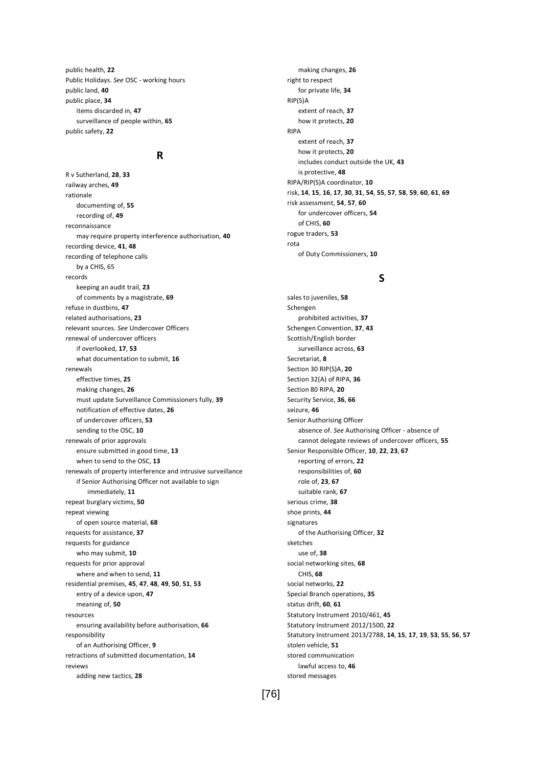public health, **22**
Public Holidays. *See* OSC - working hours
public land, **40**
public place, **34**
  items discarded in, **47**
  surveillance of people within, **65**
public safety, **22**

## R

R v Sutherland, **28**, **33**
railway arches, **49**
rationale
  documenting of, **55**
  recording of, **49**
reconnaissance
  may require property interference authorisation, **40**
recording device, **41**, **48**
recording of telephone calls
  by a CHIS, 65
records
  keeping an audit trail, **23**
  of comments by a magistrate, **69**
refuse in dustbins, **47**
related authorisations, **23**
relevant sources. *See* Undercover Officers
renewal of undercover officers
  if overlooked, **17**, **53**
  what documentation to submit, **16**
renewals
  effective times, **25**
  making changes, **26**
  must update Surveillance Commissioners fully, **39**
  notification of effective dates, **26**
  of undercover officers, **53**
  sending to the OSC, **10**
renewals of prior approvals
  ensure submitted in good time, **13**
  when to send to the OSC, **13**
renewals of property interference and intrusive surveillance
  if Senior Authorising Officer not available to sign immediately, **11**
repeat burglary victims, **50**
repeat viewing
  of open source material, **68**
requests for assistance, **37**
requests for guidance
  who may submit, **10**
requests for prior approval
  where and when to send, **11**
residential premises, **45**, **47**, **48**, **49**, **50**, **51**, **53**
  entry of a device upon, **47**
  meaning of, **50**
resources
  ensuring availability before authorisation, **66**
responsibility
  of an Authorising Officer, **9**
retractions of submitted documentation, **14**
reviews
  adding new tactics, **28**
  making changes, **26**
right to respect
  for private life, **34**
RIP(S)A
  extent of reach, **37**
  how it protects, **20**
RIPA
  extent of reach, **37**
  how it protects, **20**
  includes conduct outside the UK, **43**
  is protective, **48**
RIPA/RIP(S)A coordinator, **10**
risk, **14**, **15**, **16**, **17**, **30**, **31**, **54**, **55**, **57**, **58**, **59**, **60**, **61**, **69**
risk assessment, **54**, **57**, **60**
  for undercover officers, **54**
  of CHIS, **60**
rogue traders, **53**
rota
  of Duty Commissioners, **10**

## S

sales to juveniles, **58**
Schengen
  prohibited activities, **37**
Schengen Convention, **37**, **43**
Scottish/English border
  surveillance across, **63**
Secretariat, **8**
Section 30 RIP(S)A, **20**
Section 32(A) of RIPA, **36**
Section 80 RIPA, **20**
Security Service, **36**, **66**
seizure, **46**
Senior Authorising Officer
  absence of. *See* Authorising Officer - absence of
  cannot delegate reviews of undercover officers, **55**
Senior Responsible Officer, **10**, **22**, **23**, **67**
  reporting of errors, **22**
  responsibilities of, **60**
  role of, **23**, **67**
  suitable rank, **67**
serious crime, **38**
shoe prints, **44**
signatures
  of the Authorising Officer, **32**
sketches
  use of, **38**
social networking sites, **68**
  CHIS, **68**
social networks, **22**
Special Branch operations, **35**
status drift, **60**, **61**
Statutory Instrument 2010/461, **45**
Statutory Instrument 2012/1500, **22**
Statutory Instrument 2013/2788, **14**, **15**, **17**, **19**, **53**, **55**, **56**, **57**
stolen vehicle, **51**
stored communication
  lawful access to, **46**
stored messages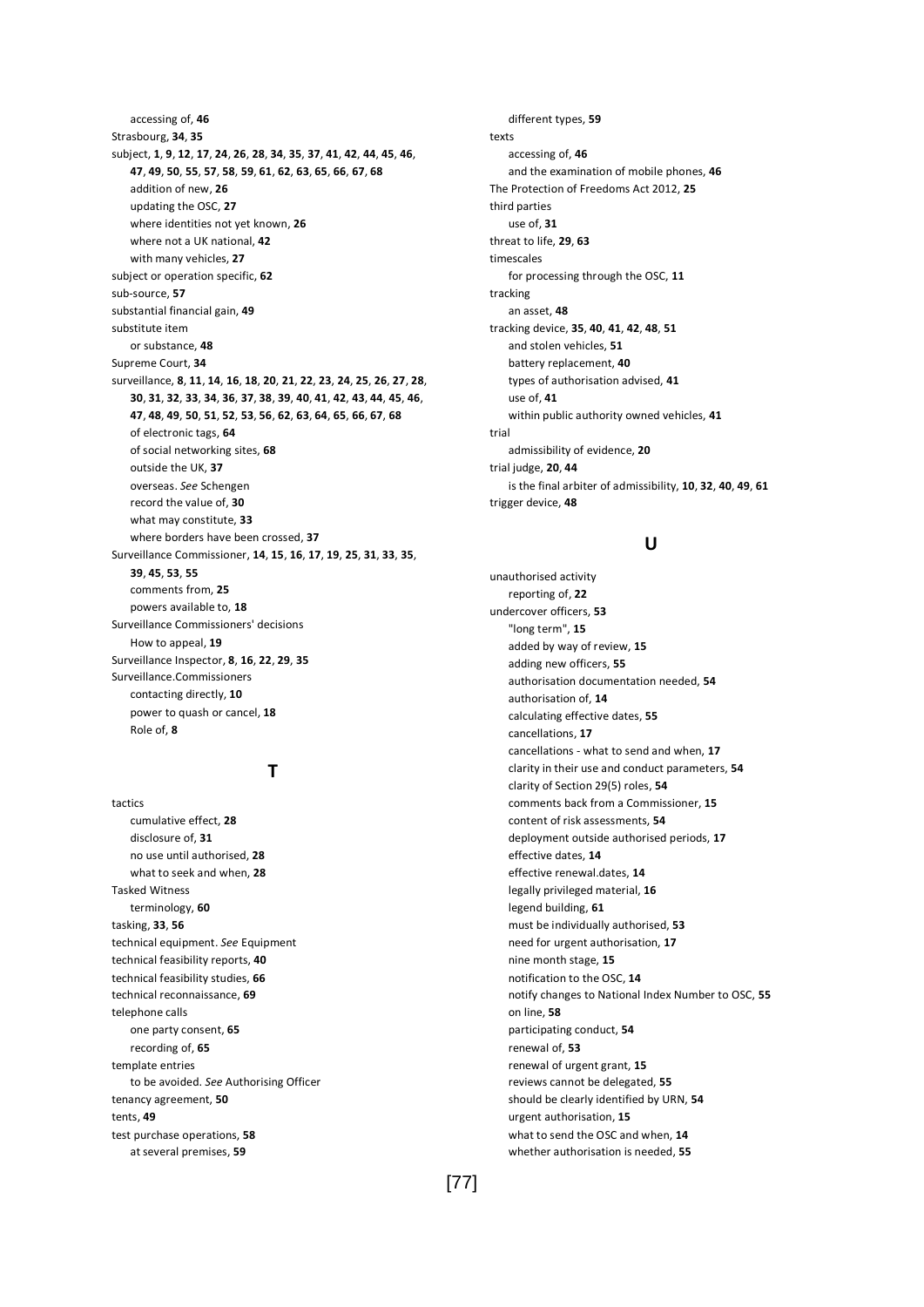accessing of, **46**
Strasbourg, **34**, **35**
subject, **1**, **9**, **12**, **17**, **24**, **26**, **28**, **34**, **35**, **37**, **41**, **42**, **44**, **45**, **46**, **47**, **49**, **50**, **55**, **57**, **58**, **59**, **61**, **62**, **63**, **65**, **66**, **67**, **68**
 addition of new, **26**
 updating the OSC, **27**
 where identities not yet known, **26**
 where not a UK national, **42**
 with many vehicles, **27**
subject or operation specific, **62**
sub-source, **57**
substantial financial gain, **49**
substitute item
 or substance, **48**
Supreme Court, **34**
surveillance, **8**, **11**, **14**, **16**, **18**, **20**, **21**, **22**, **23**, **24**, **25**, **26**, **27**, **28**, **30**, **31**, **32**, **33**, **34**, **36**, **37**, **38**, **39**, **40**, **41**, **42**, **43**, **44**, **45**, **46**, **47**, **48**, **49**, **50**, **51**, **52**, **53**, **56**, **62**, **63**, **64**, **65**, **66**, **67**, **68**
 of electronic tags, **64**
 of social networking sites, **68**
 outside the UK, **37**
 overseas. *See* Schengen
 record the value of, **30**
 what may constitute, **33**
 where borders have been crossed, **37**
Surveillance Commissioner, **14**, **15**, **16**, **17**, **19**, **25**, **31**, **33**, **35**, **39**, **45**, **53**, **55**
 comments from, **25**
 powers available to, **18**
Surveillance Commissioners' decisions
 How to appeal, **19**
Surveillance Inspector, **8**, **16**, **22**, **29**, **35**
Surveillance.Commissioners
 contacting directly, **10**
 power to quash or cancel, **18**
 Role of, **8**

## T

tactics
 cumulative effect, **28**
 disclosure of, **31**
 no use until authorised, **28**
 what to seek and when, **28**
Tasked Witness
 terminology, **60**
tasking, **33**, **56**
technical equipment. *See* Equipment
technical feasibility reports, **40**
technical feasibility studies, **66**
technical reconnaissance, **69**
telephone calls
 one party consent, **65**
 recording of, **65**
template entries
 to be avoided. *See* Authorising Officer
tenancy agreement, **50**
tents, **49**
test purchase operations, **58**
 at several premises, **59**
 different types, **59**
texts
 accessing of, **46**
 and the examination of mobile phones, **46**
The Protection of Freedoms Act 2012, **25**
third parties
 use of, **31**
threat to life, **29**, **63**
timescales
 for processing through the OSC, **11**
tracking
 an asset, **48**
tracking device, **35**, **40**, **41**, **42**, **48**, **51**
 and stolen vehicles, **51**
 battery replacement, **40**
 types of authorisation advised, **41**
 use of, **41**
 within public authority owned vehicles, **41**
trial
 admissibility of evidence, **20**
trial judge, **20**, **44**
 is the final arbiter of admissibility, **10**, **32**, **40**, **49**, **61**
trigger device, **48**

## U

unauthorised activity
 reporting of, **22**
undercover officers, **53**
 "long term", **15**
 added by way of review, **15**
 adding new officers, **55**
 authorisation documentation needed, **54**
 authorisation of, **14**
 calculating effective dates, **55**
 cancellations, **17**
 cancellations - what to send and when, **17**
 clarity in their use and conduct parameters, **54**
 clarity of Section 29(5) roles, **54**
 comments back from a Commissioner, **15**
 content of risk assessments, **54**
 deployment outside authorised periods, **17**
 effective dates, **14**
 effective renewal.dates, **14**
 legally privileged material, **16**
 legend building, **61**
 must be individually authorised, **53**
 need for urgent authorisation, **17**
 nine month stage, **15**
 notification to the OSC, **14**
 notify changes to National Index Number to OSC, **55**
 on line, **58**
 participating conduct, **54**
 renewal of, **53**
 renewal of urgent grant, **15**
 reviews cannot be delegated, **55**
 should be clearly identified by URN, **54**
 urgent authorisation, **15**
 what to send the OSC and when, **14**
 whether authorisation is needed, **55**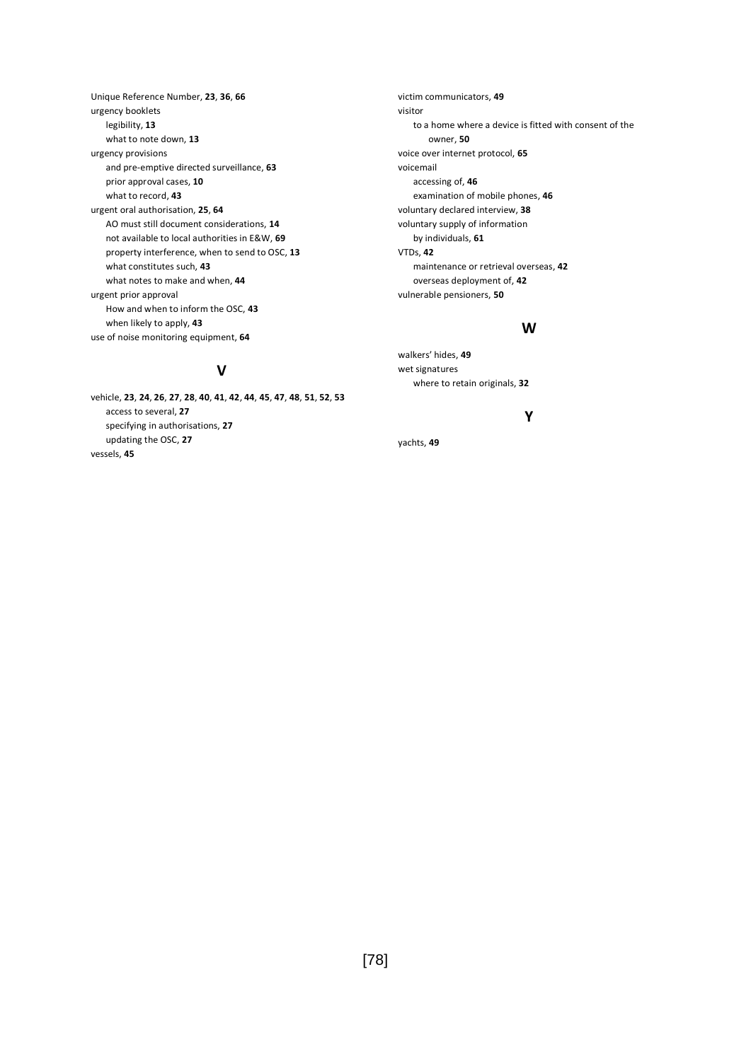Unique Reference Number, **23**, **36**, **66**
urgency booklets
- legibility, **13**
- what to note down, **13**

urgency provisions
- and pre-emptive directed surveillance, **63**
- prior approval cases, **10**
- what to record, **43**

urgent oral authorisation, **25**, **64**
- AO must still document considerations, **14**
- not available to local authorities in E&W, **69**
- property interference, when to send to OSC, **13**
- what constitutes such, **43**
- what notes to make and when, **44**

urgent prior approval
- How and when to inform the OSC, **43**
- when likely to apply, **43**

use of noise monitoring equipment, **64**

## V

vehicle, **23**, **24**, **26**, **27**, **28**, **40**, **41**, **42**, **44**, **45**, **47**, **48**, **51**, **52**, **53**
- access to several, **27**
- specifying in authorisations, **27**
- updating the OSC, **27**

vessels, **45**
victim communicators, **49**
visitor
- to a home where a device is fitted with consent of the owner, **50**

voice over internet protocol, **65**
voicemail
- accessing of, **46**
- examination of mobile phones, **46**

voluntary declared interview, **38**
voluntary supply of information
- by individuals, **61**

VTDs, **42**
- maintenance or retrieval overseas, **42**
- overseas deployment of, **42**

vulnerable pensioners, **50**

## W

walkers' hides, **49**
wet signatures
- where to retain originals, **32**

## Y

yachts, **49**